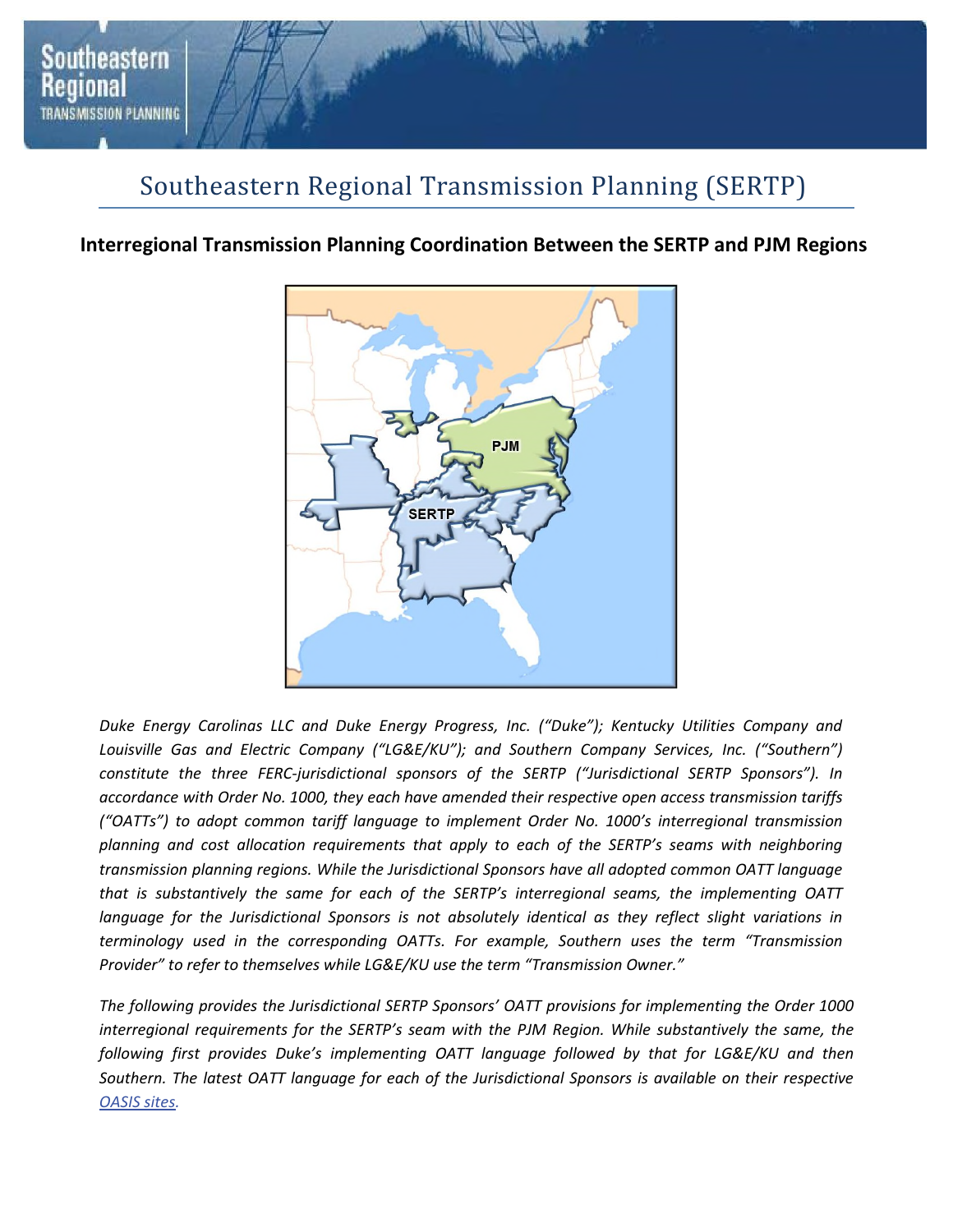# Southeastern Regional Transmission Planning (SERTP)

## Interregional Transmission Planning Coordination Between the SERTP and PJM Regions

*Duke Energy Carolinas LLC and Duke Energy Progress, Inc. ("Duke"); Kentucky Utilities Company and Louisville Gas and Electric Company ("LG&E/KU"); and Southern Company Services, Inc. ("Southern") constitute the three FERC-jurisdictional sponsors of the SERTP ("Jurisdictional SERTP Sponsors"). In accordance with Order No. 1000, they each have amended their respective open access transmission tariffs ("OATTs") to adopt common tariff language to implement Order No. 1000's interregional transmission planning and cost allocation requirements that apply to each of the SERTP's seams with neighboring transmission planning regions. While the Jurisdictional Sponsors have all adopted common OATT language that is substantively the same for each of the SERTP's interregional seams, the implementing OATT language for the Jurisdictional Sponsors is not absolutely identical as they reflect slight variations in terminology used in the corresponding OATTs. For example, Southern uses the term "Transmission Provider" to refer to themselves while LG&E/KU use the term "Transmission Owner."*

*The following provides the Jurisdictional SERTP Sponsors' OATT provisions for implementing the Order 1000 interregional requirements for the SERTP's seam with the PJM Region. While substantively the same, the following first provides Duke's implementing OATT language followed by that for LG&E/KU and then Southern. The latest OATT language for each of the Jurisdictional Sponsors is available on their respective OASIS sites.*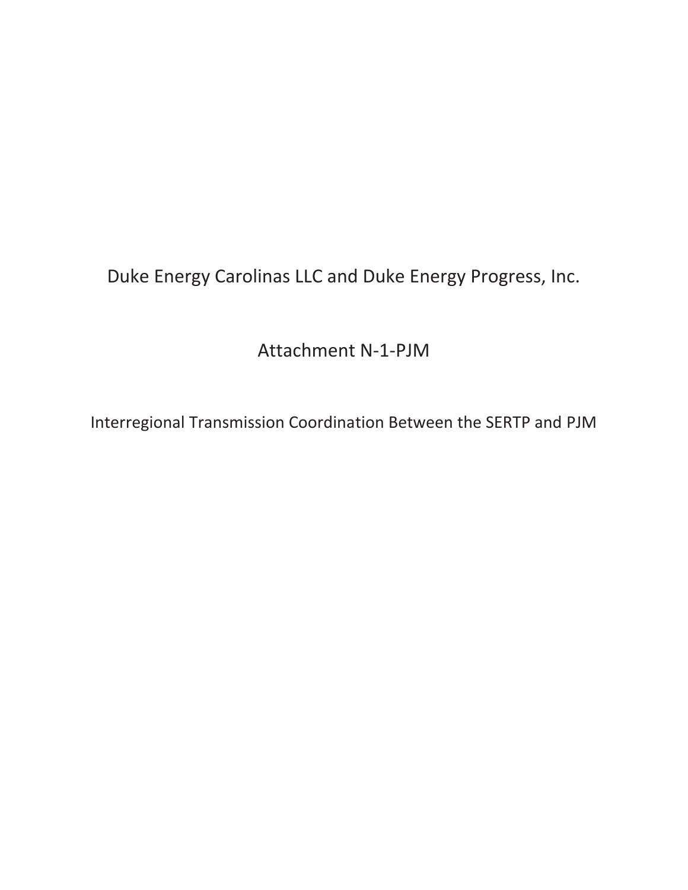# Duke Energy Carolinas LLC and Duke Energy Progress, Inc.

## Attachment N-1-PJM

### Interregional Transmission Coordination Between the SERTP and PJM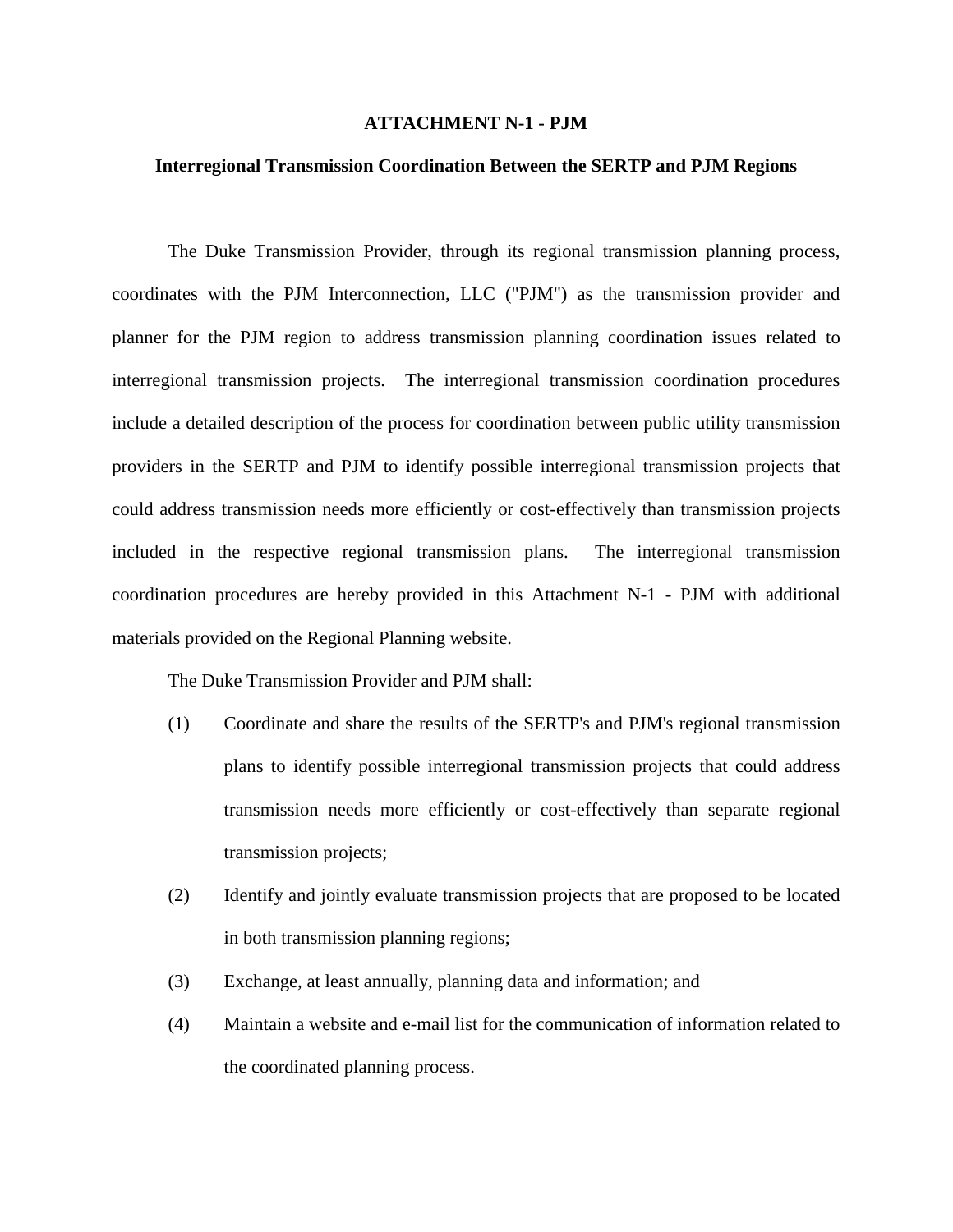# ATTACHMENT N-1 - PJM

## Interregional Transmission Coordination Between the SERTP and PJM Regions

The Duke Transmission Provider, through its regional transmission planning process, coordinates with the PJM Interconnection, LLC ("PJM") as the transmission provider and planner for the PJM region to address transmission planning coordination issues related to interregional transmission projects. The interregional transmission coordination procedures include a detailed description of the process for coordination between public utility transmission providers in the SERTP and PJM to identify possible interregional transmission projects that could address transmission needs more efficiently or cost-effectively than transmission projects included in the respective regional transmission plans. The interregional transmission coordination procedures are hereby provided in this Attachment N-1 - PJM with additional materials provided on the Regional Planning website.

The Duke Transmission Provider and PJM shall:

(1) Coordinate and share the results of the SERTP's and PJM's regional transmission plans to identify possible interregional transmission projects that could address transmission needs more efficiently or cost-effectively than separate regional transmission projects;

(2) Identify and jointly evaluate transmission projects that are proposed to be located in both transmission planning regions;

(3) Exchange, at least annually, planning data and information; and

(4) Maintain a website and e-mail list for the communication of information related to the coordinated planning process.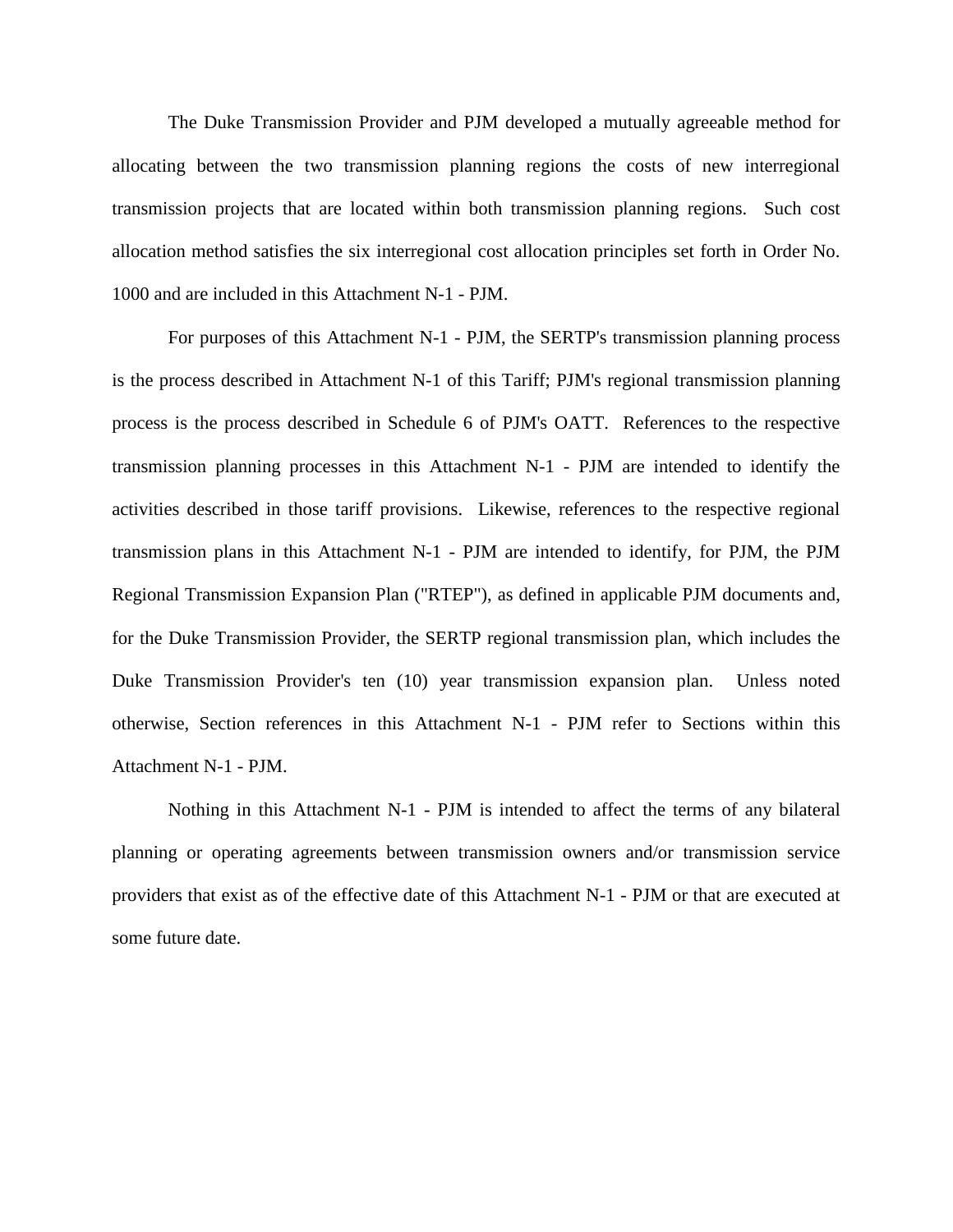The Duke Transmission Provider and PJM developed a mutually agreeable method for allocating between the two transmission planning regions the costs of new interregional transmission projects that are located within both transmission planning regions. Such cost allocation method satisfies the six interregional cost allocation principles set forth in Order No. 1000 and are included in this Attachment N-1 - PJM.

For purposes of this Attachment N-1 - PJM, the SERTP's transmission planning process is the process described in Attachment N-1 of this Tariff; PJM's regional transmission planning process is the process described in Schedule 6 of PJM's OATT. References to the respective transmission planning processes in this Attachment N-1 - PJM are intended to identify the activities described in those tariff provisions. Likewise, references to the respective regional transmission plans in this Attachment N-1 - PJM are intended to identify, for PJM, the PJM Regional Transmission Expansion Plan ("RTEP"), as defined in applicable PJM documents and, for the Duke Transmission Provider, the SERTP regional transmission plan, which includes the Duke Transmission Provider's ten (10) year transmission expansion plan. Unless noted otherwise, Section references in this Attachment N-1 - PJM refer to Sections within this Attachment N-1 - PJM.

Nothing in this Attachment N-1 - PJM is intended to affect the terms of any bilateral planning or operating agreements between transmission owners and/or transmission service providers that exist as of the effective date of this Attachment N-1 - PJM or that are executed at some future date.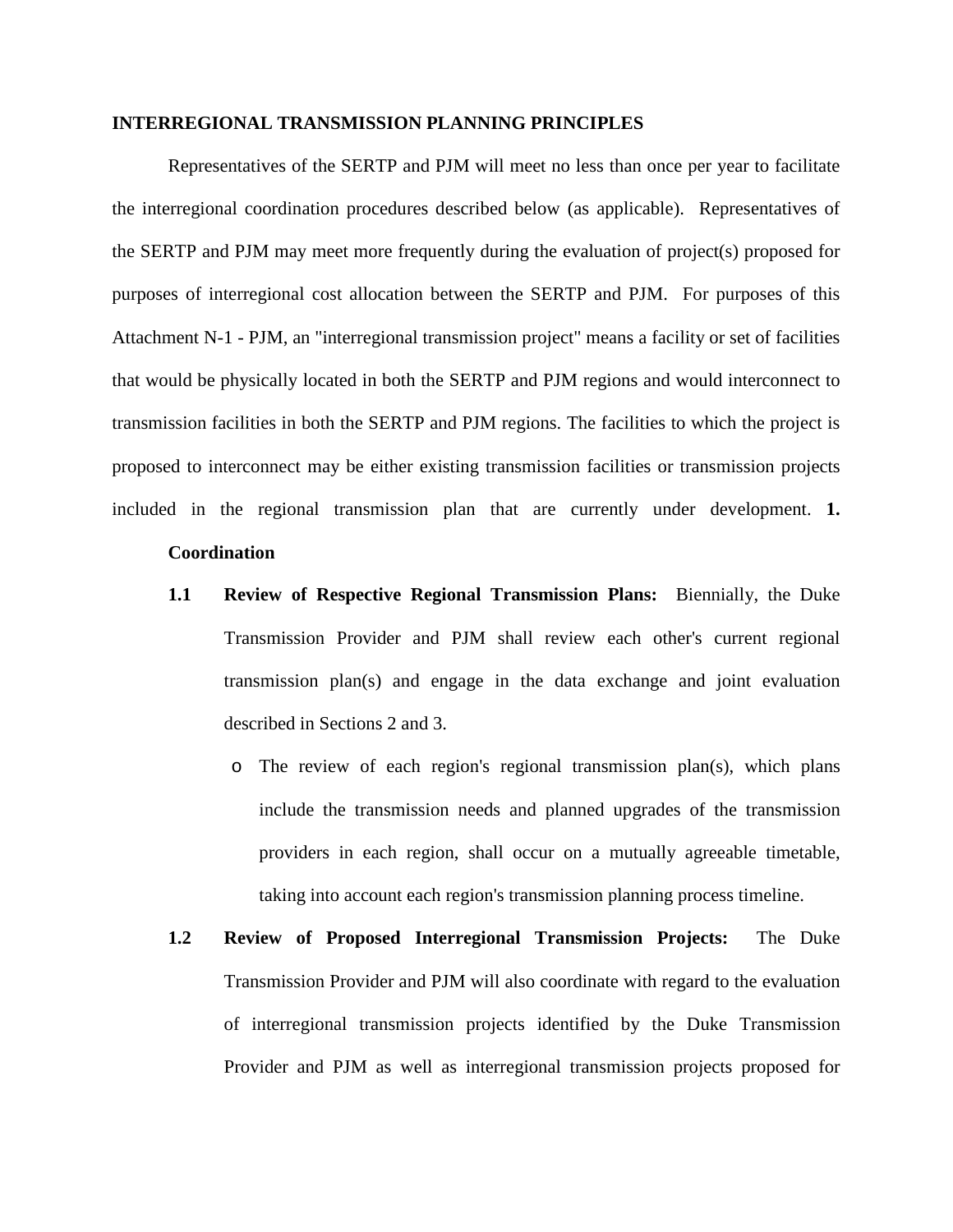**INTERREGIONAL TRANSMISSION PLANNING PRINCIPLES**

Representatives of the SERTP and PJM will meet no less than once per year to facilitate the interregional coordination procedures described below (as applicable). Representatives of the SERTP and PJM may meet more frequently during the evaluation of project(s) proposed for purposes of interregional cost allocation between the SERTP and PJM. For purposes of this Attachment N-1 - PJM, an "interregional transmission project" means a facility or set of facilities that would be physically located in both the SERTP and PJM regions and would interconnect to transmission facilities in both the SERTP and PJM regions. The facilities to which the project is proposed to interconnect may be either existing transmission facilities or transmission projects included in the regional transmission plan that are currently under development.

**1. Coordination**

**1.1 Review of Respective Regional Transmission Plans:** Biennially, the Duke Transmission Provider and PJM shall review each other's current regional transmission plan(s) and engage in the data exchange and joint evaluation described in Sections 2 and 3.

- The review of each region's regional transmission plan(s), which plans include the transmission needs and planned upgrades of the transmission providers in each region, shall occur on a mutually agreeable timetable, taking into account each region's transmission planning process timeline.

**1.2 Review of Proposed Interregional Transmission Projects:** The Duke Transmission Provider and PJM will also coordinate with regard to the evaluation of interregional transmission projects identified by the Duke Transmission Provider and PJM as well as interregional transmission projects proposed for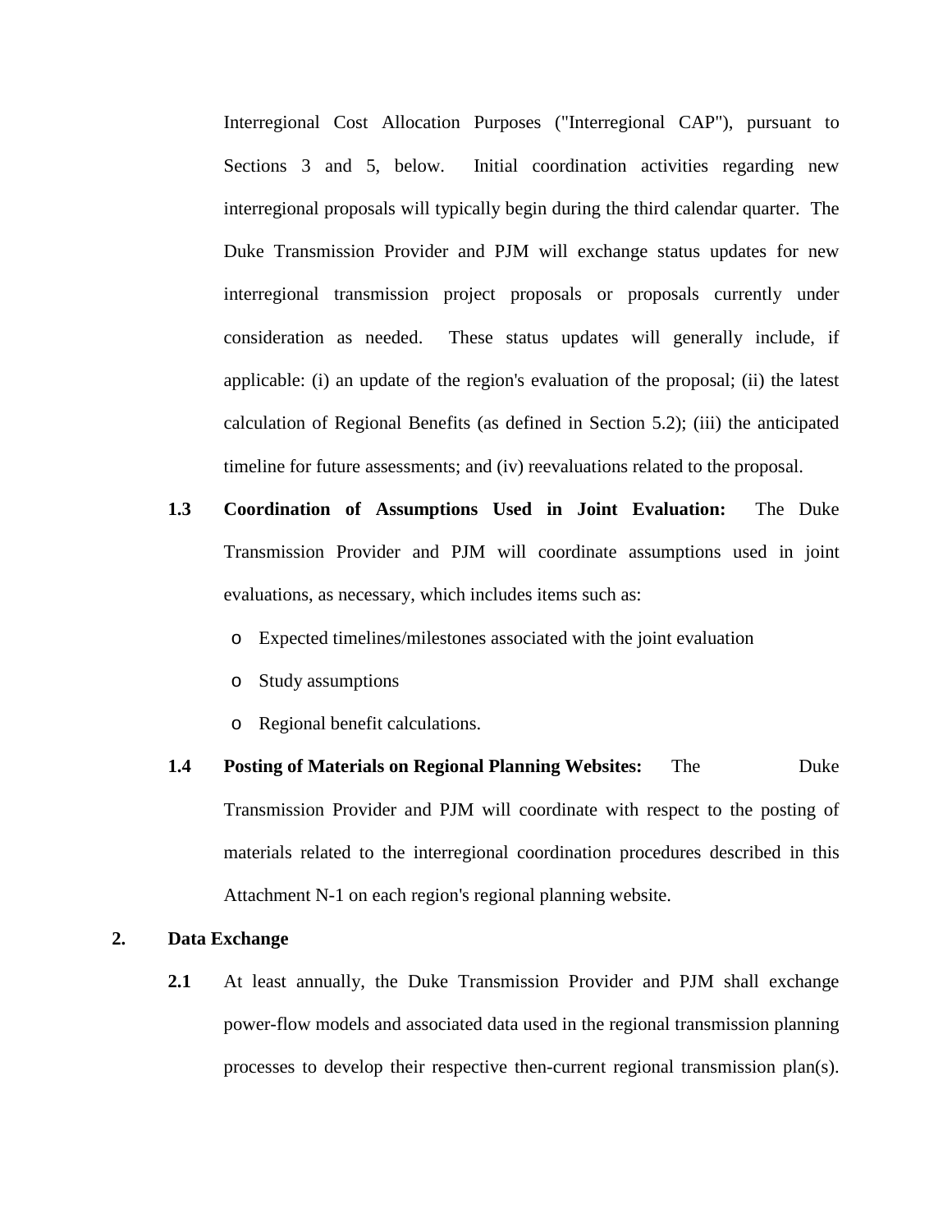Interregional Cost Allocation Purposes ("Interregional CAP"), pursuant to Sections 3 and 5, below. Initial coordination activities regarding new interregional proposals will typically begin during the third calendar quarter. The Duke Transmission Provider and PJM will exchange status updates for new interregional transmission project proposals or proposals currently under consideration as needed. These status updates will generally include, if applicable: (i) an update of the region's evaluation of the proposal; (ii) the latest calculation of Regional Benefits (as defined in Section 5.2); (iii) the anticipated timeline for future assessments; and (iv) reevaluations related to the proposal.

**1.3 Coordination of Assumptions Used in Joint Evaluation:** The Duke Transmission Provider and PJM will coordinate assumptions used in joint evaluations, as necessary, which includes items such as:

- Expected timelines/milestones associated with the joint evaluation
- Study assumptions
- Regional benefit calculations.

**1.4 Posting of Materials on Regional Planning Websites:** The Duke Transmission Provider and PJM will coordinate with respect to the posting of materials related to the interregional coordination procedures described in this Attachment N-1 on each region's regional planning website.

## 2. Data Exchange

**2.1** At least annually, the Duke Transmission Provider and PJM shall exchange power-flow models and associated data used in the regional transmission planning processes to develop their respective then-current regional transmission plan(s).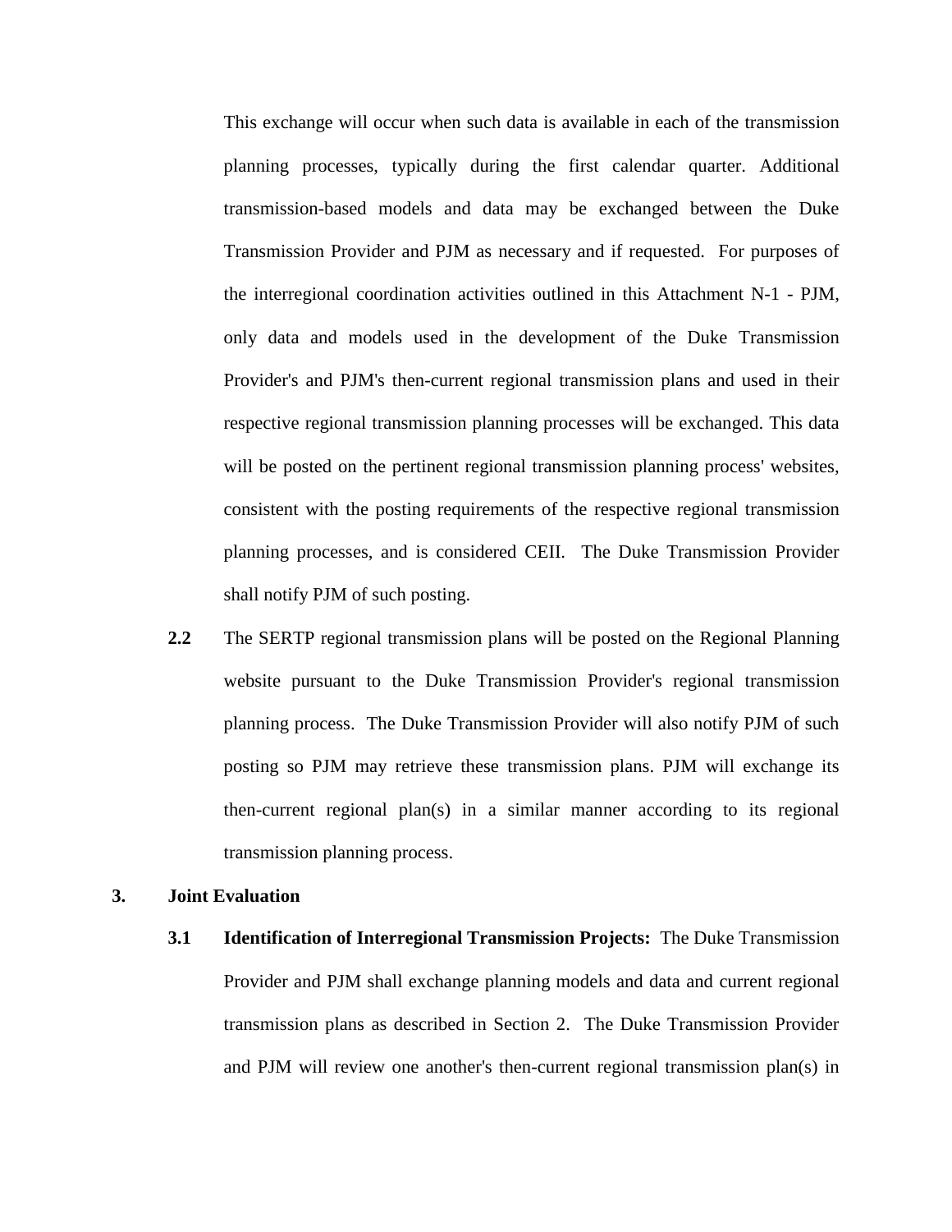This exchange will occur when such data is available in each of the transmission planning processes, typically during the first calendar quarter. Additional transmission-based models and data may be exchanged between the Duke Transmission Provider and PJM as necessary and if requested. For purposes of the interregional coordination activities outlined in this Attachment N-1 - PJM, only data and models used in the development of the Duke Transmission Provider's and PJM's then-current regional transmission plans and used in their respective regional transmission planning processes will be exchanged. This data will be posted on the pertinent regional transmission planning process' websites, consistent with the posting requirements of the respective regional transmission planning processes, and is considered CEII. The Duke Transmission Provider shall notify PJM of such posting.

**2.2** The SERTP regional transmission plans will be posted on the Regional Planning website pursuant to the Duke Transmission Provider's regional transmission planning process. The Duke Transmission Provider will also notify PJM of such posting so PJM may retrieve these transmission plans. PJM will exchange its then-current regional plan(s) in a similar manner according to its regional transmission planning process.

**3. Joint Evaluation**

**3.1** **Identification of Interregional Transmission Projects:** The Duke Transmission Provider and PJM shall exchange planning models and data and current regional transmission plans as described in Section 2. The Duke Transmission Provider and PJM will review one another's then-current regional transmission plan(s) in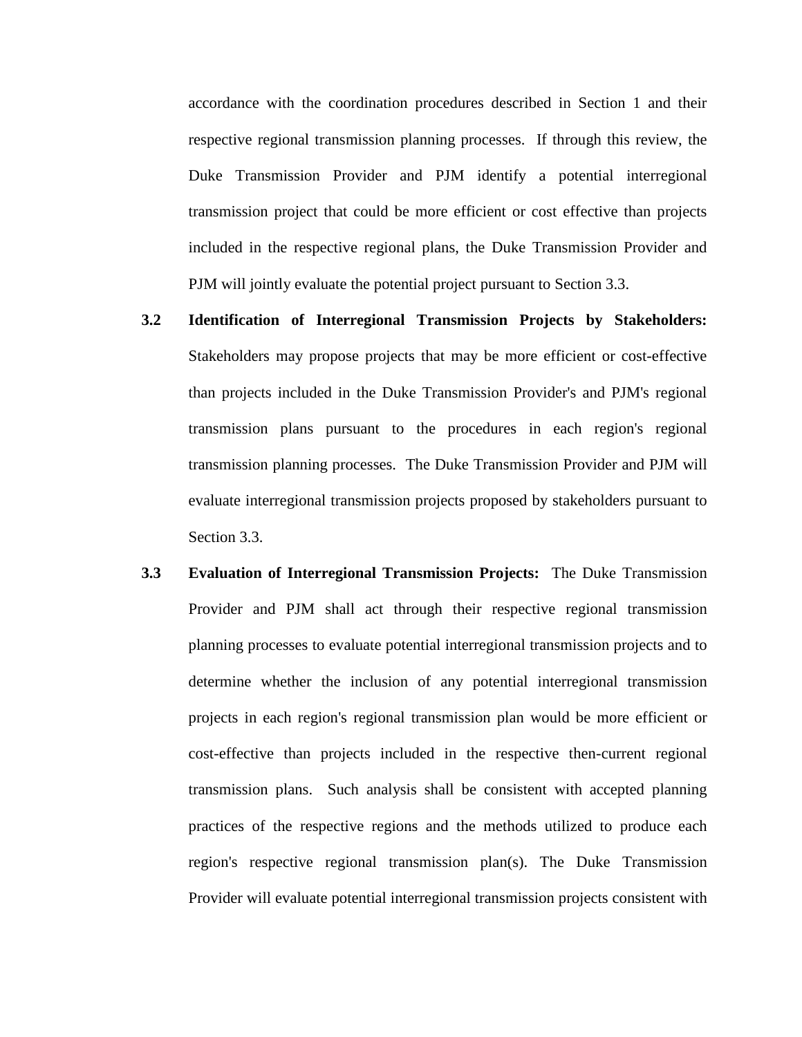accordance with the coordination procedures described in Section 1 and their respective regional transmission planning processes. If through this review, the Duke Transmission Provider and PJM identify a potential interregional transmission project that could be more efficient or cost effective than projects included in the respective regional plans, the Duke Transmission Provider and PJM will jointly evaluate the potential project pursuant to Section 3.3.

**3.2 Identification of Interregional Transmission Projects by Stakeholders:** Stakeholders may propose projects that may be more efficient or cost-effective than projects included in the Duke Transmission Provider's and PJM's regional transmission plans pursuant to the procedures in each region's regional transmission planning processes. The Duke Transmission Provider and PJM will evaluate interregional transmission projects proposed by stakeholders pursuant to Section 3.3.

**3.3 Evaluation of Interregional Transmission Projects:** The Duke Transmission Provider and PJM shall act through their respective regional transmission planning processes to evaluate potential interregional transmission projects and to determine whether the inclusion of any potential interregional transmission projects in each region's regional transmission plan would be more efficient or cost-effective than projects included in the respective then-current regional transmission plans. Such analysis shall be consistent with accepted planning practices of the respective regions and the methods utilized to produce each region's respective regional transmission plan(s). The Duke Transmission Provider will evaluate potential interregional transmission projects consistent with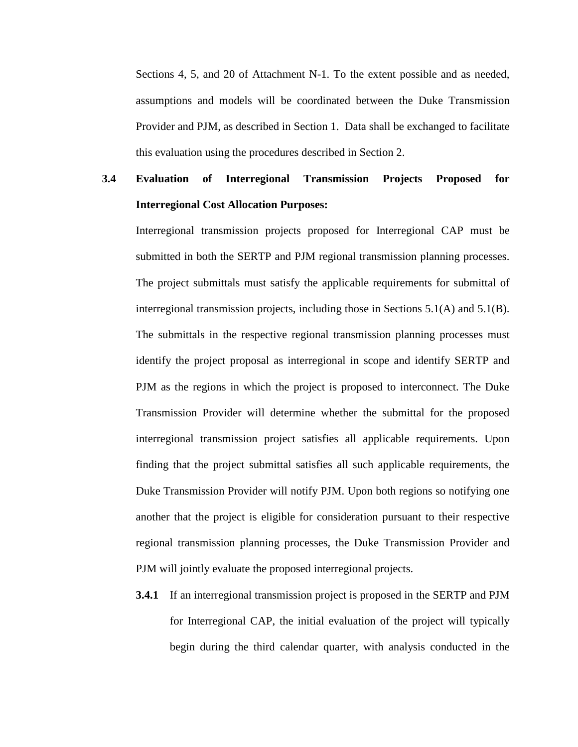Sections 4, 5, and 20 of Attachment N-1. To the extent possible and as needed, assumptions and models will be coordinated between the Duke Transmission Provider and PJM, as described in Section 1. Data shall be exchanged to facilitate this evaluation using the procedures described in Section 2.

### 3.4 Evaluation of Interregional Transmission Projects Proposed for Interregional Cost Allocation Purposes:

Interregional transmission projects proposed for Interregional CAP must be submitted in both the SERTP and PJM regional transmission planning processes. The project submittals must satisfy the applicable requirements for submittal of interregional transmission projects, including those in Sections 5.1(A) and 5.1(B). The submittals in the respective regional transmission planning processes must identify the project proposal as interregional in scope and identify SERTP and PJM as the regions in which the project is proposed to interconnect. The Duke Transmission Provider will determine whether the submittal for the proposed interregional transmission project satisfies all applicable requirements. Upon finding that the project submittal satisfies all such applicable requirements, the Duke Transmission Provider will notify PJM. Upon both regions so notifying one another that the project is eligible for consideration pursuant to their respective regional transmission planning processes, the Duke Transmission Provider and PJM will jointly evaluate the proposed interregional projects.

**3.4.1** If an interregional transmission project is proposed in the SERTP and PJM for Interregional CAP, the initial evaluation of the project will typically begin during the third calendar quarter, with analysis conducted in the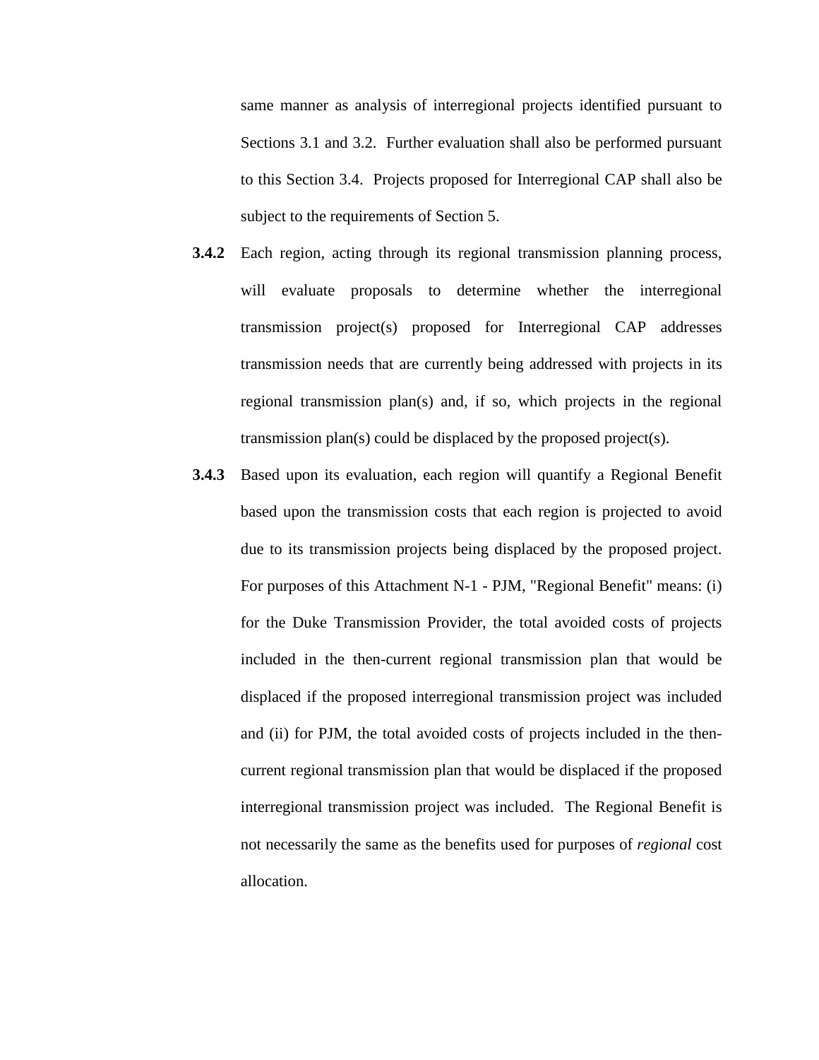same manner as analysis of interregional projects identified pursuant to Sections 3.1 and 3.2. Further evaluation shall also be performed pursuant to this Section 3.4. Projects proposed for Interregional CAP shall also be subject to the requirements of Section 5.

**3.4.2** Each region, acting through its regional transmission planning process, will evaluate proposals to determine whether the interregional transmission project(s) proposed for Interregional CAP addresses transmission needs that are currently being addressed with projects in its regional transmission plan(s) and, if so, which projects in the regional transmission plan(s) could be displaced by the proposed project(s).

**3.4.3** Based upon its evaluation, each region will quantify a Regional Benefit based upon the transmission costs that each region is projected to avoid due to its transmission projects being displaced by the proposed project. For purposes of this Attachment N-1 - PJM, "Regional Benefit" means: (i) for the Duke Transmission Provider, the total avoided costs of projects included in the then-current regional transmission plan that would be displaced if the proposed interregional transmission project was included and (ii) for PJM, the total avoided costs of projects included in the then-current regional transmission plan that would be displaced if the proposed interregional transmission project was included. The Regional Benefit is not necessarily the same as the benefits used for purposes of *regional* cost allocation.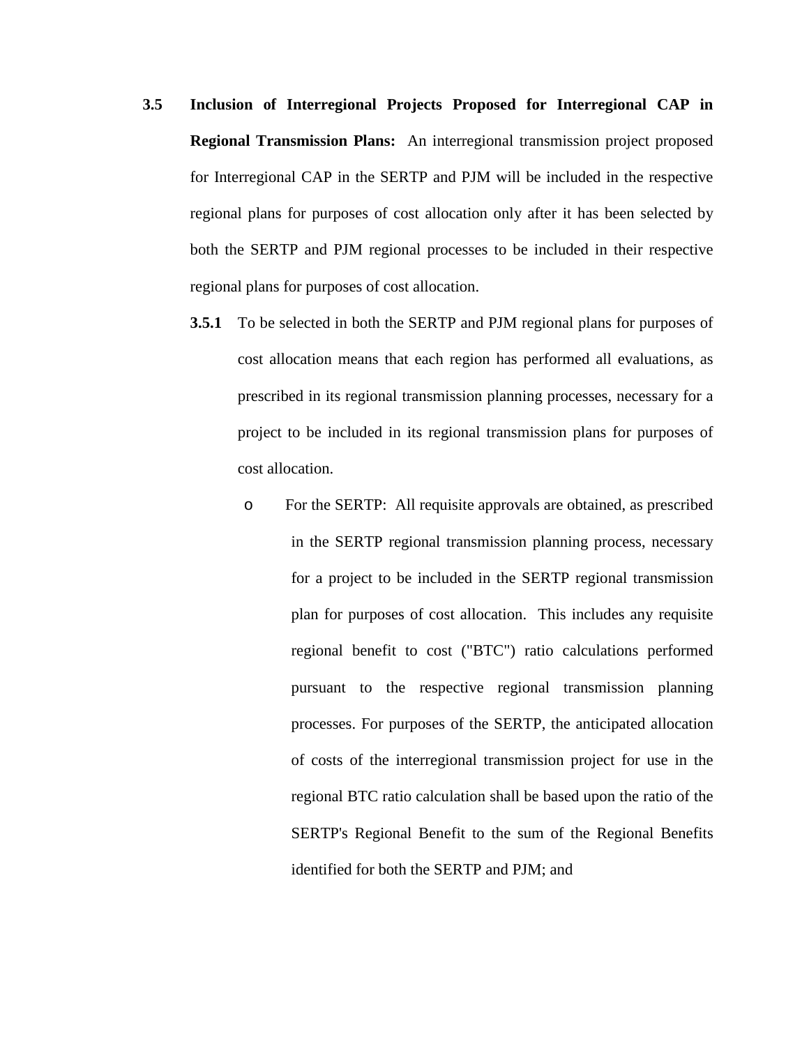**3.5 Inclusion of Interregional Projects Proposed for Interregional CAP in Regional Transmission Plans:** An interregional transmission project proposed for Interregional CAP in the SERTP and PJM will be included in the respective regional plans for purposes of cost allocation only after it has been selected by both the SERTP and PJM regional processes to be included in their respective regional plans for purposes of cost allocation.

**3.5.1** To be selected in both the SERTP and PJM regional plans for purposes of cost allocation means that each region has performed all evaluations, as prescribed in its regional transmission planning processes, necessary for a project to be included in its regional transmission plans for purposes of cost allocation.

- For the SERTP: All requisite approvals are obtained, as prescribed in the SERTP regional transmission planning process, necessary for a project to be included in the SERTP regional transmission plan for purposes of cost allocation. This includes any requisite regional benefit to cost ("BTC") ratio calculations performed pursuant to the respective regional transmission planning processes. For purposes of the SERTP, the anticipated allocation of costs of the interregional transmission project for use in the regional BTC ratio calculation shall be based upon the ratio of the SERTP's Regional Benefit to the sum of the Regional Benefits identified for both the SERTP and PJM; and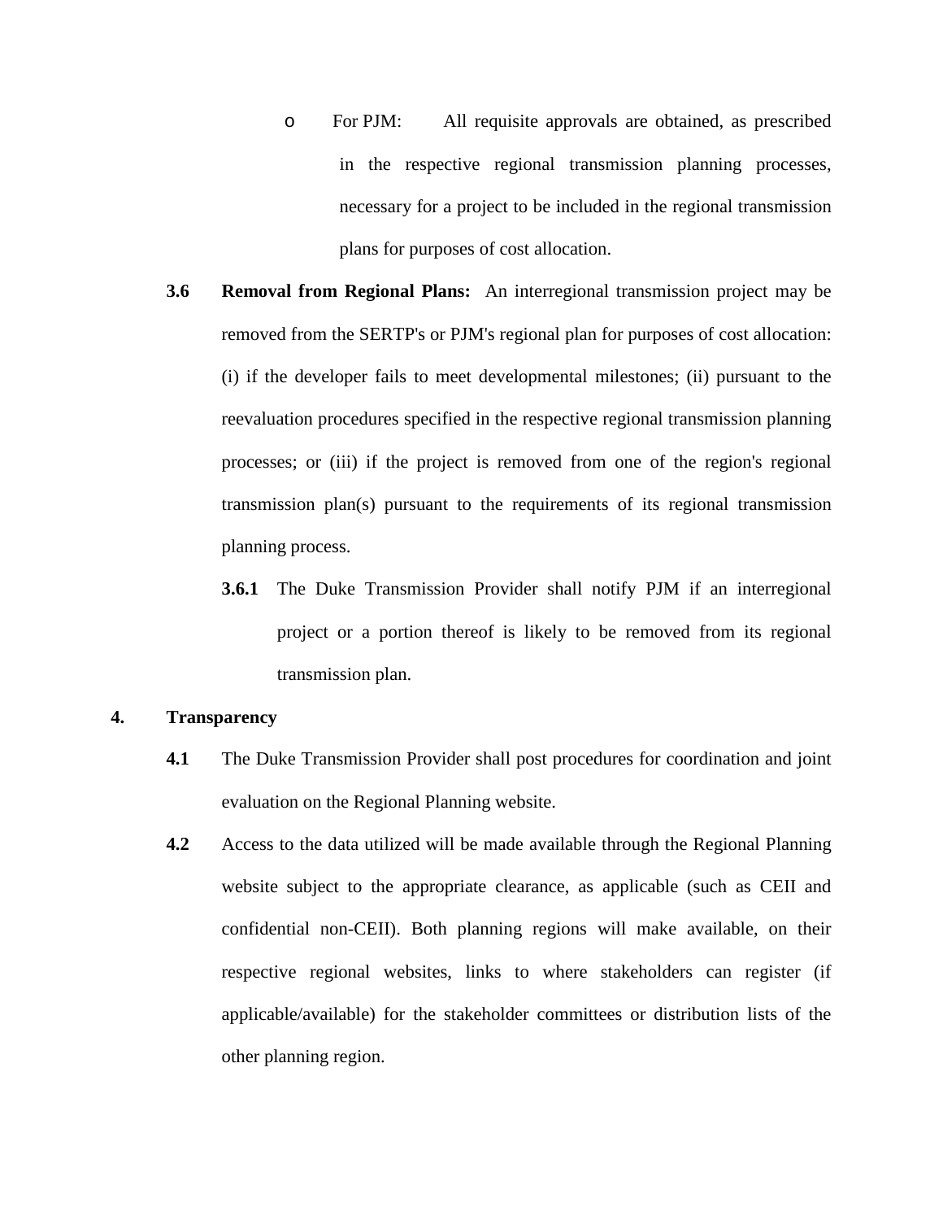- For PJM: All requisite approvals are obtained, as prescribed in the respective regional transmission planning processes, necessary for a project to be included in the regional transmission plans for purposes of cost allocation.

**3.6** **Removal from Regional Plans:** An interregional transmission project may be removed from the SERTP's or PJM's regional plan for purposes of cost allocation: (i) if the developer fails to meet developmental milestones; (ii) pursuant to the reevaluation procedures specified in the respective regional transmission planning processes; or (iii) if the project is removed from one of the region's regional transmission plan(s) pursuant to the requirements of its regional transmission planning process.

**3.6.1** The Duke Transmission Provider shall notify PJM if an interregional project or a portion thereof is likely to be removed from its regional transmission plan.

**4.** **Transparency**

**4.1** The Duke Transmission Provider shall post procedures for coordination and joint evaluation on the Regional Planning website.

**4.2** Access to the data utilized will be made available through the Regional Planning website subject to the appropriate clearance, as applicable (such as CEII and confidential non-CEII). Both planning regions will make available, on their respective regional websites, links to where stakeholders can register (if applicable/available) for the stakeholder committees or distribution lists of the other planning region.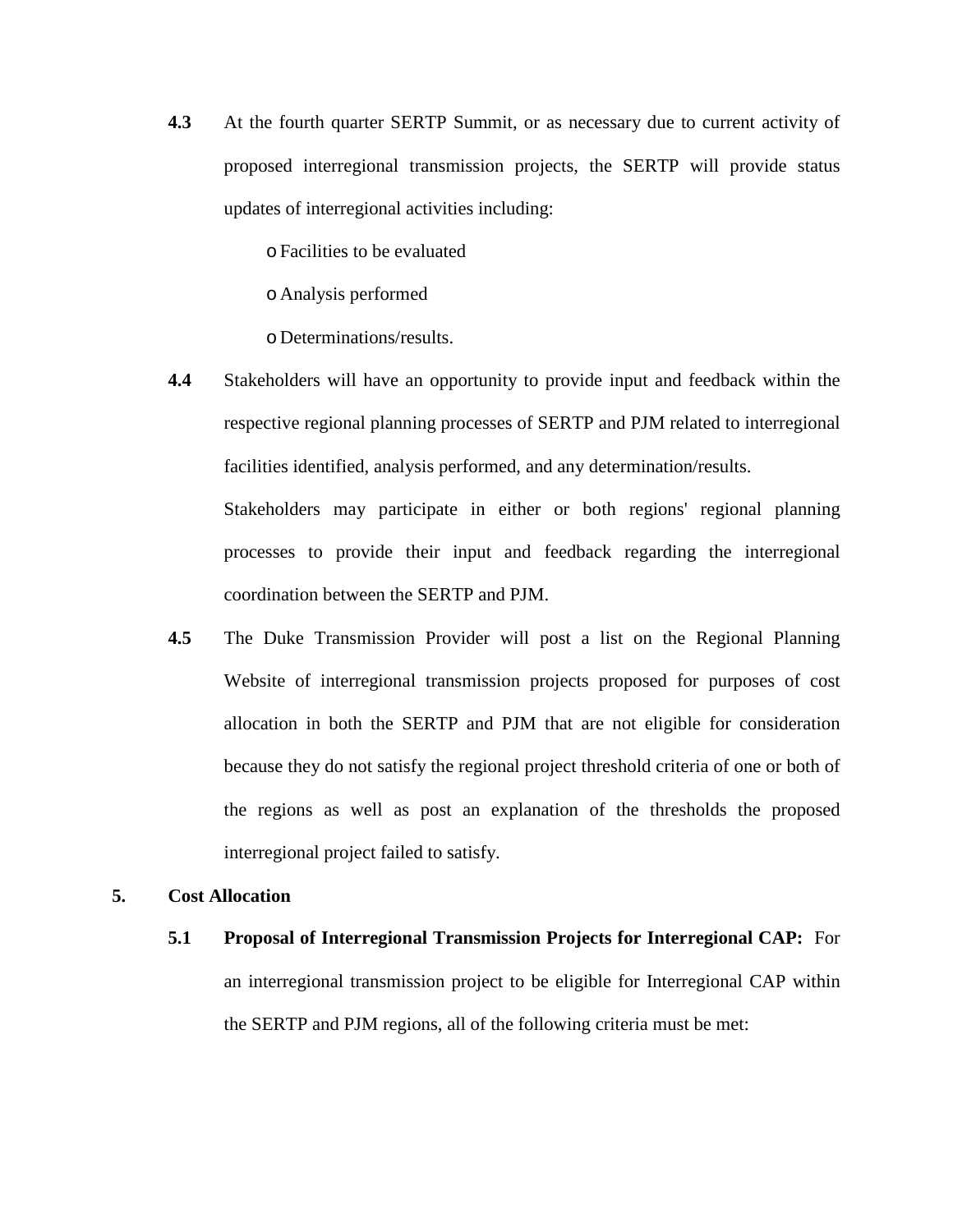**4.3** At the fourth quarter SERTP Summit, or as necessary due to current activity of proposed interregional transmission projects, the SERTP will provide status updates of interregional activities including:

- Facilities to be evaluated
- Analysis performed
- Determinations/results.

**4.4** Stakeholders will have an opportunity to provide input and feedback within the respective regional planning processes of SERTP and PJM related to interregional facilities identified, analysis performed, and any determination/results.

Stakeholders may participate in either or both regions' regional planning processes to provide their input and feedback regarding the interregional coordination between the SERTP and PJM.

**4.5** The Duke Transmission Provider will post a list on the Regional Planning Website of interregional transmission projects proposed for purposes of cost allocation in both the SERTP and PJM that are not eligible for consideration because they do not satisfy the regional project threshold criteria of one or both of the regions as well as post an explanation of the thresholds the proposed interregional project failed to satisfy.

## 5. Cost Allocation

**5.1** **Proposal of Interregional Transmission Projects for Interregional CAP:** For an interregional transmission project to be eligible for Interregional CAP within the SERTP and PJM regions, all of the following criteria must be met: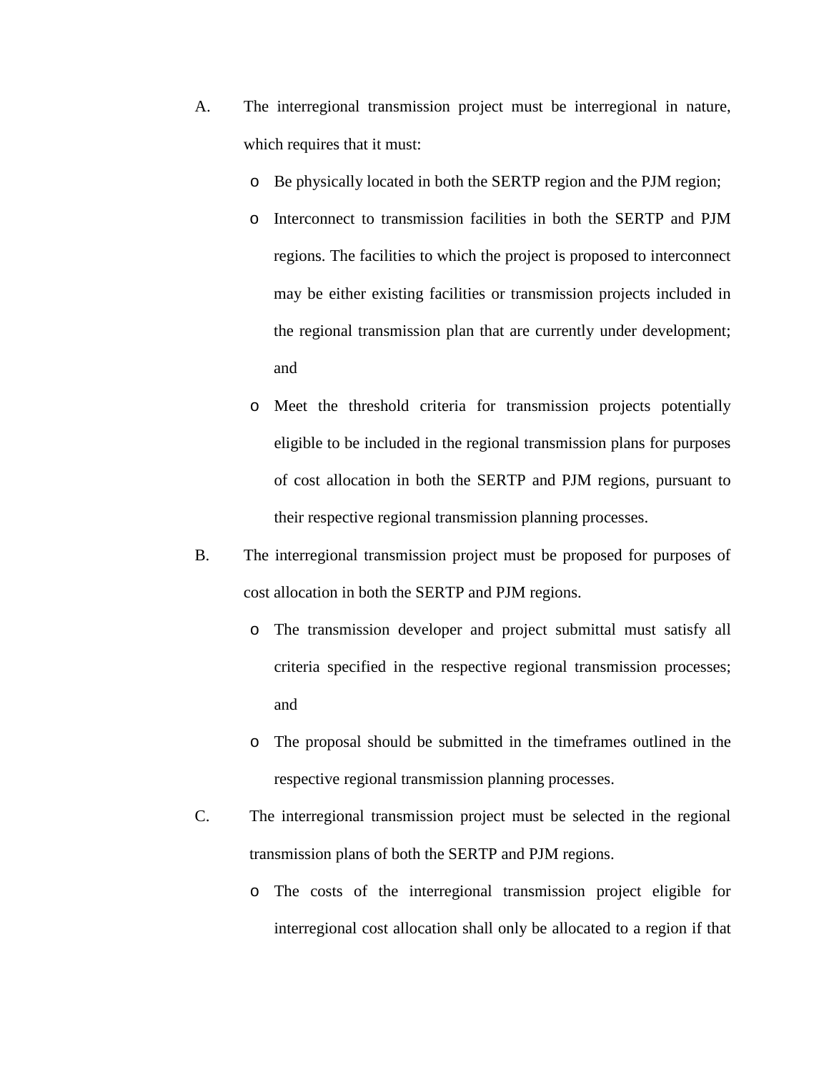A. The interregional transmission project must be interregional in nature, which requires that it must:

   - Be physically located in both the SERTP region and the PJM region;
   - Interconnect to transmission facilities in both the SERTP and PJM regions. The facilities to which the project is proposed to interconnect may be either existing facilities or transmission projects included in the regional transmission plan that are currently under development; and
   - Meet the threshold criteria for transmission projects potentially eligible to be included in the regional transmission plans for purposes of cost allocation in both the SERTP and PJM regions, pursuant to their respective regional transmission planning processes.

B. The interregional transmission project must be proposed for purposes of cost allocation in both the SERTP and PJM regions.

   - The transmission developer and project submittal must satisfy all criteria specified in the respective regional transmission processes; and
   - The proposal should be submitted in the timeframes outlined in the respective regional transmission planning processes.

C. The interregional transmission project must be selected in the regional transmission plans of both the SERTP and PJM regions.

   - The costs of the interregional transmission project eligible for interregional cost allocation shall only be allocated to a region if that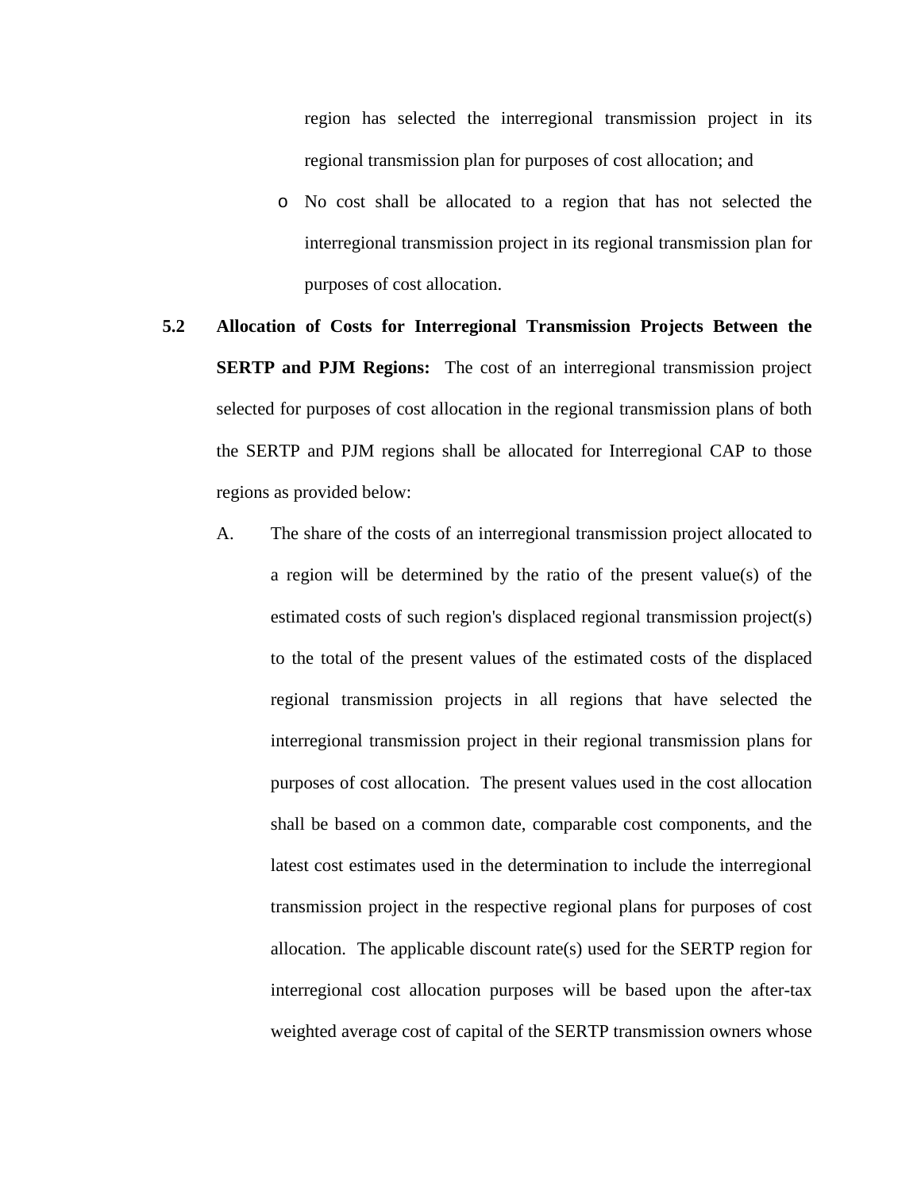region has selected the interregional transmission project in its regional transmission plan for purposes of cost allocation; and

- No cost shall be allocated to a region that has not selected the interregional transmission project in its regional transmission plan for purposes of cost allocation.

**5.2 Allocation of Costs for Interregional Transmission Projects Between the SERTP and PJM Regions:** The cost of an interregional transmission project selected for purposes of cost allocation in the regional transmission plans of both the SERTP and PJM regions shall be allocated for Interregional CAP to those regions as provided below:

A. The share of the costs of an interregional transmission project allocated to a region will be determined by the ratio of the present value(s) of the estimated costs of such region's displaced regional transmission project(s) to the total of the present values of the estimated costs of the displaced regional transmission projects in all regions that have selected the interregional transmission project in their regional transmission plans for purposes of cost allocation. The present values used in the cost allocation shall be based on a common date, comparable cost components, and the latest cost estimates used in the determination to include the interregional transmission project in the respective regional plans for purposes of cost allocation. The applicable discount rate(s) used for the SERTP region for interregional cost allocation purposes will be based upon the after-tax weighted average cost of capital of the SERTP transmission owners whose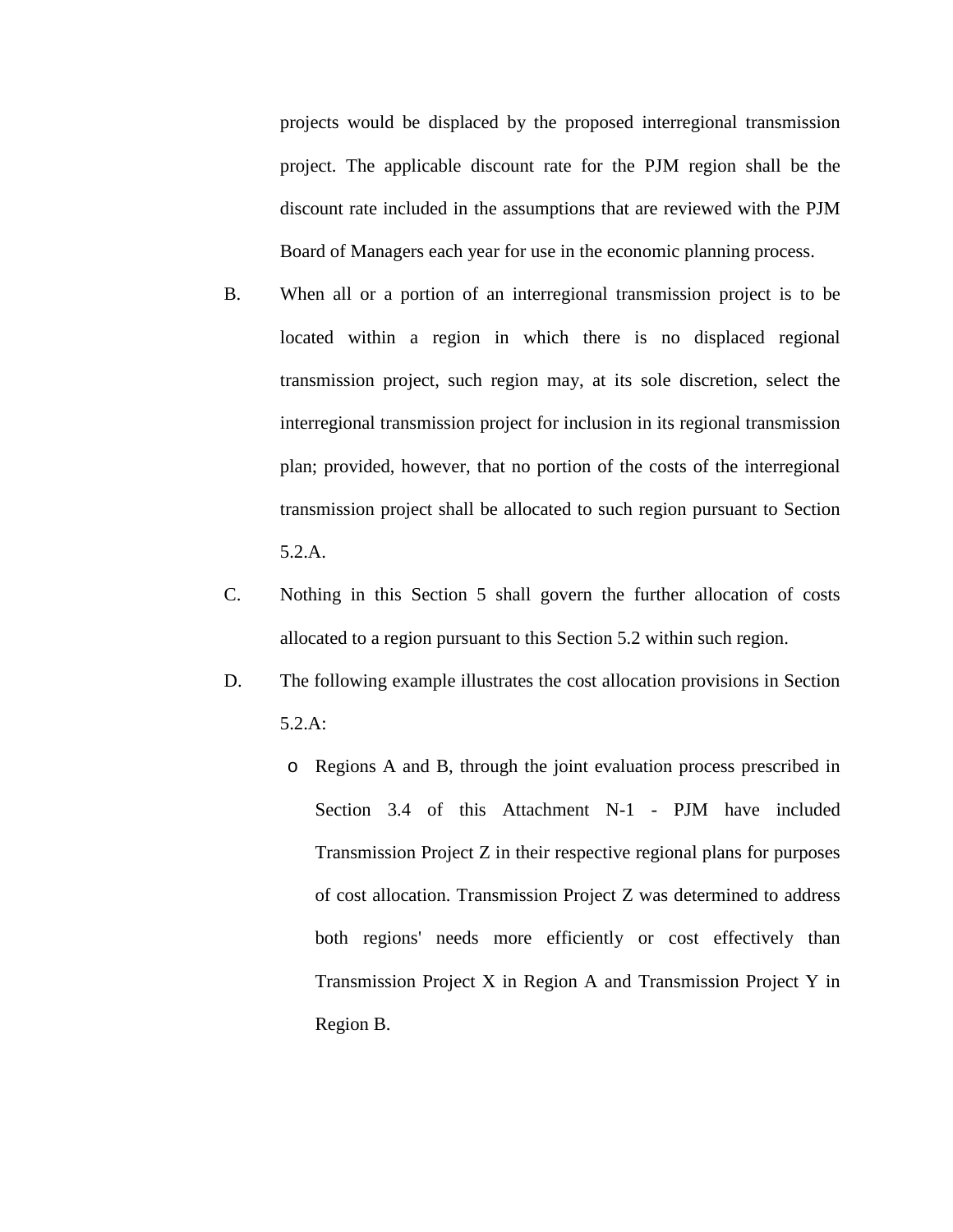projects would be displaced by the proposed interregional transmission project. The applicable discount rate for the PJM region shall be the discount rate included in the assumptions that are reviewed with the PJM Board of Managers each year for use in the economic planning process.

B. When all or a portion of an interregional transmission project is to be located within a region in which there is no displaced regional transmission project, such region may, at its sole discretion, select the interregional transmission project for inclusion in its regional transmission plan; provided, however, that no portion of the costs of the interregional transmission project shall be allocated to such region pursuant to Section 5.2.A.

C. Nothing in this Section 5 shall govern the further allocation of costs allocated to a region pursuant to this Section 5.2 within such region.

D. The following example illustrates the cost allocation provisions in Section 5.2.A:

- Regions A and B, through the joint evaluation process prescribed in Section 3.4 of this Attachment N-1 - PJM have included Transmission Project Z in their respective regional plans for purposes of cost allocation. Transmission Project Z was determined to address both regions' needs more efficiently or cost effectively than Transmission Project X in Region A and Transmission Project Y in Region B.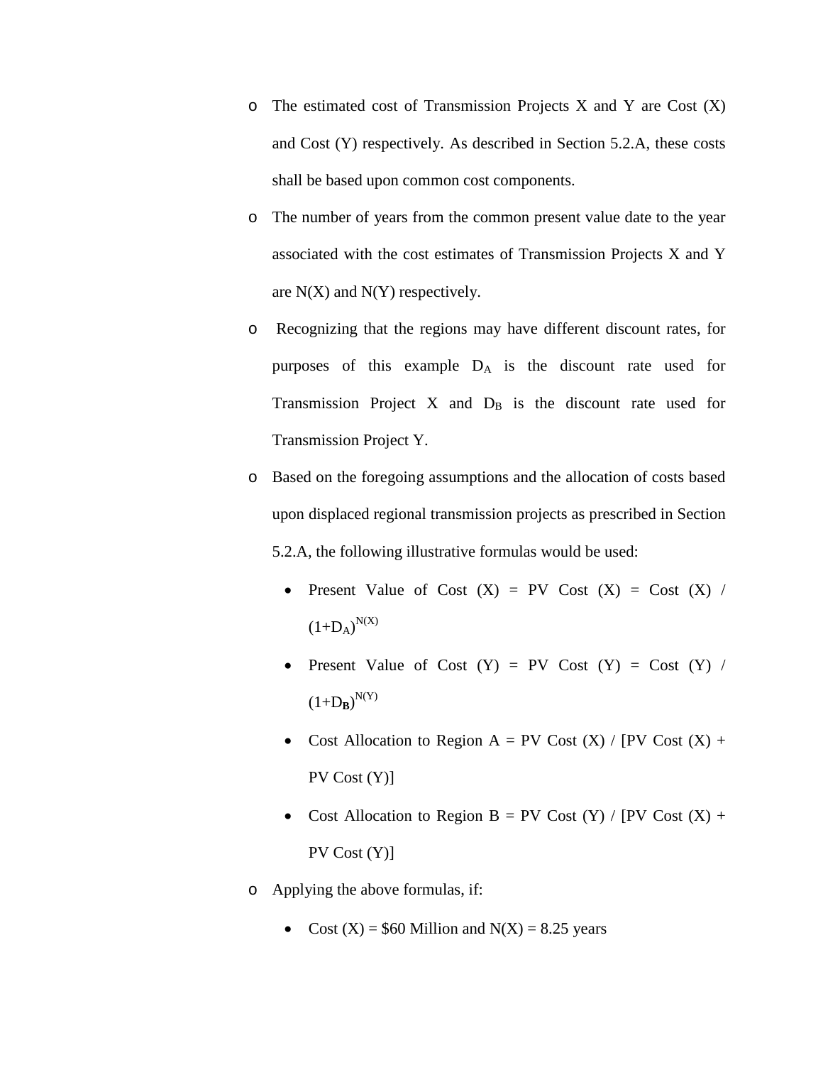- The estimated cost of Transmission Projects X and Y are Cost (X) and Cost (Y) respectively. As described in Section 5.2.A, these costs shall be based upon common cost components.
- The number of years from the common present value date to the year associated with the cost estimates of Transmission Projects X and Y are N(X) and N(Y) respectively.
- Recognizing that the regions may have different discount rates, for purposes of this example $D_A$ is the discount rate used for Transmission Project X and $D_B$ is the discount rate used for Transmission Project Y.
- Based on the foregoing assumptions and the allocation of costs based upon displaced regional transmission projects as prescribed in Section 5.2.A, the following illustrative formulas would be used:
  - Present Value of Cost (X) = PV Cost (X) = Cost (X) / $(1+D_A)^{N(X)}$
  - Present Value of Cost (Y) = PV Cost (Y) = Cost (Y) / $(1+D_B)^{N(Y)}$
  - Cost Allocation to Region A = PV Cost (X) / [PV Cost (X) + PV Cost (Y)]
  - Cost Allocation to Region B = PV Cost (Y) / [PV Cost (X) + PV Cost (Y)]
- Applying the above formulas, if:
  - Cost (X) = $60 Million and N(X) = 8.25 years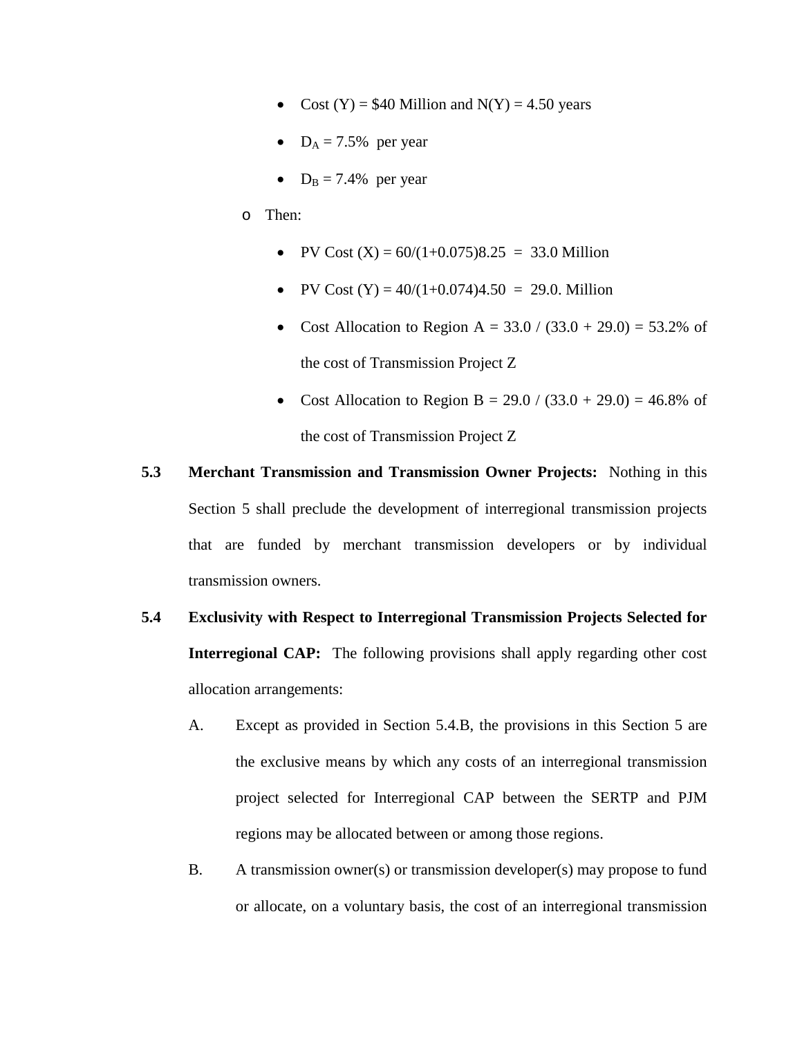- Cost (Y) = \$40 Million and N(Y) = 4.50 years
- $D_A$ = 7.5% per year
- $D_B$ = 7.4% per year

- Then:
  - PV Cost (X) = $60/(1+0.075)^{8.25}$ = 33.0 Million
  - PV Cost (Y) = $40/(1+0.074)^{4.50}$ = 29.0. Million
  - Cost Allocation to Region A = 33.0 / (33.0 + 29.0) = 53.2% of the cost of Transmission Project Z
  - Cost Allocation to Region B = 29.0 / (33.0 + 29.0) = 46.8% of the cost of Transmission Project Z

**5.3 Merchant Transmission and Transmission Owner Projects:** Nothing in this Section 5 shall preclude the development of interregional transmission projects that are funded by merchant transmission developers or by individual transmission owners.

**5.4 Exclusivity with Respect to Interregional Transmission Projects Selected for Interregional CAP:** The following provisions shall apply regarding other cost allocation arrangements:

A. Except as provided in Section 5.4.B, the provisions in this Section 5 are the exclusive means by which any costs of an interregional transmission project selected for Interregional CAP between the SERTP and PJM regions may be allocated between or among those regions.

B. A transmission owner(s) or transmission developer(s) may propose to fund or allocate, on a voluntary basis, the cost of an interregional transmission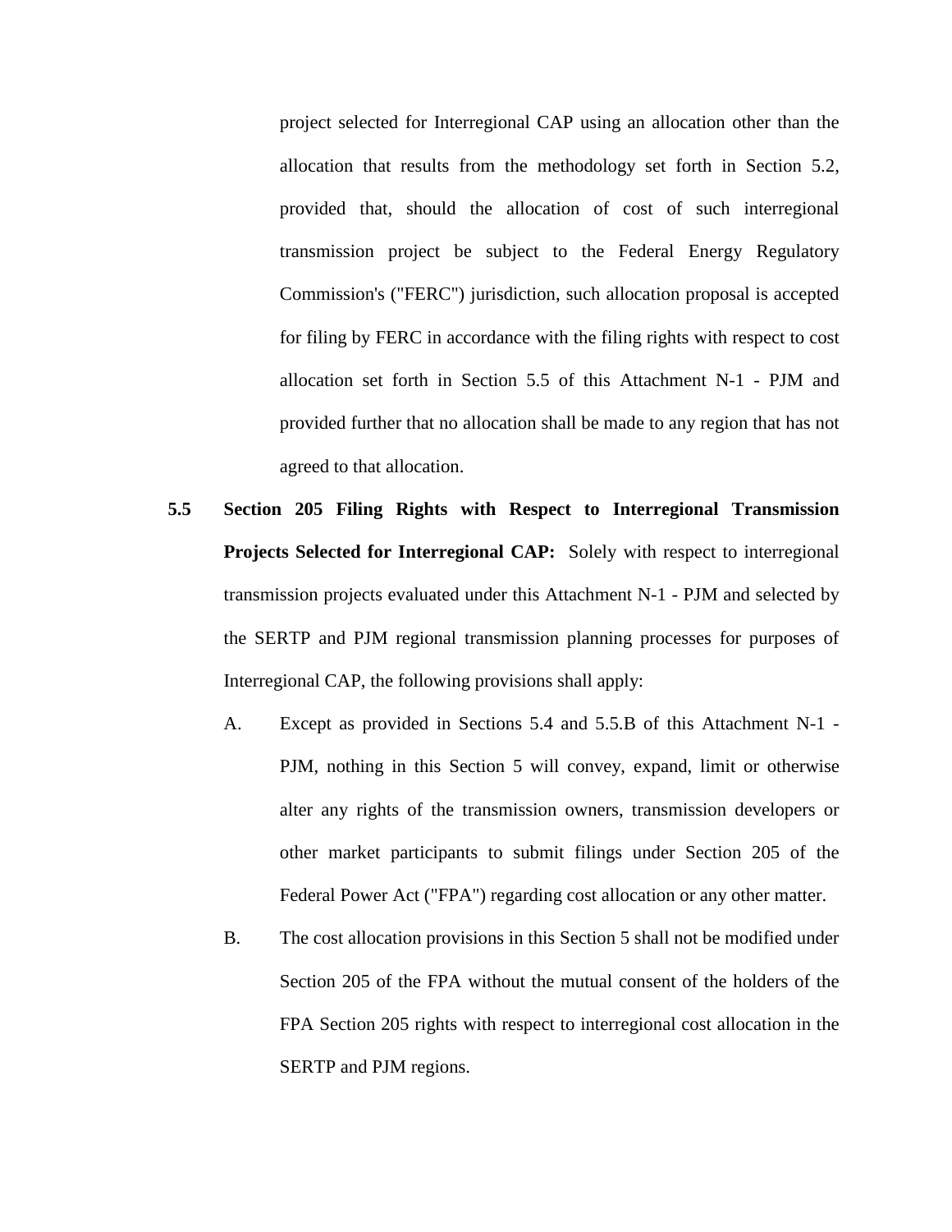project selected for Interregional CAP using an allocation other than the allocation that results from the methodology set forth in Section 5.2, provided that, should the allocation of cost of such interregional transmission project be subject to the Federal Energy Regulatory Commission's ("FERC") jurisdiction, such allocation proposal is accepted for filing by FERC in accordance with the filing rights with respect to cost allocation set forth in Section 5.5 of this Attachment N-1 - PJM and provided further that no allocation shall be made to any region that has not agreed to that allocation.

**5.5 Section 205 Filing Rights with Respect to Interregional Transmission Projects Selected for Interregional CAP:** Solely with respect to interregional transmission projects evaluated under this Attachment N-1 - PJM and selected by the SERTP and PJM regional transmission planning processes for purposes of Interregional CAP, the following provisions shall apply:

A. Except as provided in Sections 5.4 and 5.5.B of this Attachment N-1 - PJM, nothing in this Section 5 will convey, expand, limit or otherwise alter any rights of the transmission owners, transmission developers or other market participants to submit filings under Section 205 of the Federal Power Act ("FPA") regarding cost allocation or any other matter.

B. The cost allocation provisions in this Section 5 shall not be modified under Section 205 of the FPA without the mutual consent of the holders of the FPA Section 205 rights with respect to interregional cost allocation in the SERTP and PJM regions.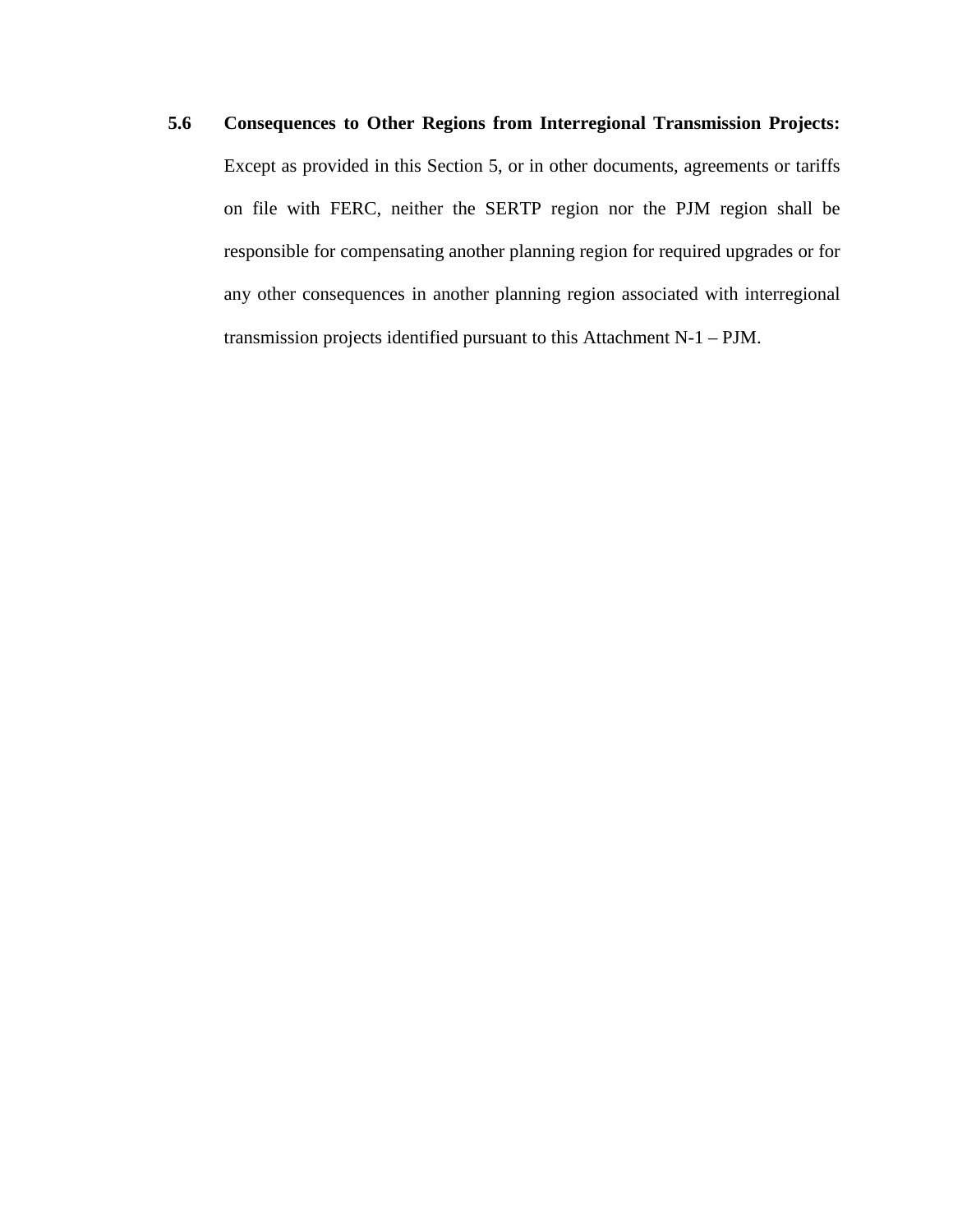**5.6 Consequences to Other Regions from Interregional Transmission Projects:** Except as provided in this Section 5, or in other documents, agreements or tariffs on file with FERC, neither the SERTP region nor the PJM region shall be responsible for compensating another planning region for required upgrades or for any other consequences in another planning region associated with interregional transmission projects identified pursuant to this Attachment N-1 – PJM.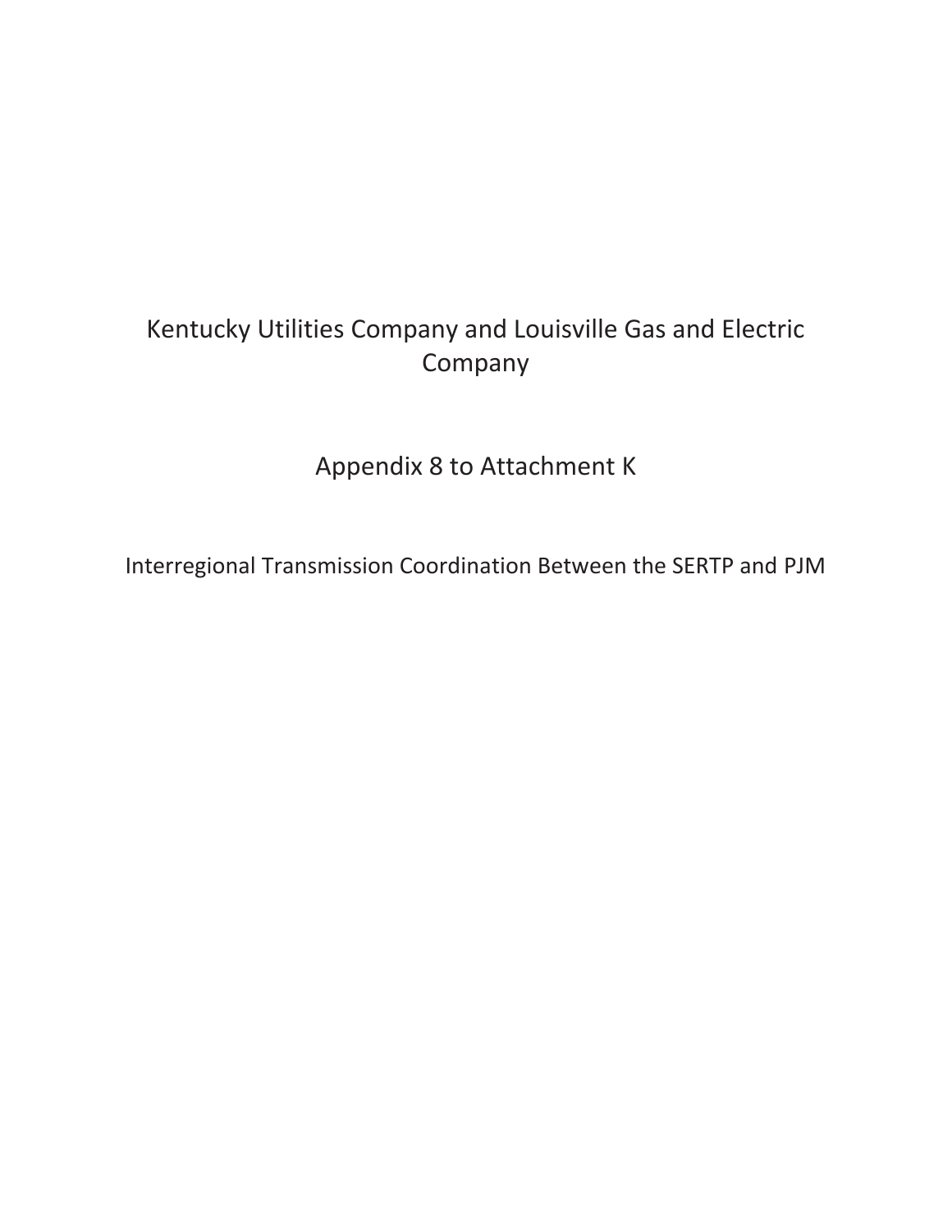# Kentucky Utilities Company and Louisville Gas and Electric Company

## Appendix 8 to Attachment K

### Interregional Transmission Coordination Between the SERTP and PJM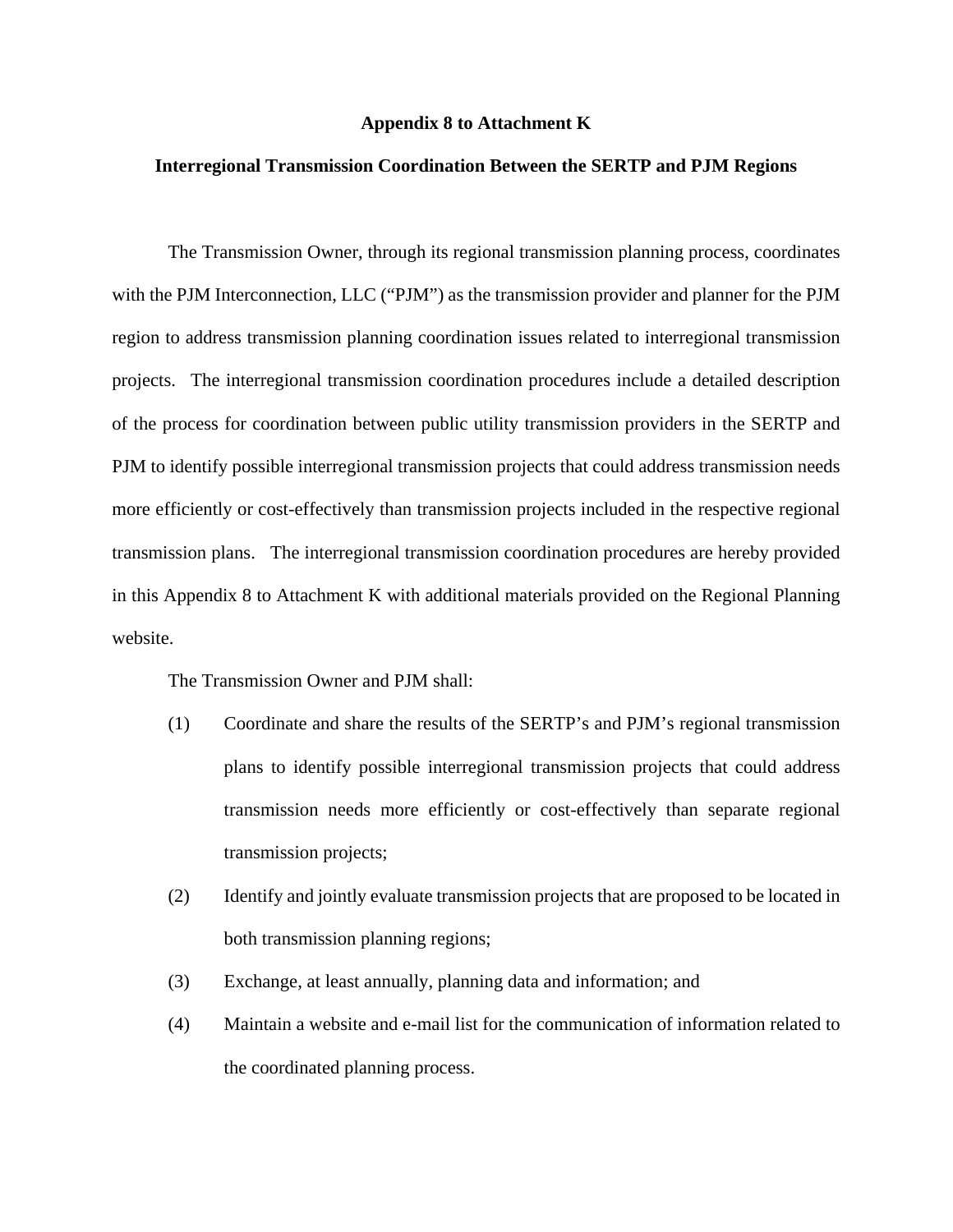**Appendix 8 to Attachment K**

**Interregional Transmission Coordination Between the SERTP and PJM Regions**

The Transmission Owner, through its regional transmission planning process, coordinates with the PJM Interconnection, LLC (“PJM”) as the transmission provider and planner for the PJM region to address transmission planning coordination issues related to interregional transmission projects. The interregional transmission coordination procedures include a detailed description of the process for coordination between public utility transmission providers in the SERTP and PJM to identify possible interregional transmission projects that could address transmission needs more efficiently or cost-effectively than transmission projects included in the respective regional transmission plans. The interregional transmission coordination procedures are hereby provided in this Appendix 8 to Attachment K with additional materials provided on the Regional Planning website.

The Transmission Owner and PJM shall:

(1) Coordinate and share the results of the SERTP’s and PJM’s regional transmission plans to identify possible interregional transmission projects that could address transmission needs more efficiently or cost-effectively than separate regional transmission projects;

(2) Identify and jointly evaluate transmission projects that are proposed to be located in both transmission planning regions;

(3) Exchange, at least annually, planning data and information; and

(4) Maintain a website and e-mail list for the communication of information related to the coordinated planning process.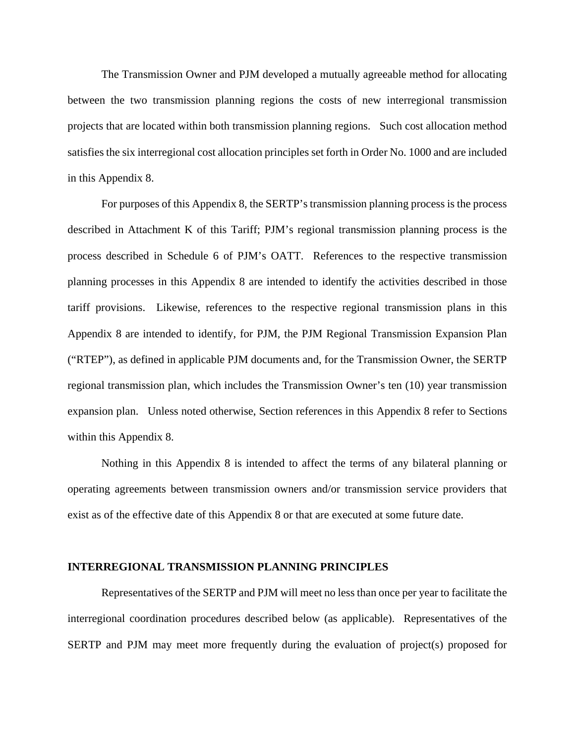The Transmission Owner and PJM developed a mutually agreeable method for allocating between the two transmission planning regions the costs of new interregional transmission projects that are located within both transmission planning regions. Such cost allocation method satisfies the six interregional cost allocation principles set forth in Order No. 1000 and are included in this Appendix 8.

For purposes of this Appendix 8, the SERTP's transmission planning process is the process described in Attachment K of this Tariff; PJM's regional transmission planning process is the process described in Schedule 6 of PJM's OATT. References to the respective transmission planning processes in this Appendix 8 are intended to identify the activities described in those tariff provisions. Likewise, references to the respective regional transmission plans in this Appendix 8 are intended to identify, for PJM, the PJM Regional Transmission Expansion Plan ("RTEP"), as defined in applicable PJM documents and, for the Transmission Owner, the SERTP regional transmission plan, which includes the Transmission Owner's ten (10) year transmission expansion plan. Unless noted otherwise, Section references in this Appendix 8 refer to Sections within this Appendix 8.

Nothing in this Appendix 8 is intended to affect the terms of any bilateral planning or operating agreements between transmission owners and/or transmission service providers that exist as of the effective date of this Appendix 8 or that are executed at some future date.

**INTERREGIONAL TRANSMISSION PLANNING PRINCIPLES**

Representatives of the SERTP and PJM will meet no less than once per year to facilitate the interregional coordination procedures described below (as applicable). Representatives of the SERTP and PJM may meet more frequently during the evaluation of project(s) proposed for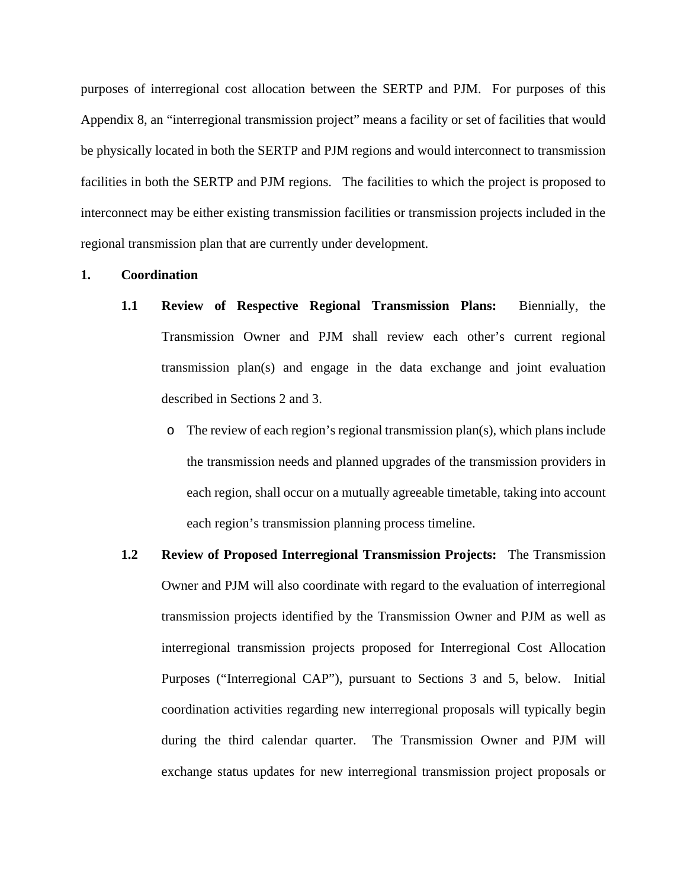purposes of interregional cost allocation between the SERTP and PJM. For purposes of this Appendix 8, an "interregional transmission project" means a facility or set of facilities that would be physically located in both the SERTP and PJM regions and would interconnect to transmission facilities in both the SERTP and PJM regions. The facilities to which the project is proposed to interconnect may be either existing transmission facilities or transmission projects included in the regional transmission plan that are currently under development.

**1. Coordination**

**1.1 Review of Respective Regional Transmission Plans:** Biennially, the Transmission Owner and PJM shall review each other's current regional transmission plan(s) and engage in the data exchange and joint evaluation described in Sections 2 and 3.

- The review of each region's regional transmission plan(s), which plans include the transmission needs and planned upgrades of the transmission providers in each region, shall occur on a mutually agreeable timetable, taking into account each region's transmission planning process timeline.

**1.2 Review of Proposed Interregional Transmission Projects:** The Transmission Owner and PJM will also coordinate with regard to the evaluation of interregional transmission projects identified by the Transmission Owner and PJM as well as interregional transmission projects proposed for Interregional Cost Allocation Purposes ("Interregional CAP"), pursuant to Sections 3 and 5, below. Initial coordination activities regarding new interregional proposals will typically begin during the third calendar quarter. The Transmission Owner and PJM will exchange status updates for new interregional transmission project proposals or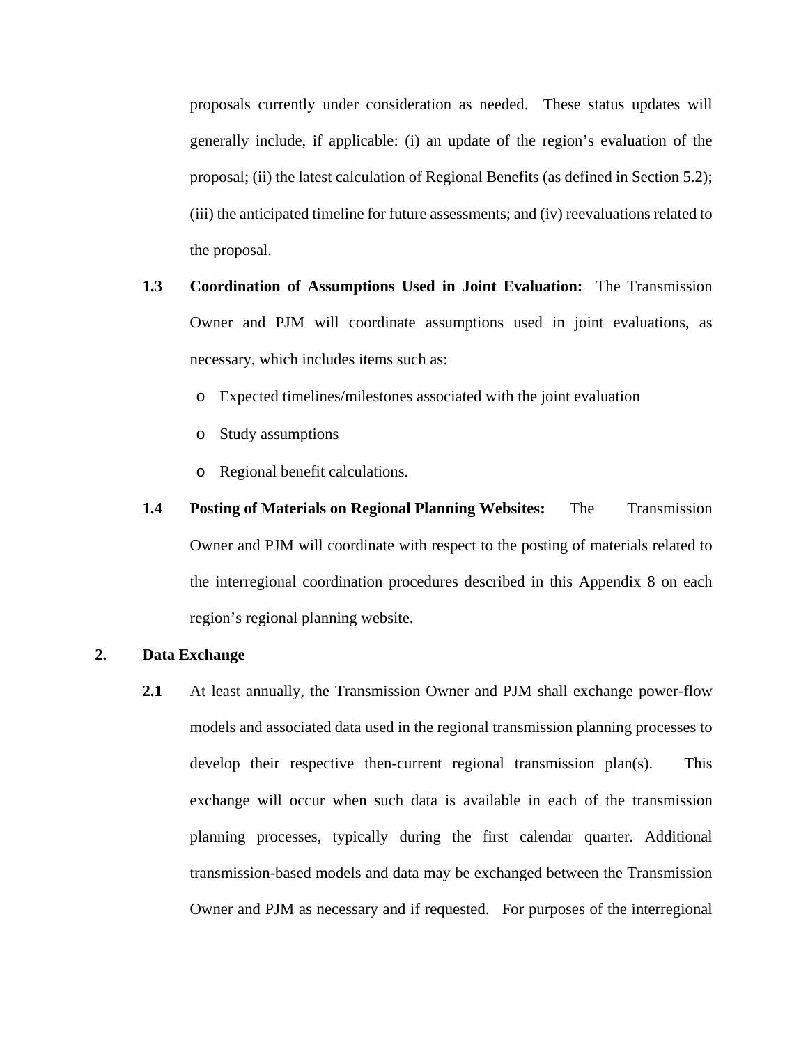proposals currently under consideration as needed. These status updates will generally include, if applicable: (i) an update of the region's evaluation of the proposal; (ii) the latest calculation of Regional Benefits (as defined in Section 5.2); (iii) the anticipated timeline for future assessments; and (iv) reevaluations related to the proposal.

**1.3 Coordination of Assumptions Used in Joint Evaluation:** The Transmission Owner and PJM will coordinate assumptions used in joint evaluations, as necessary, which includes items such as:

- Expected timelines/milestones associated with the joint evaluation
- Study assumptions
- Regional benefit calculations.

**1.4 Posting of Materials on Regional Planning Websites:** The Transmission Owner and PJM will coordinate with respect to the posting of materials related to the interregional coordination procedures described in this Appendix 8 on each region's regional planning website.

**2. Data Exchange**

**2.1** At least annually, the Transmission Owner and PJM shall exchange power-flow models and associated data used in the regional transmission planning processes to develop their respective then-current regional transmission plan(s). This exchange will occur when such data is available in each of the transmission planning processes, typically during the first calendar quarter. Additional transmission-based models and data may be exchanged between the Transmission Owner and PJM as necessary and if requested. For purposes of the interregional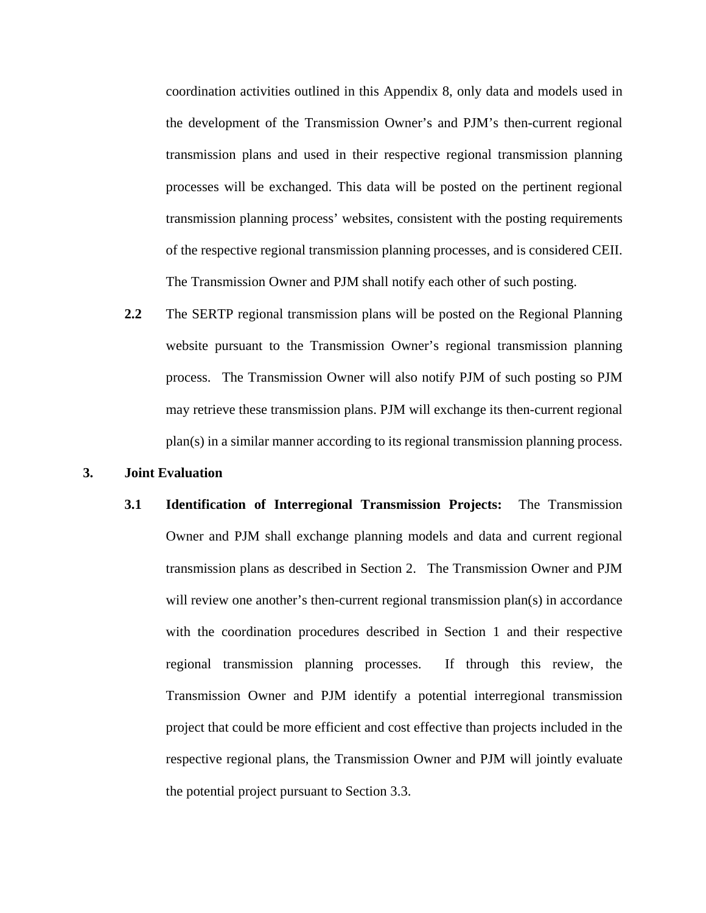coordination activities outlined in this Appendix 8, only data and models used in the development of the Transmission Owner's and PJM's then-current regional transmission plans and used in their respective regional transmission planning processes will be exchanged. This data will be posted on the pertinent regional transmission planning process' websites, consistent with the posting requirements of the respective regional transmission planning processes, and is considered CEII. The Transmission Owner and PJM shall notify each other of such posting.

**2.2** The SERTP regional transmission plans will be posted on the Regional Planning website pursuant to the Transmission Owner's regional transmission planning process. The Transmission Owner will also notify PJM of such posting so PJM may retrieve these transmission plans. PJM will exchange its then-current regional plan(s) in a similar manner according to its regional transmission planning process.

**3. Joint Evaluation**

**3.1 Identification of Interregional Transmission Projects:** The Transmission Owner and PJM shall exchange planning models and data and current regional transmission plans as described in Section 2. The Transmission Owner and PJM will review one another's then-current regional transmission plan(s) in accordance with the coordination procedures described in Section 1 and their respective regional transmission planning processes. If through this review, the Transmission Owner and PJM identify a potential interregional transmission project that could be more efficient and cost effective than projects included in the respective regional plans, the Transmission Owner and PJM will jointly evaluate the potential project pursuant to Section 3.3.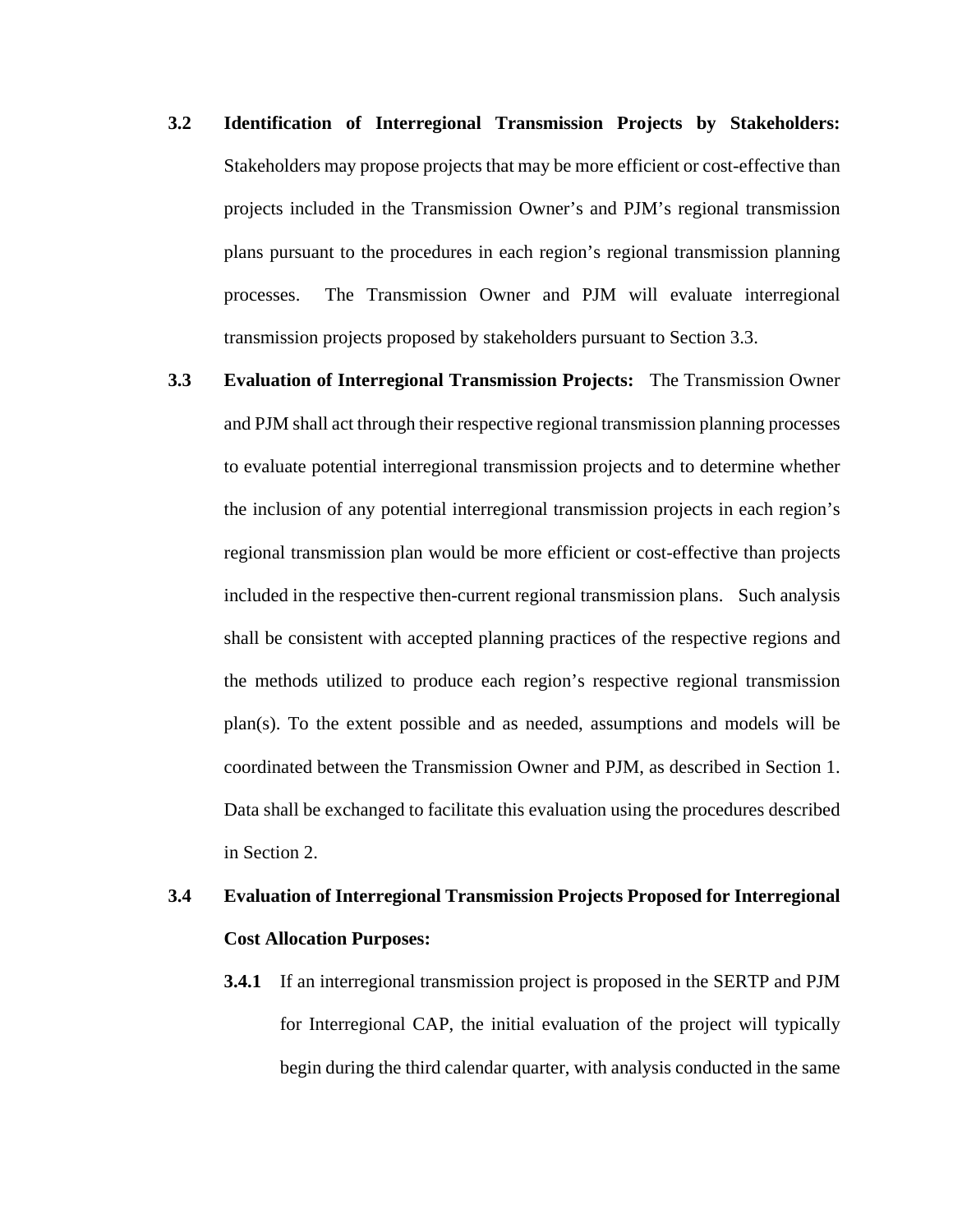**3.2 Identification of Interregional Transmission Projects by Stakeholders:** Stakeholders may propose projects that may be more efficient or cost-effective than projects included in the Transmission Owner's and PJM's regional transmission plans pursuant to the procedures in each region's regional transmission planning processes. The Transmission Owner and PJM will evaluate interregional transmission projects proposed by stakeholders pursuant to Section 3.3.

**3.3 Evaluation of Interregional Transmission Projects:** The Transmission Owner and PJM shall act through their respective regional transmission planning processes to evaluate potential interregional transmission projects and to determine whether the inclusion of any potential interregional transmission projects in each region's regional transmission plan would be more efficient or cost-effective than projects included in the respective then-current regional transmission plans. Such analysis shall be consistent with accepted planning practices of the respective regions and the methods utilized to produce each region's respective regional transmission plan(s). To the extent possible and as needed, assumptions and models will be coordinated between the Transmission Owner and PJM, as described in Section 1. Data shall be exchanged to facilitate this evaluation using the procedures described in Section 2.

**3.4 Evaluation of Interregional Transmission Projects Proposed for Interregional Cost Allocation Purposes:**

**3.4.1** If an interregional transmission project is proposed in the SERTP and PJM for Interregional CAP, the initial evaluation of the project will typically begin during the third calendar quarter, with analysis conducted in the same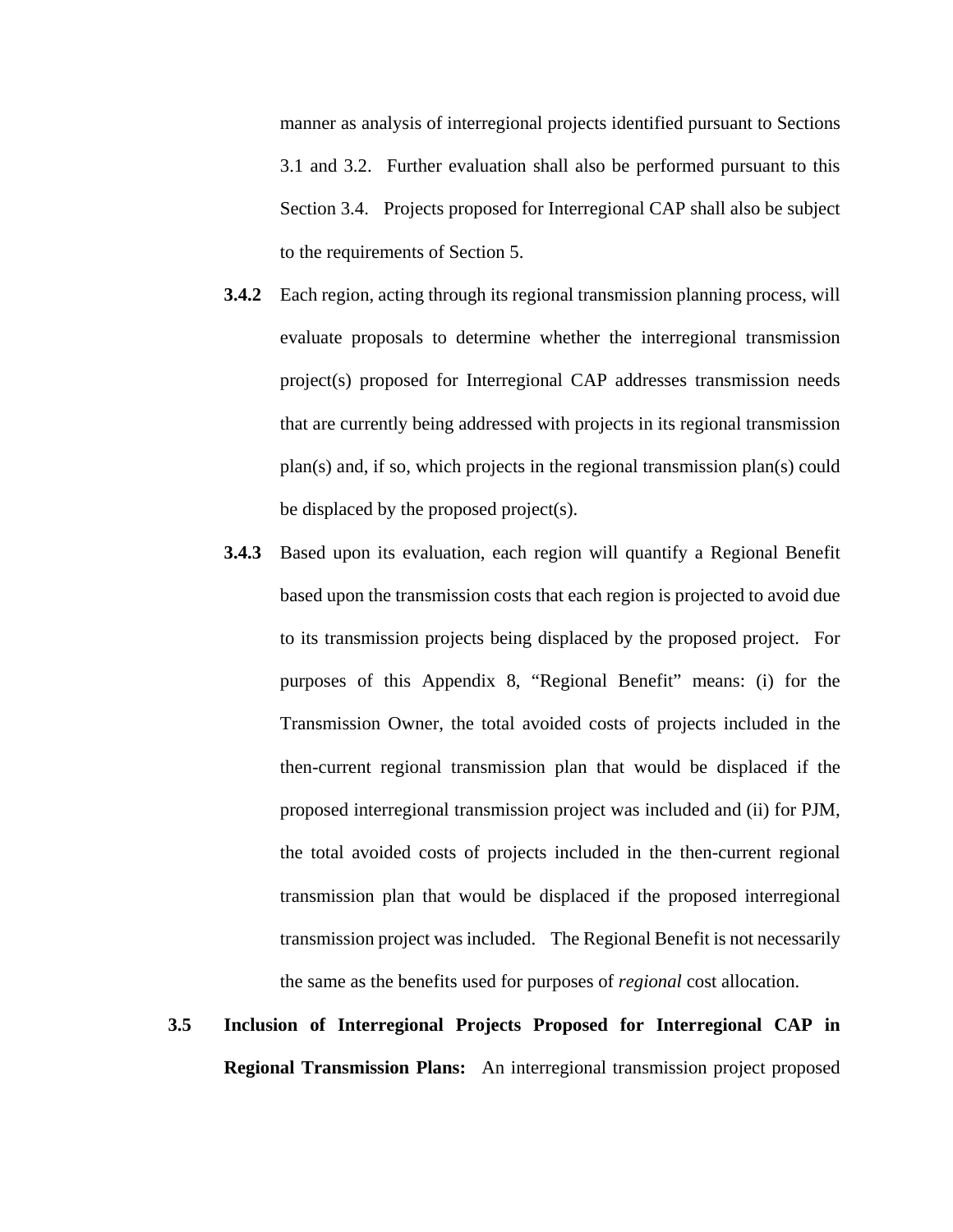manner as analysis of interregional projects identified pursuant to Sections 3.1 and 3.2. Further evaluation shall also be performed pursuant to this Section 3.4. Projects proposed for Interregional CAP shall also be subject to the requirements of Section 5.

**3.4.2** Each region, acting through its regional transmission planning process, will evaluate proposals to determine whether the interregional transmission project(s) proposed for Interregional CAP addresses transmission needs that are currently being addressed with projects in its regional transmission plan(s) and, if so, which projects in the regional transmission plan(s) could be displaced by the proposed project(s).

**3.4.3** Based upon its evaluation, each region will quantify a Regional Benefit based upon the transmission costs that each region is projected to avoid due to its transmission projects being displaced by the proposed project. For purposes of this Appendix 8, "Regional Benefit" means: (i) for the Transmission Owner, the total avoided costs of projects included in the then-current regional transmission plan that would be displaced if the proposed interregional transmission project was included and (ii) for PJM, the total avoided costs of projects included in the then-current regional transmission plan that would be displaced if the proposed interregional transmission project was included. The Regional Benefit is not necessarily the same as the benefits used for purposes of *regional* cost allocation.

**3.5 Inclusion of Interregional Projects Proposed for Interregional CAP in Regional Transmission Plans:** An interregional transmission project proposed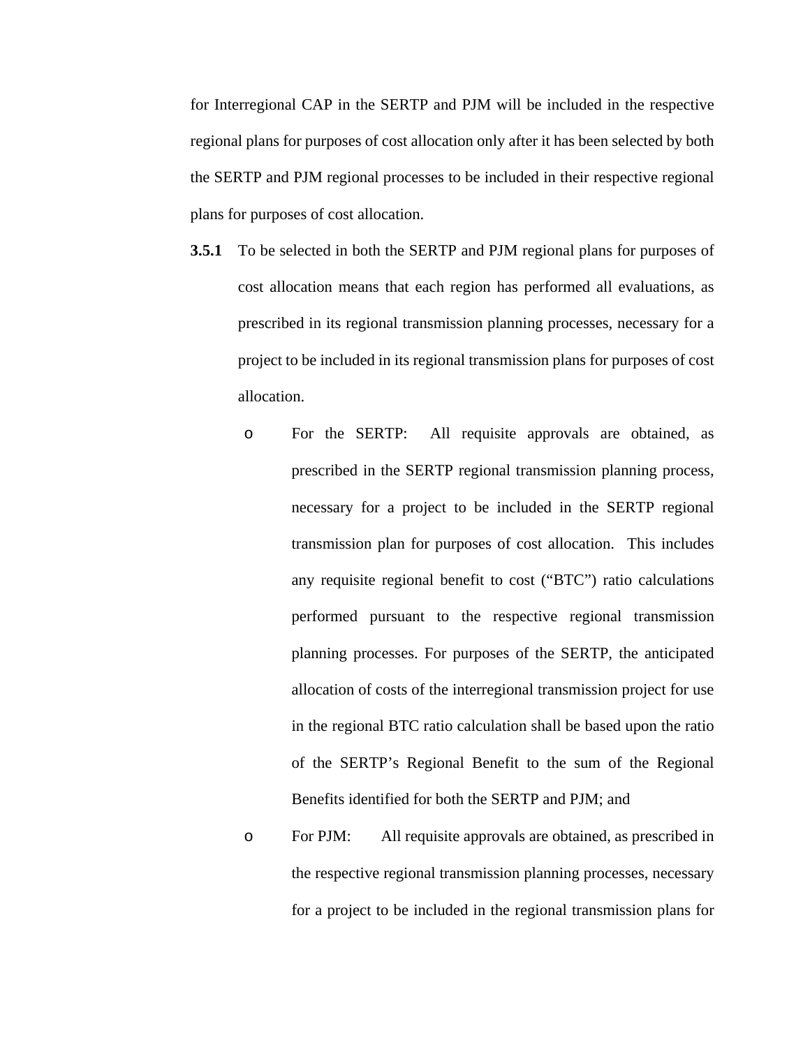for Interregional CAP in the SERTP and PJM will be included in the respective regional plans for purposes of cost allocation only after it has been selected by both the SERTP and PJM regional processes to be included in their respective regional plans for purposes of cost allocation.

**3.5.1** To be selected in both the SERTP and PJM regional plans for purposes of cost allocation means that each region has performed all evaluations, as prescribed in its regional transmission planning processes, necessary for a project to be included in its regional transmission plans for purposes of cost allocation.

- For the SERTP: All requisite approvals are obtained, as prescribed in the SERTP regional transmission planning process, necessary for a project to be included in the SERTP regional transmission plan for purposes of cost allocation. This includes any requisite regional benefit to cost ("BTC") ratio calculations performed pursuant to the respective regional transmission planning processes. For purposes of the SERTP, the anticipated allocation of costs of the interregional transmission project for use in the regional BTC ratio calculation shall be based upon the ratio of the SERTP's Regional Benefit to the sum of the Regional Benefits identified for both the SERTP and PJM; and
- For PJM: All requisite approvals are obtained, as prescribed in the respective regional transmission planning processes, necessary for a project to be included in the regional transmission plans for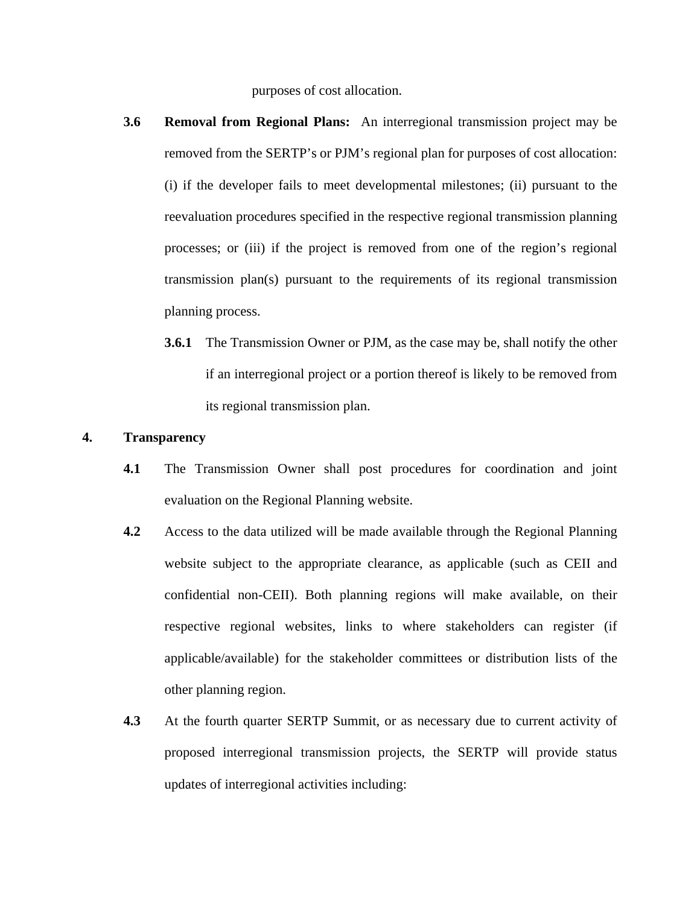purposes of cost allocation.

**3.6 Removal from Regional Plans:** An interregional transmission project may be removed from the SERTP's or PJM's regional plan for purposes of cost allocation: (i) if the developer fails to meet developmental milestones; (ii) pursuant to the reevaluation procedures specified in the respective regional transmission planning processes; or (iii) if the project is removed from one of the region's regional transmission plan(s) pursuant to the requirements of its regional transmission planning process.

**3.6.1** The Transmission Owner or PJM, as the case may be, shall notify the other if an interregional project or a portion thereof is likely to be removed from its regional transmission plan.

**4. Transparency**

**4.1** The Transmission Owner shall post procedures for coordination and joint evaluation on the Regional Planning website.

**4.2** Access to the data utilized will be made available through the Regional Planning website subject to the appropriate clearance, as applicable (such as CEII and confidential non-CEII). Both planning regions will make available, on their respective regional websites, links to where stakeholders can register (if applicable/available) for the stakeholder committees or distribution lists of the other planning region.

**4.3** At the fourth quarter SERTP Summit, or as necessary due to current activity of proposed interregional transmission projects, the SERTP will provide status updates of interregional activities including: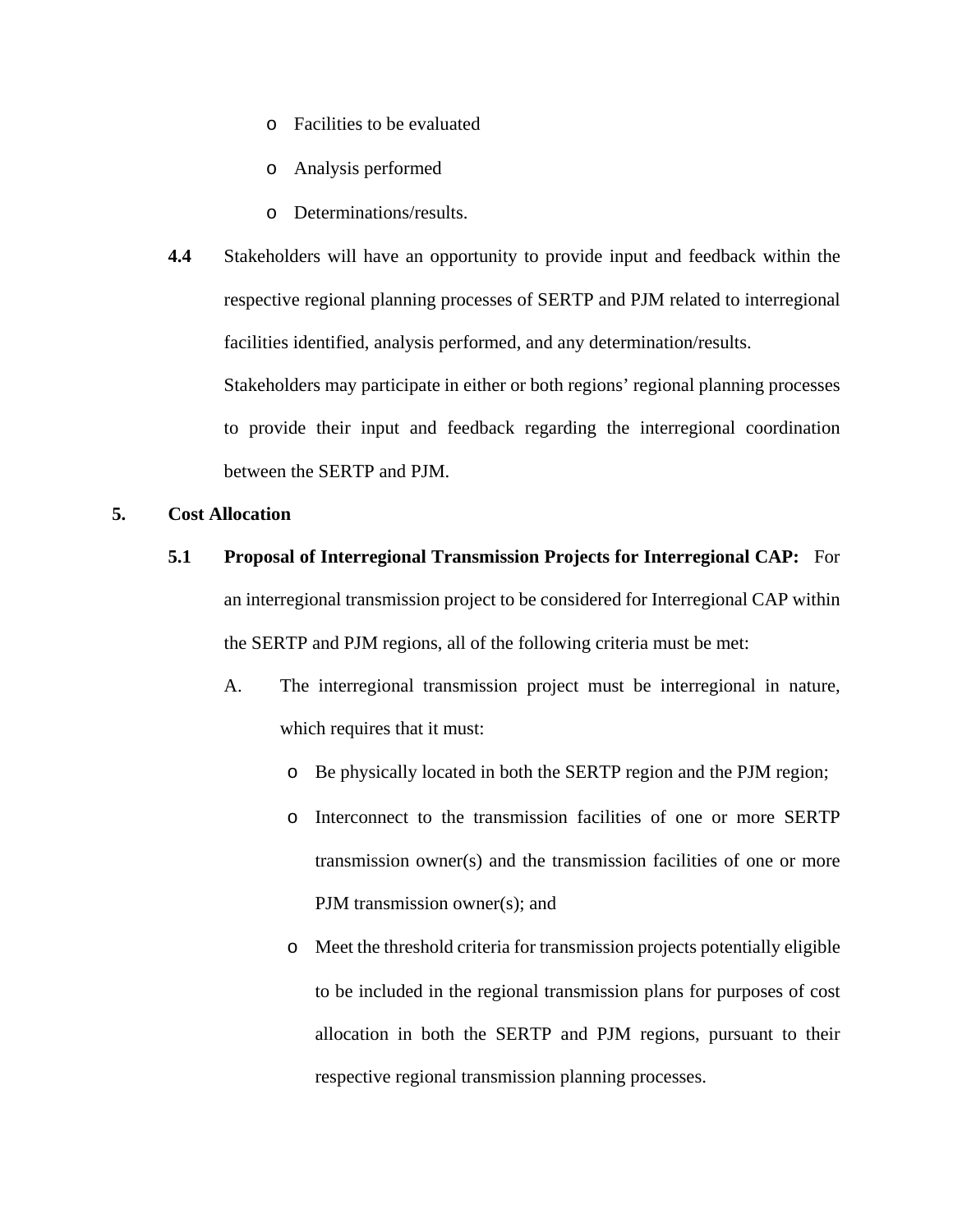- Facilities to be evaluated
- Analysis performed
- Determinations/results.

**4.4** Stakeholders will have an opportunity to provide input and feedback within the respective regional planning processes of SERTP and PJM related to interregional facilities identified, analysis performed, and any determination/results. Stakeholders may participate in either or both regions' regional planning processes to provide their input and feedback regarding the interregional coordination between the SERTP and PJM.

## 5. Cost Allocation

**5.1 Proposal of Interregional Transmission Projects for Interregional CAP:** For an interregional transmission project to be considered for Interregional CAP within the SERTP and PJM regions, all of the following criteria must be met:

A. The interregional transmission project must be interregional in nature, which requires that it must:

- Be physically located in both the SERTP region and the PJM region;
- Interconnect to the transmission facilities of one or more SERTP transmission owner(s) and the transmission facilities of one or more PJM transmission owner(s); and
- Meet the threshold criteria for transmission projects potentially eligible to be included in the regional transmission plans for purposes of cost allocation in both the SERTP and PJM regions, pursuant to their respective regional transmission planning processes.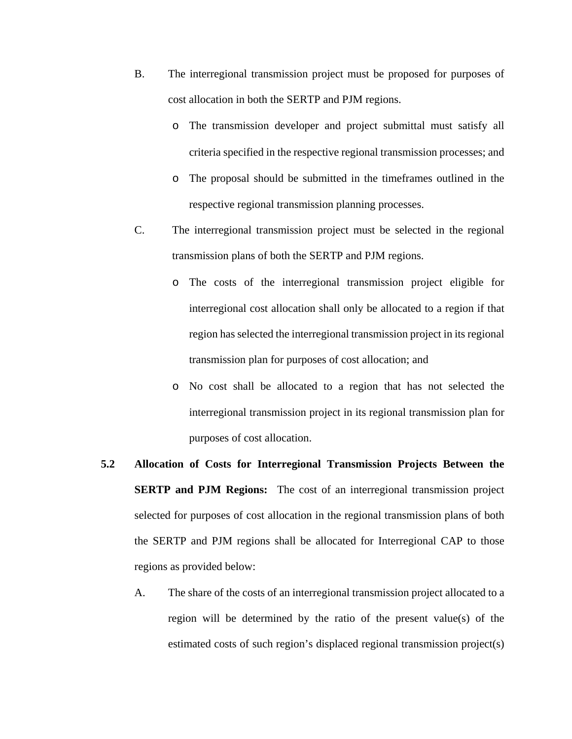B. The interregional transmission project must be proposed for purposes of cost allocation in both the SERTP and PJM regions.

- The transmission developer and project submittal must satisfy all criteria specified in the respective regional transmission processes; and
- The proposal should be submitted in the timeframes outlined in the respective regional transmission planning processes.

C. The interregional transmission project must be selected in the regional transmission plans of both the SERTP and PJM regions.

- The costs of the interregional transmission project eligible for interregional cost allocation shall only be allocated to a region if that region has selected the interregional transmission project in its regional transmission plan for purposes of cost allocation; and
- No cost shall be allocated to a region that has not selected the interregional transmission project in its regional transmission plan for purposes of cost allocation.

**5.2 Allocation of Costs for Interregional Transmission Projects Between the SERTP and PJM Regions:** The cost of an interregional transmission project selected for purposes of cost allocation in the regional transmission plans of both the SERTP and PJM regions shall be allocated for Interregional CAP to those regions as provided below:

A. The share of the costs of an interregional transmission project allocated to a region will be determined by the ratio of the present value(s) of the estimated costs of such region's displaced regional transmission project(s)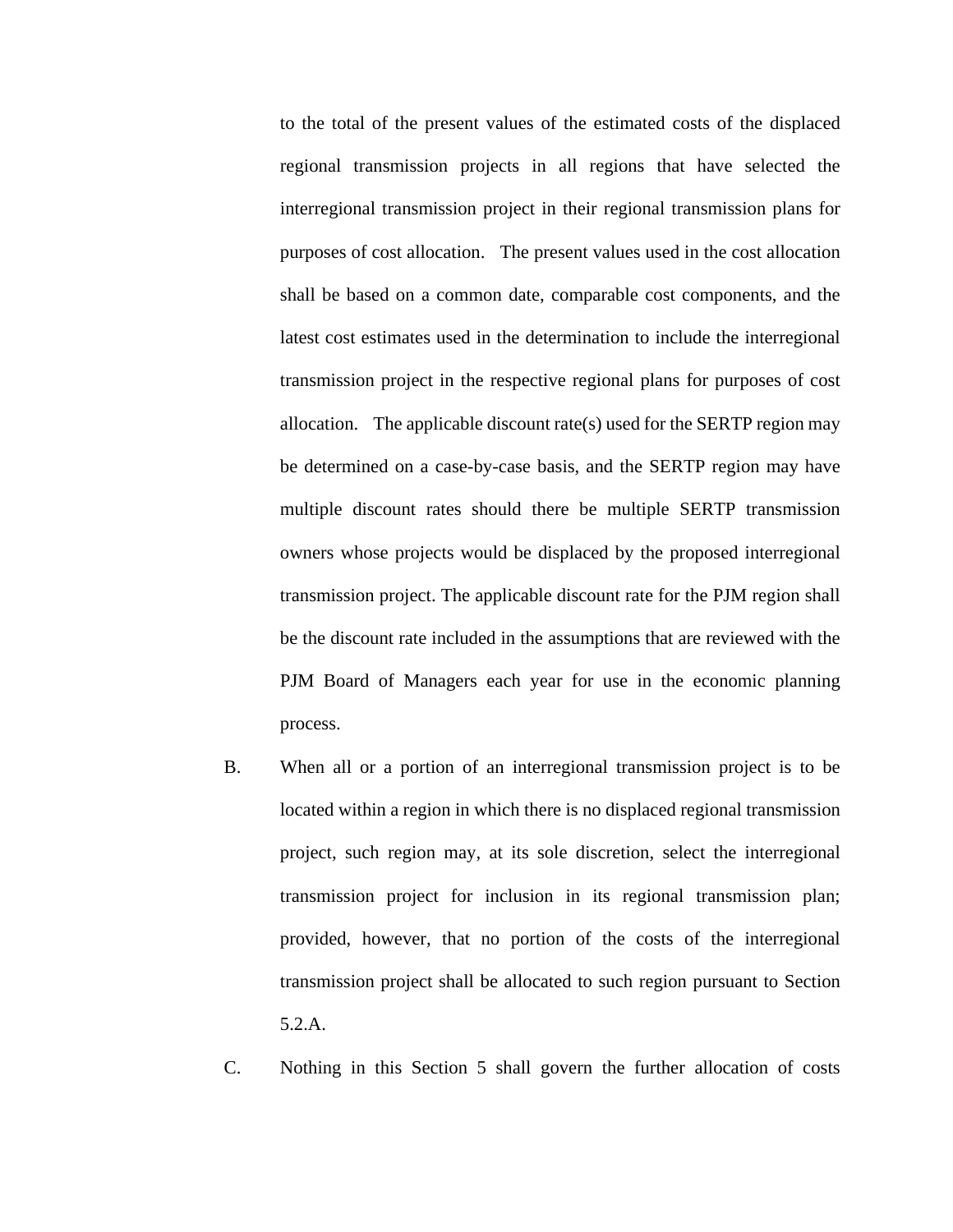to the total of the present values of the estimated costs of the displaced regional transmission projects in all regions that have selected the interregional transmission project in their regional transmission plans for purposes of cost allocation. The present values used in the cost allocation shall be based on a common date, comparable cost components, and the latest cost estimates used in the determination to include the interregional transmission project in the respective regional plans for purposes of cost allocation. The applicable discount rate(s) used for the SERTP region may be determined on a case-by-case basis, and the SERTP region may have multiple discount rates should there be multiple SERTP transmission owners whose projects would be displaced by the proposed interregional transmission project. The applicable discount rate for the PJM region shall be the discount rate included in the assumptions that are reviewed with the PJM Board of Managers each year for use in the economic planning process.

B. When all or a portion of an interregional transmission project is to be located within a region in which there is no displaced regional transmission project, such region may, at its sole discretion, select the interregional transmission project for inclusion in its regional transmission plan; provided, however, that no portion of the costs of the interregional transmission project shall be allocated to such region pursuant to Section 5.2.A.

C. Nothing in this Section 5 shall govern the further allocation of costs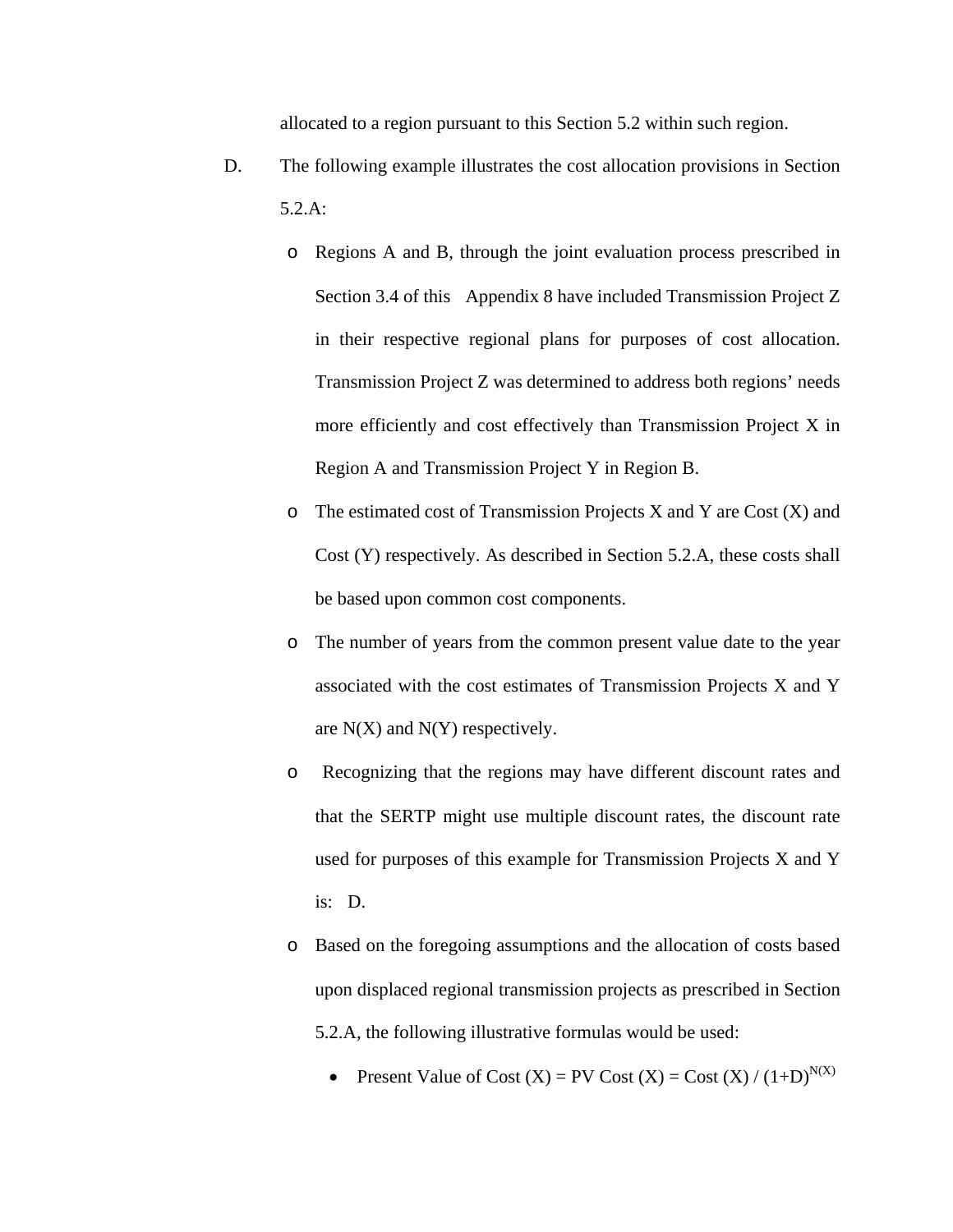allocated to a region pursuant to this Section 5.2 within such region.

D. The following example illustrates the cost allocation provisions in Section 5.2.A:

- Regions A and B, through the joint evaluation process prescribed in Section 3.4 of this Appendix 8 have included Transmission Project Z in their respective regional plans for purposes of cost allocation. Transmission Project Z was determined to address both regions' needs more efficiently and cost effectively than Transmission Project X in Region A and Transmission Project Y in Region B.
- The estimated cost of Transmission Projects X and Y are Cost (X) and Cost (Y) respectively. As described in Section 5.2.A, these costs shall be based upon common cost components.
- The number of years from the common present value date to the year associated with the cost estimates of Transmission Projects X and Y are N(X) and N(Y) respectively.
- Recognizing that the regions may have different discount rates and that the SERTP might use multiple discount rates, the discount rate used for purposes of this example for Transmission Projects X and Y is: D.
- Based on the foregoing assumptions and the allocation of costs based upon displaced regional transmission projects as prescribed in Section 5.2.A, the following illustrative formulas would be used:
  - Present Value of Cost (X) = PV Cost (X) = Cost (X) / $(1+D)^{N(X)}$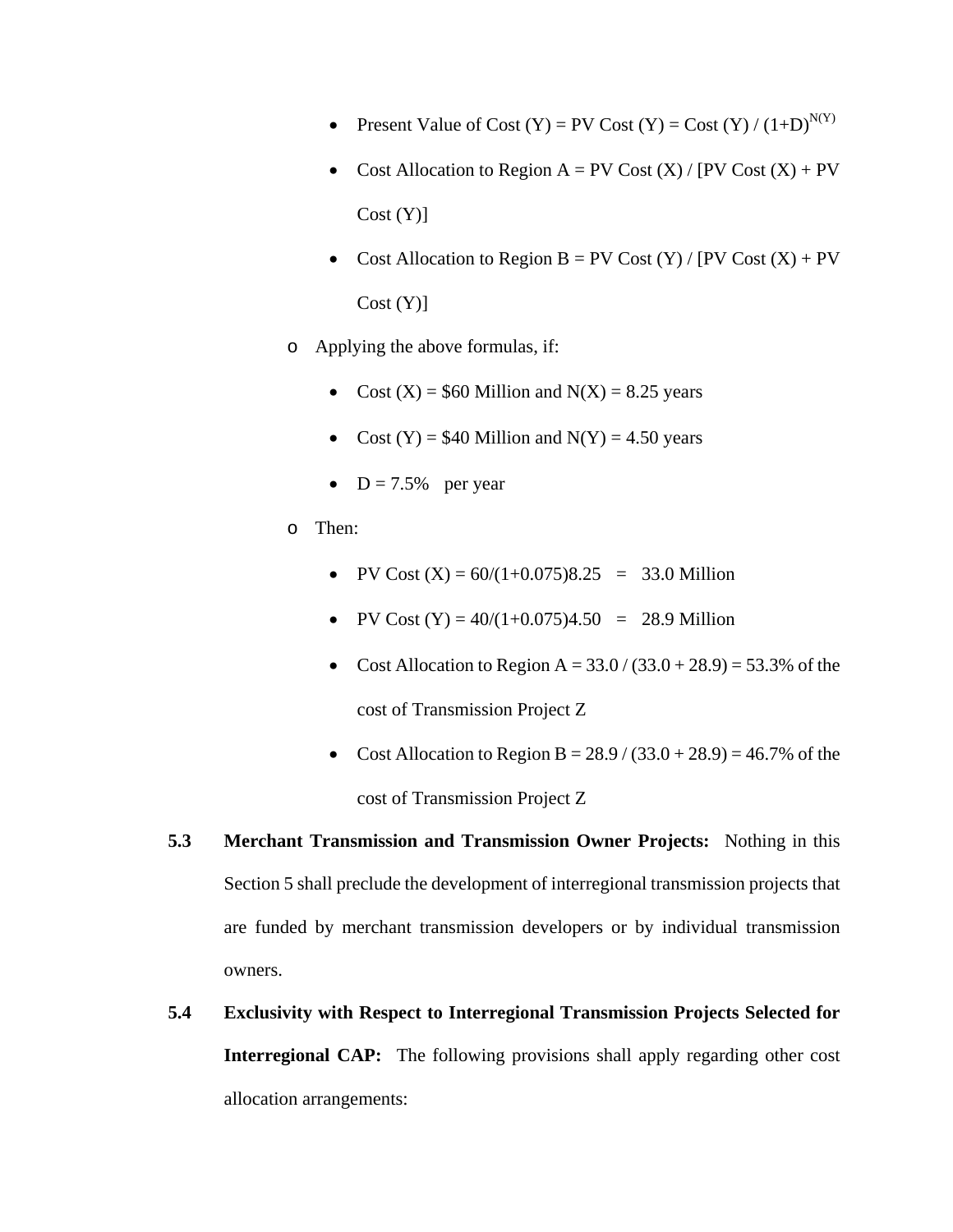- Present Value of Cost (Y) = PV Cost (Y) = Cost (Y) / $(1+D)^{N(Y)}$
- Cost Allocation to Region A = PV Cost (X) / [PV Cost (X) + PV Cost (Y)]
- Cost Allocation to Region B = PV Cost (Y) / [PV Cost (X) + PV Cost (Y)]

  - Applying the above formulas, if:
    - Cost (X) = $60 Million and N(X) = 8.25 years
    - Cost (Y) = $40 Million and N(Y) = 4.50 years
    - D = 7.5% per year
  - Then:
    - PV Cost (X) = 60/(1+0.075)8.25 = 33.0 Million
    - PV Cost (Y) = 40/(1+0.075)4.50 = 28.9 Million
    - Cost Allocation to Region A = 33.0 / (33.0 + 28.9) = 53.3% of the cost of Transmission Project Z
    - Cost Allocation to Region B = 28.9 / (33.0 + 28.9) = 46.7% of the cost of Transmission Project Z

**5.3 Merchant Transmission and Transmission Owner Projects:** Nothing in this Section 5 shall preclude the development of interregional transmission projects that are funded by merchant transmission developers or by individual transmission owners.

**5.4 Exclusivity with Respect to Interregional Transmission Projects Selected for Interregional CAP:** The following provisions shall apply regarding other cost allocation arrangements: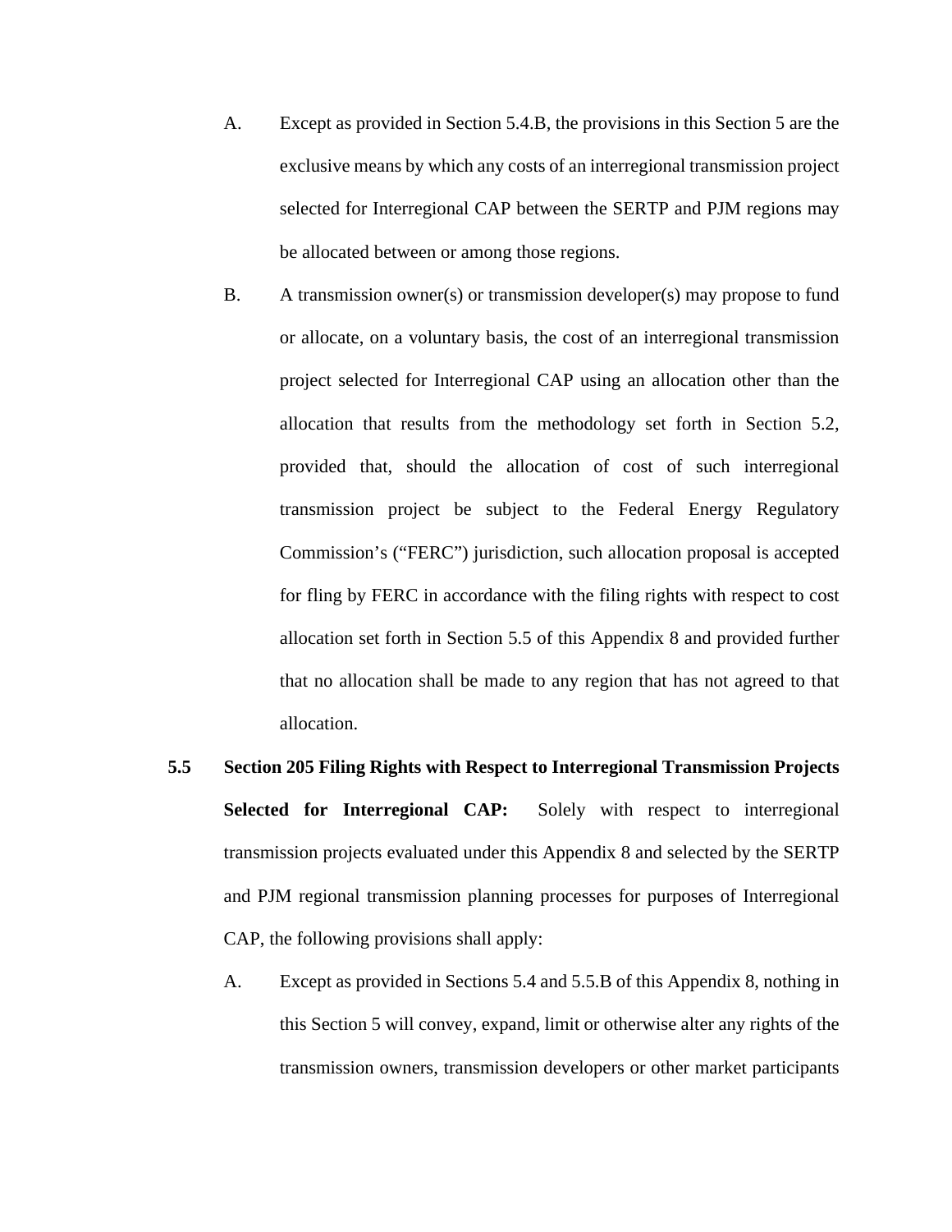A. Except as provided in Section 5.4.B, the provisions in this Section 5 are the exclusive means by which any costs of an interregional transmission project selected for Interregional CAP between the SERTP and PJM regions may be allocated between or among those regions.

B. A transmission owner(s) or transmission developer(s) may propose to fund or allocate, on a voluntary basis, the cost of an interregional transmission project selected for Interregional CAP using an allocation other than the allocation that results from the methodology set forth in Section 5.2, provided that, should the allocation of cost of such interregional transmission project be subject to the Federal Energy Regulatory Commission's ("FERC") jurisdiction, such allocation proposal is accepted for fling by FERC in accordance with the filing rights with respect to cost allocation set forth in Section 5.5 of this Appendix 8 and provided further that no allocation shall be made to any region that has not agreed to that allocation.

**5.5 Section 205 Filing Rights with Respect to Interregional Transmission Projects Selected for Interregional CAP:** Solely with respect to interregional transmission projects evaluated under this Appendix 8 and selected by the SERTP and PJM regional transmission planning processes for purposes of Interregional CAP, the following provisions shall apply:

A. Except as provided in Sections 5.4 and 5.5.B of this Appendix 8, nothing in this Section 5 will convey, expand, limit or otherwise alter any rights of the transmission owners, transmission developers or other market participants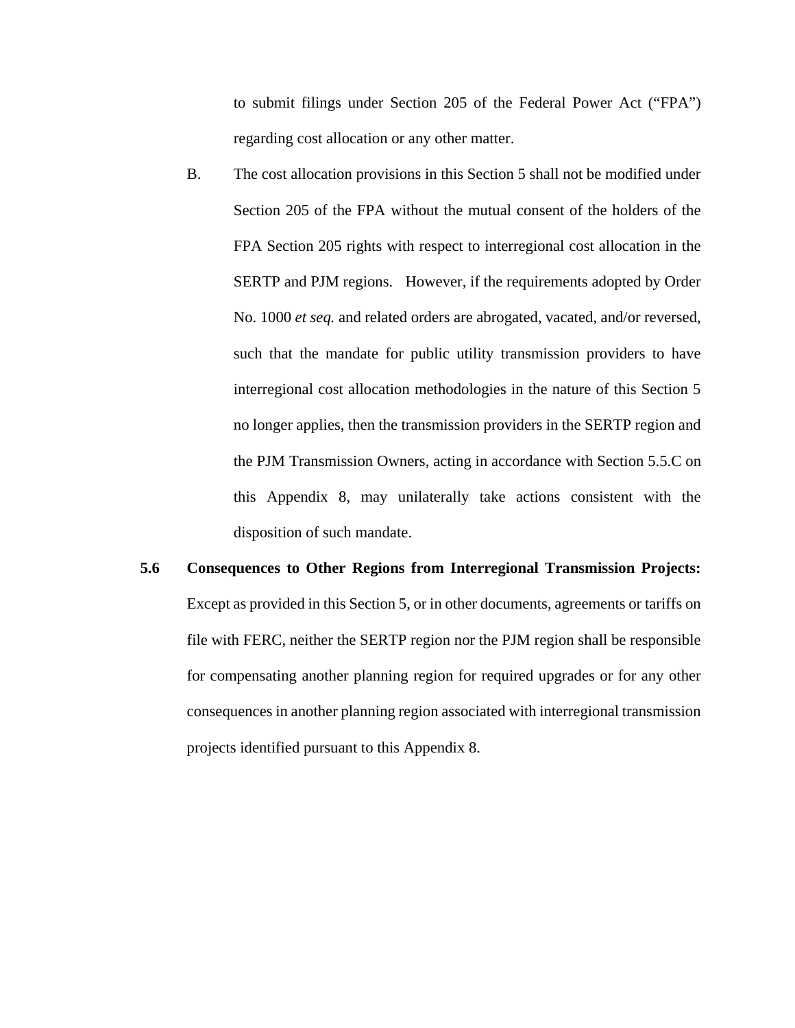to submit filings under Section 205 of the Federal Power Act ("FPA") regarding cost allocation or any other matter.

B. The cost allocation provisions in this Section 5 shall not be modified under Section 205 of the FPA without the mutual consent of the holders of the FPA Section 205 rights with respect to interregional cost allocation in the SERTP and PJM regions. However, if the requirements adopted by Order No. 1000 *et seq.* and related orders are abrogated, vacated, and/or reversed, such that the mandate for public utility transmission providers to have interregional cost allocation methodologies in the nature of this Section 5 no longer applies, then the transmission providers in the SERTP region and the PJM Transmission Owners, acting in accordance with Section 5.5.C on this Appendix 8, may unilaterally take actions consistent with the disposition of such mandate.

**5.6 Consequences to Other Regions from Interregional Transmission Projects:** Except as provided in this Section 5, or in other documents, agreements or tariffs on file with FERC, neither the SERTP region nor the PJM region shall be responsible for compensating another planning region for required upgrades or for any other consequences in another planning region associated with interregional transmission projects identified pursuant to this Appendix 8.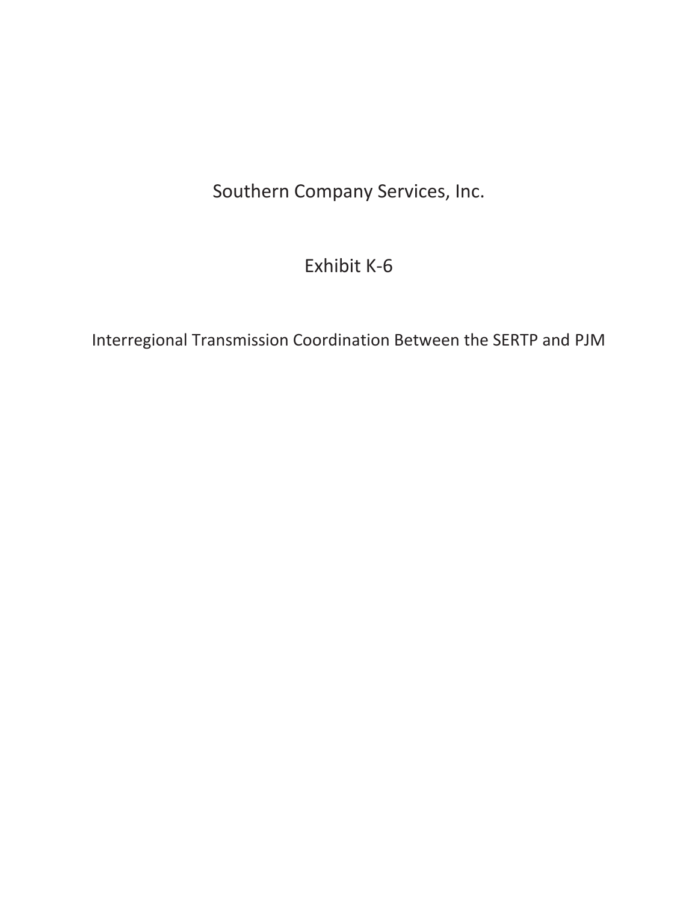Southern Company Services, Inc.

Exhibit K-6

Interregional Transmission Coordination Between the SERTP and PJM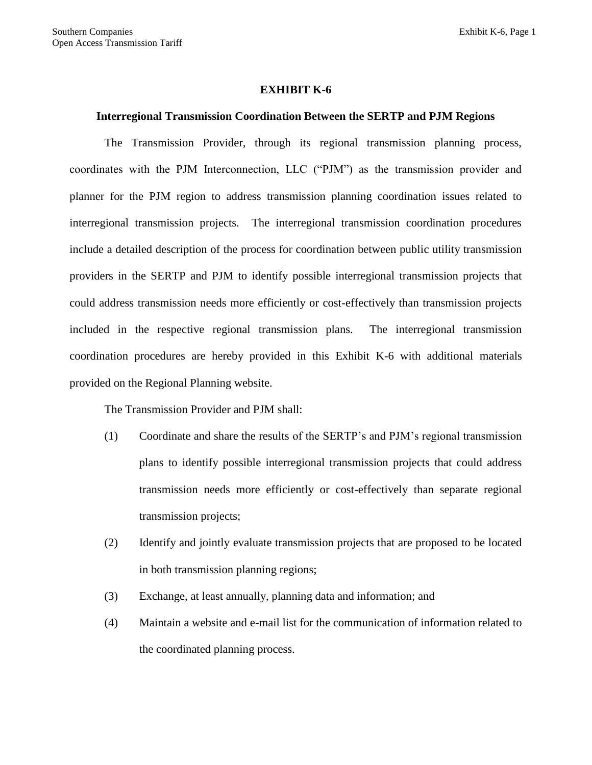# EXHIBIT K-6

## Interregional Transmission Coordination Between the SERTP and PJM Regions

The Transmission Provider, through its regional transmission planning process, coordinates with the PJM Interconnection, LLC ("PJM") as the transmission provider and planner for the PJM region to address transmission planning coordination issues related to interregional transmission projects. The interregional transmission coordination procedures include a detailed description of the process for coordination between public utility transmission providers in the SERTP and PJM to identify possible interregional transmission projects that could address transmission needs more efficiently or cost-effectively than transmission projects included in the respective regional transmission plans. The interregional transmission coordination procedures are hereby provided in this Exhibit K-6 with additional materials provided on the Regional Planning website.

The Transmission Provider and PJM shall:

(1) Coordinate and share the results of the SERTP's and PJM's regional transmission plans to identify possible interregional transmission projects that could address transmission needs more efficiently or cost-effectively than separate regional transmission projects;

(2) Identify and jointly evaluate transmission projects that are proposed to be located in both transmission planning regions;

(3) Exchange, at least annually, planning data and information; and

(4) Maintain a website and e-mail list for the communication of information related to the coordinated planning process.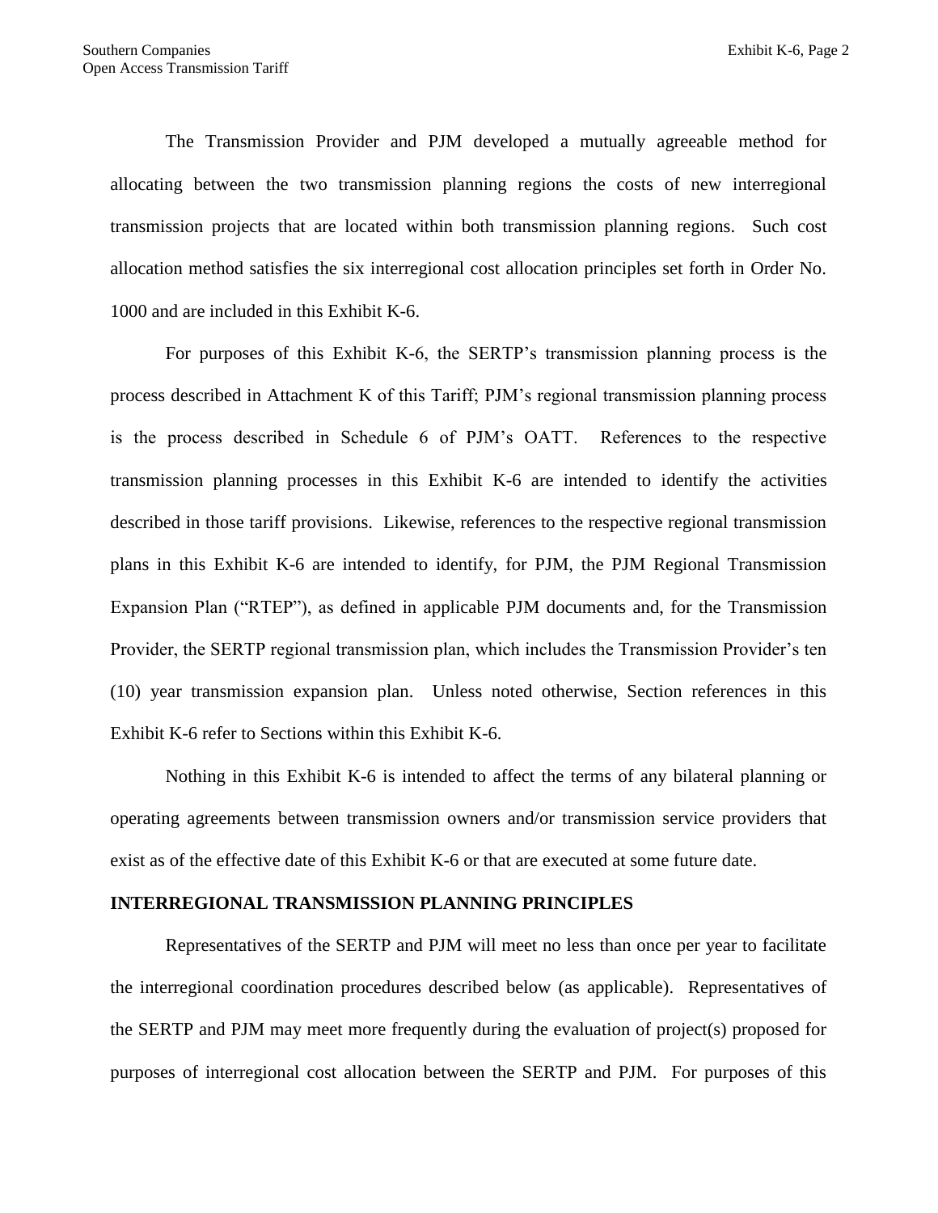The Transmission Provider and PJM developed a mutually agreeable method for allocating between the two transmission planning regions the costs of new interregional transmission projects that are located within both transmission planning regions. Such cost allocation method satisfies the six interregional cost allocation principles set forth in Order No. 1000 and are included in this Exhibit K-6.

For purposes of this Exhibit K-6, the SERTP's transmission planning process is the process described in Attachment K of this Tariff; PJM's regional transmission planning process is the process described in Schedule 6 of PJM's OATT. References to the respective transmission planning processes in this Exhibit K-6 are intended to identify the activities described in those tariff provisions. Likewise, references to the respective regional transmission plans in this Exhibit K-6 are intended to identify, for PJM, the PJM Regional Transmission Expansion Plan ("RTEP"), as defined in applicable PJM documents and, for the Transmission Provider, the SERTP regional transmission plan, which includes the Transmission Provider's ten (10) year transmission expansion plan. Unless noted otherwise, Section references in this Exhibit K-6 refer to Sections within this Exhibit K-6.

Nothing in this Exhibit K-6 is intended to affect the terms of any bilateral planning or operating agreements between transmission owners and/or transmission service providers that exist as of the effective date of this Exhibit K-6 or that are executed at some future date.

**INTERREGIONAL TRANSMISSION PLANNING PRINCIPLES**

Representatives of the SERTP and PJM will meet no less than once per year to facilitate the interregional coordination procedures described below (as applicable). Representatives of the SERTP and PJM may meet more frequently during the evaluation of project(s) proposed for purposes of interregional cost allocation between the SERTP and PJM. For purposes of this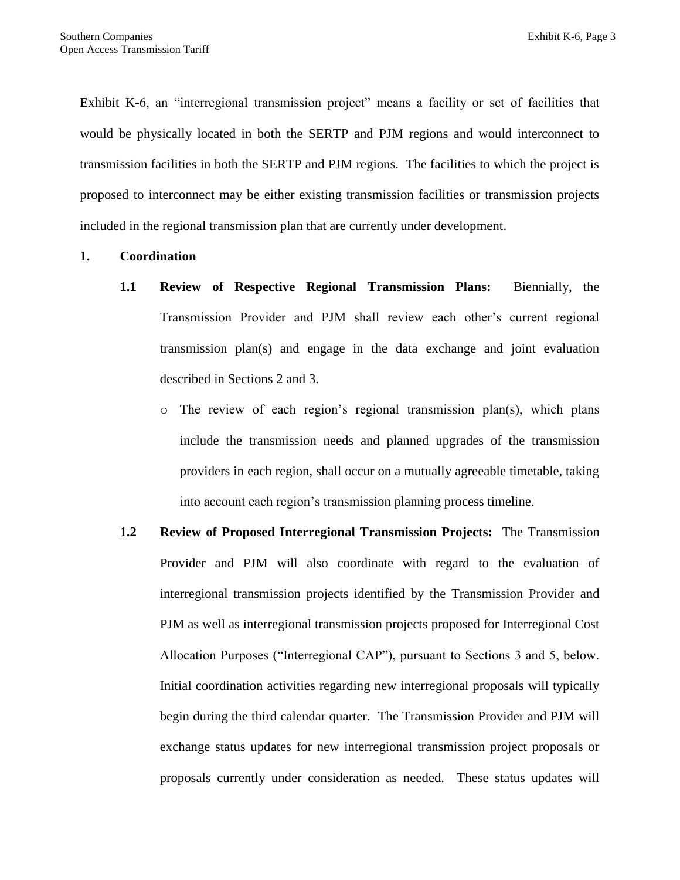Exhibit K-6, an "interregional transmission project" means a facility or set of facilities that would be physically located in both the SERTP and PJM regions and would interconnect to transmission facilities in both the SERTP and PJM regions. The facilities to which the project is proposed to interconnect may be either existing transmission facilities or transmission projects included in the regional transmission plan that are currently under development.

**1. Coordination**

**1.1 Review of Respective Regional Transmission Plans:** Biennially, the Transmission Provider and PJM shall review each other's current regional transmission plan(s) and engage in the data exchange and joint evaluation described in Sections 2 and 3.

- The review of each region's regional transmission plan(s), which plans include the transmission needs and planned upgrades of the transmission providers in each region, shall occur on a mutually agreeable timetable, taking into account each region's transmission planning process timeline.

**1.2 Review of Proposed Interregional Transmission Projects:** The Transmission Provider and PJM will also coordinate with regard to the evaluation of interregional transmission projects identified by the Transmission Provider and PJM as well as interregional transmission projects proposed for Interregional Cost Allocation Purposes ("Interregional CAP"), pursuant to Sections 3 and 5, below. Initial coordination activities regarding new interregional proposals will typically begin during the third calendar quarter. The Transmission Provider and PJM will exchange status updates for new interregional transmission project proposals or proposals currently under consideration as needed. These status updates will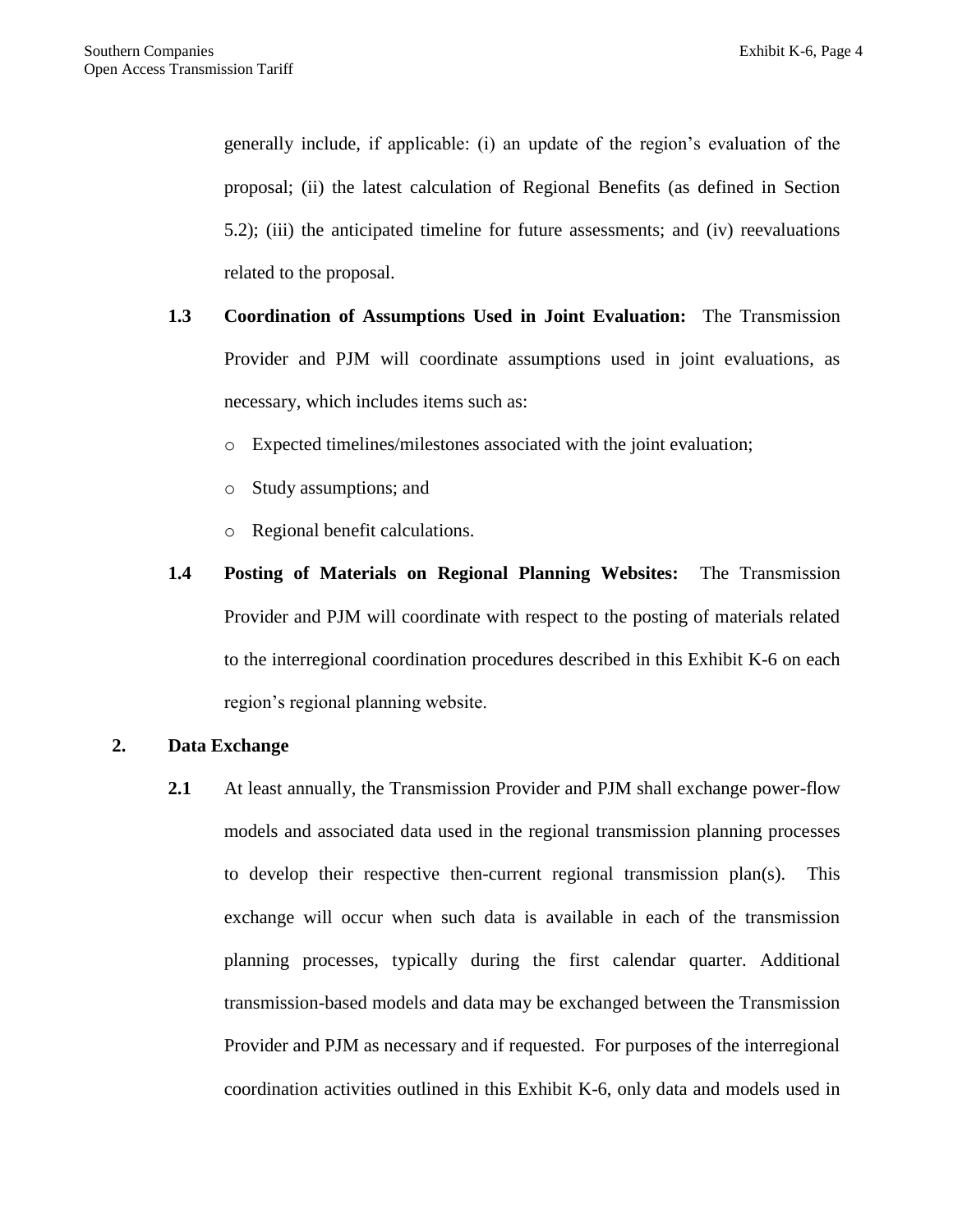generally include, if applicable: (i) an update of the region's evaluation of the proposal; (ii) the latest calculation of Regional Benefits (as defined in Section 5.2); (iii) the anticipated timeline for future assessments; and (iv) reevaluations related to the proposal.

**1.3 Coordination of Assumptions Used in Joint Evaluation:** The Transmission Provider and PJM will coordinate assumptions used in joint evaluations, as necessary, which includes items such as:

- Expected timelines/milestones associated with the joint evaluation;
- Study assumptions; and
- Regional benefit calculations.

**1.4 Posting of Materials on Regional Planning Websites:** The Transmission Provider and PJM will coordinate with respect to the posting of materials related to the interregional coordination procedures described in this Exhibit K-6 on each region's regional planning website.

## 2. Data Exchange

**2.1** At least annually, the Transmission Provider and PJM shall exchange power-flow models and associated data used in the regional transmission planning processes to develop their respective then-current regional transmission plan(s). This exchange will occur when such data is available in each of the transmission planning processes, typically during the first calendar quarter. Additional transmission-based models and data may be exchanged between the Transmission Provider and PJM as necessary and if requested. For purposes of the interregional coordination activities outlined in this Exhibit K-6, only data and models used in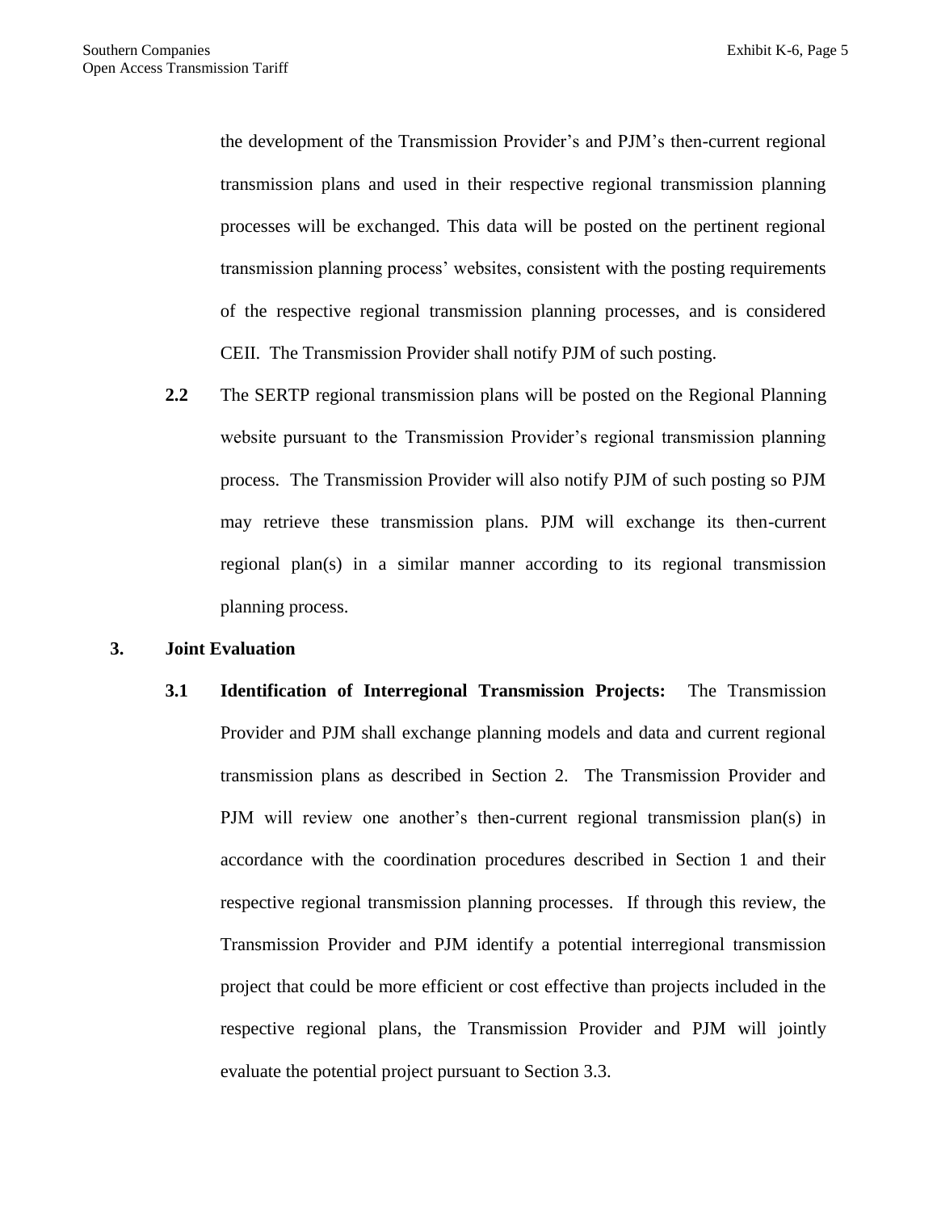the development of the Transmission Provider's and PJM's then-current regional transmission plans and used in their respective regional transmission planning processes will be exchanged. This data will be posted on the pertinent regional transmission planning process' websites, consistent with the posting requirements of the respective regional transmission planning processes, and is considered CEII. The Transmission Provider shall notify PJM of such posting.

**2.2** The SERTP regional transmission plans will be posted on the Regional Planning website pursuant to the Transmission Provider's regional transmission planning process. The Transmission Provider will also notify PJM of such posting so PJM may retrieve these transmission plans. PJM will exchange its then-current regional plan(s) in a similar manner according to its regional transmission planning process.

**3. Joint Evaluation**

**3.1 Identification of Interregional Transmission Projects:** The Transmission Provider and PJM shall exchange planning models and data and current regional transmission plans as described in Section 2. The Transmission Provider and PJM will review one another's then-current regional transmission plan(s) in accordance with the coordination procedures described in Section 1 and their respective regional transmission planning processes. If through this review, the Transmission Provider and PJM identify a potential interregional transmission project that could be more efficient or cost effective than projects included in the respective regional plans, the Transmission Provider and PJM will jointly evaluate the potential project pursuant to Section 3.3.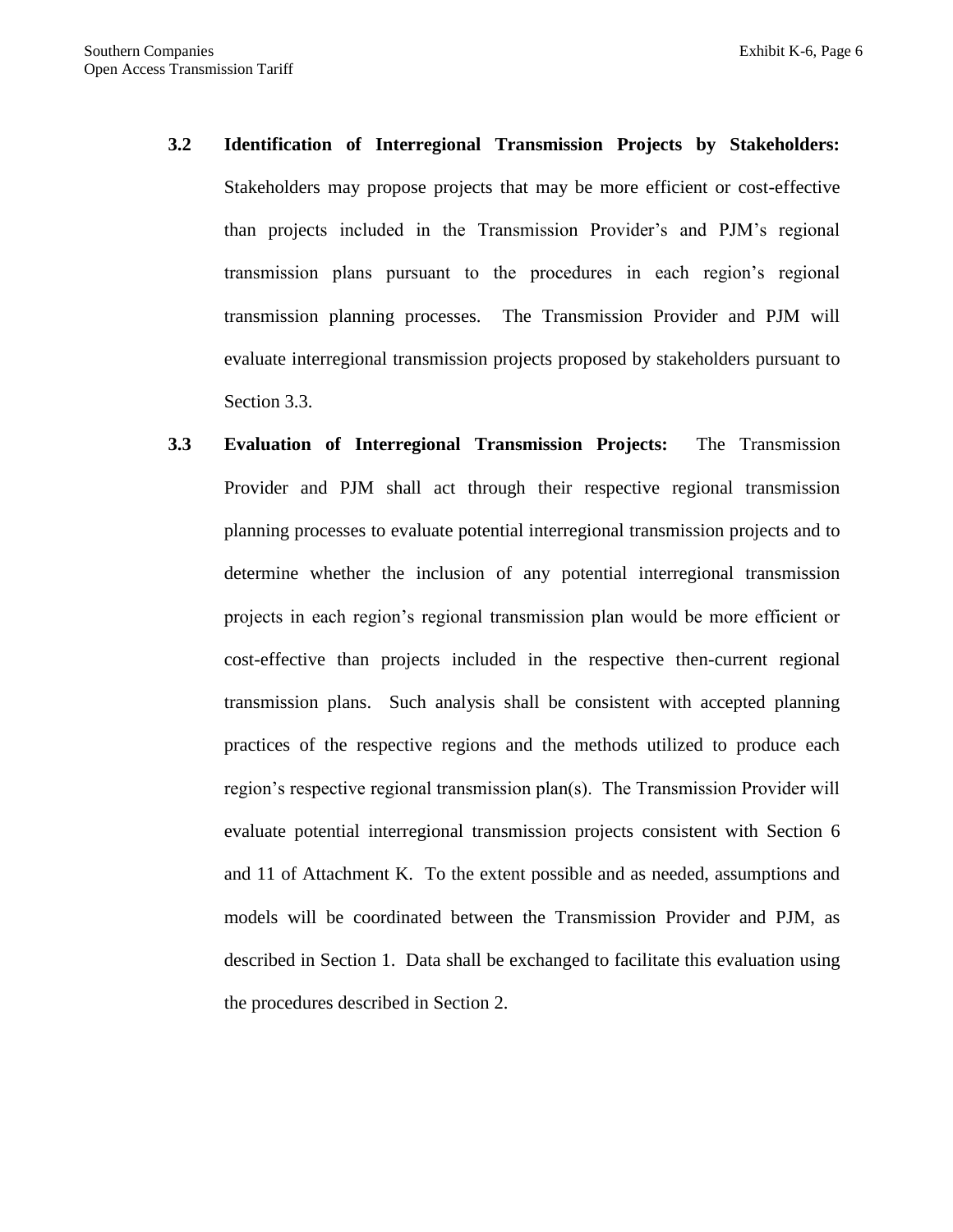**3.2 Identification of Interregional Transmission Projects by Stakeholders:** Stakeholders may propose projects that may be more efficient or cost-effective than projects included in the Transmission Provider's and PJM's regional transmission plans pursuant to the procedures in each region's regional transmission planning processes. The Transmission Provider and PJM will evaluate interregional transmission projects proposed by stakeholders pursuant to Section 3.3.

**3.3 Evaluation of Interregional Transmission Projects:** The Transmission Provider and PJM shall act through their respective regional transmission planning processes to evaluate potential interregional transmission projects and to determine whether the inclusion of any potential interregional transmission projects in each region's regional transmission plan would be more efficient or cost-effective than projects included in the respective then-current regional transmission plans. Such analysis shall be consistent with accepted planning practices of the respective regions and the methods utilized to produce each region's respective regional transmission plan(s). The Transmission Provider will evaluate potential interregional transmission projects consistent with Section 6 and 11 of Attachment K. To the extent possible and as needed, assumptions and models will be coordinated between the Transmission Provider and PJM, as described in Section 1. Data shall be exchanged to facilitate this evaluation using the procedures described in Section 2.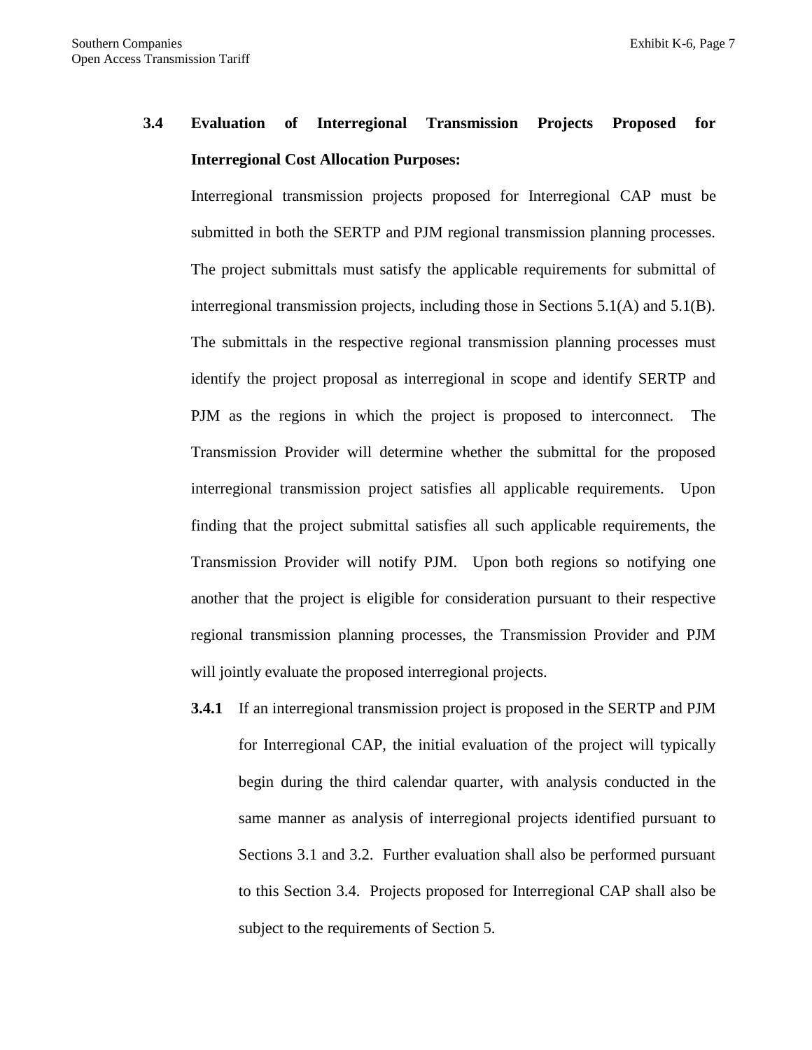**3.4 Evaluation of Interregional Transmission Projects Proposed for Interregional Cost Allocation Purposes:**

Interregional transmission projects proposed for Interregional CAP must be submitted in both the SERTP and PJM regional transmission planning processes. The project submittals must satisfy the applicable requirements for submittal of interregional transmission projects, including those in Sections 5.1(A) and 5.1(B). The submittals in the respective regional transmission planning processes must identify the project proposal as interregional in scope and identify SERTP and PJM as the regions in which the project is proposed to interconnect. The Transmission Provider will determine whether the submittal for the proposed interregional transmission project satisfies all applicable requirements. Upon finding that the project submittal satisfies all such applicable requirements, the Transmission Provider will notify PJM. Upon both regions so notifying one another that the project is eligible for consideration pursuant to their respective regional transmission planning processes, the Transmission Provider and PJM will jointly evaluate the proposed interregional projects.

**3.4.1** If an interregional transmission project is proposed in the SERTP and PJM for Interregional CAP, the initial evaluation of the project will typically begin during the third calendar quarter, with analysis conducted in the same manner as analysis of interregional projects identified pursuant to Sections 3.1 and 3.2. Further evaluation shall also be performed pursuant to this Section 3.4. Projects proposed for Interregional CAP shall also be subject to the requirements of Section 5.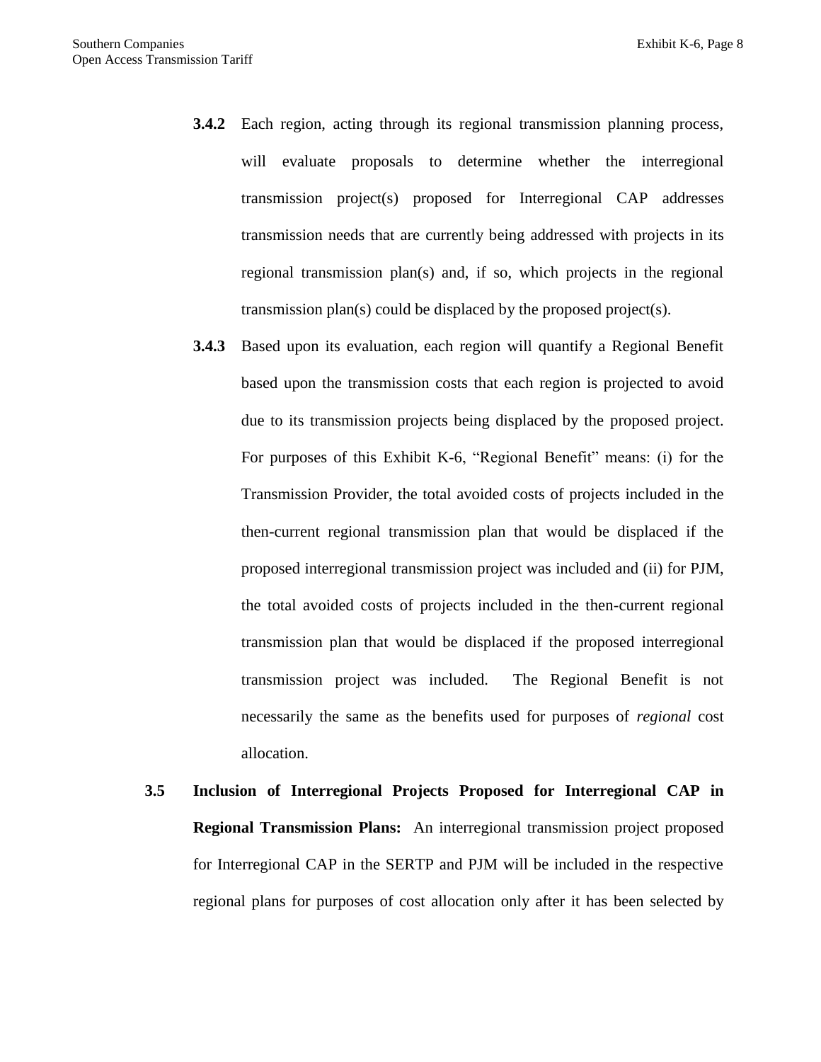**3.4.2** Each region, acting through its regional transmission planning process, will evaluate proposals to determine whether the interregional transmission project(s) proposed for Interregional CAP addresses transmission needs that are currently being addressed with projects in its regional transmission plan(s) and, if so, which projects in the regional transmission plan(s) could be displaced by the proposed project(s).

**3.4.3** Based upon its evaluation, each region will quantify a Regional Benefit based upon the transmission costs that each region is projected to avoid due to its transmission projects being displaced by the proposed project. For purposes of this Exhibit K-6, "Regional Benefit" means: (i) for the Transmission Provider, the total avoided costs of projects included in the then-current regional transmission plan that would be displaced if the proposed interregional transmission project was included and (ii) for PJM, the total avoided costs of projects included in the then-current regional transmission plan that would be displaced if the proposed interregional transmission project was included. The Regional Benefit is not necessarily the same as the benefits used for purposes of *regional* cost allocation.

**3.5 Inclusion of Interregional Projects Proposed for Interregional CAP in Regional Transmission Plans:** An interregional transmission project proposed for Interregional CAP in the SERTP and PJM will be included in the respective regional plans for purposes of cost allocation only after it has been selected by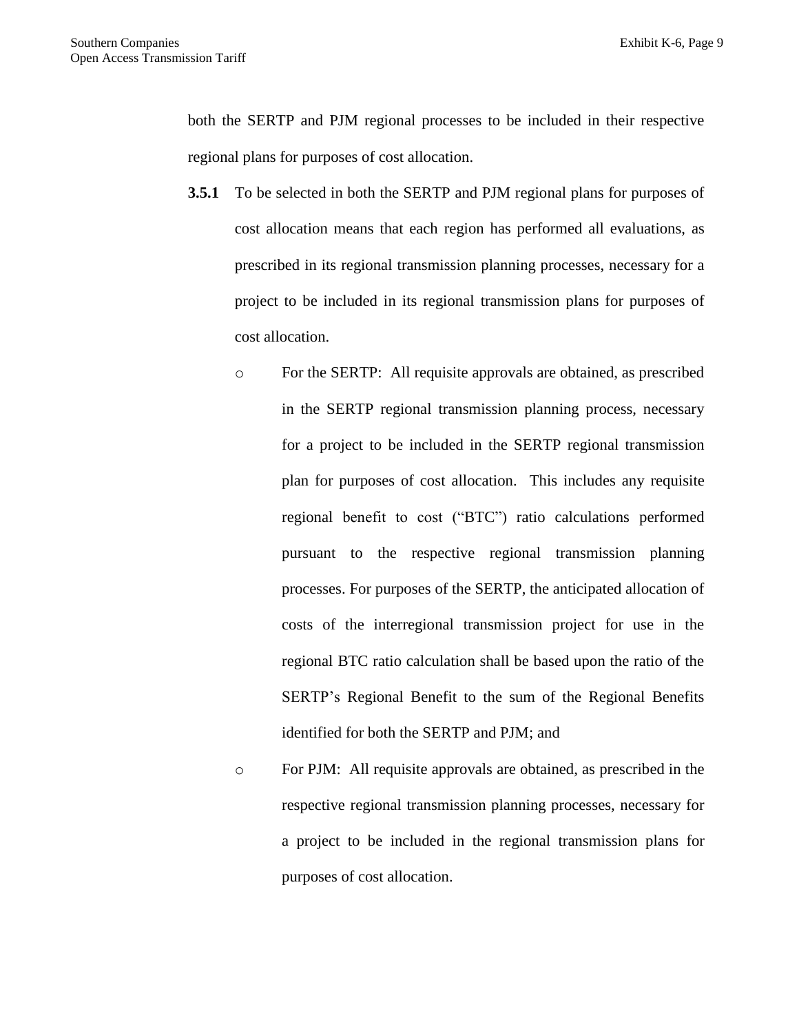both the SERTP and PJM regional processes to be included in their respective regional plans for purposes of cost allocation.

**3.5.1** To be selected in both the SERTP and PJM regional plans for purposes of cost allocation means that each region has performed all evaluations, as prescribed in its regional transmission planning processes, necessary for a project to be included in its regional transmission plans for purposes of cost allocation.

- For the SERTP: All requisite approvals are obtained, as prescribed in the SERTP regional transmission planning process, necessary for a project to be included in the SERTP regional transmission plan for purposes of cost allocation. This includes any requisite regional benefit to cost ("BTC") ratio calculations performed pursuant to the respective regional transmission planning processes. For purposes of the SERTP, the anticipated allocation of costs of the interregional transmission project for use in the regional BTC ratio calculation shall be based upon the ratio of the SERTP's Regional Benefit to the sum of the Regional Benefits identified for both the SERTP and PJM; and
- For PJM: All requisite approvals are obtained, as prescribed in the respective regional transmission planning processes, necessary for a project to be included in the regional transmission plans for purposes of cost allocation.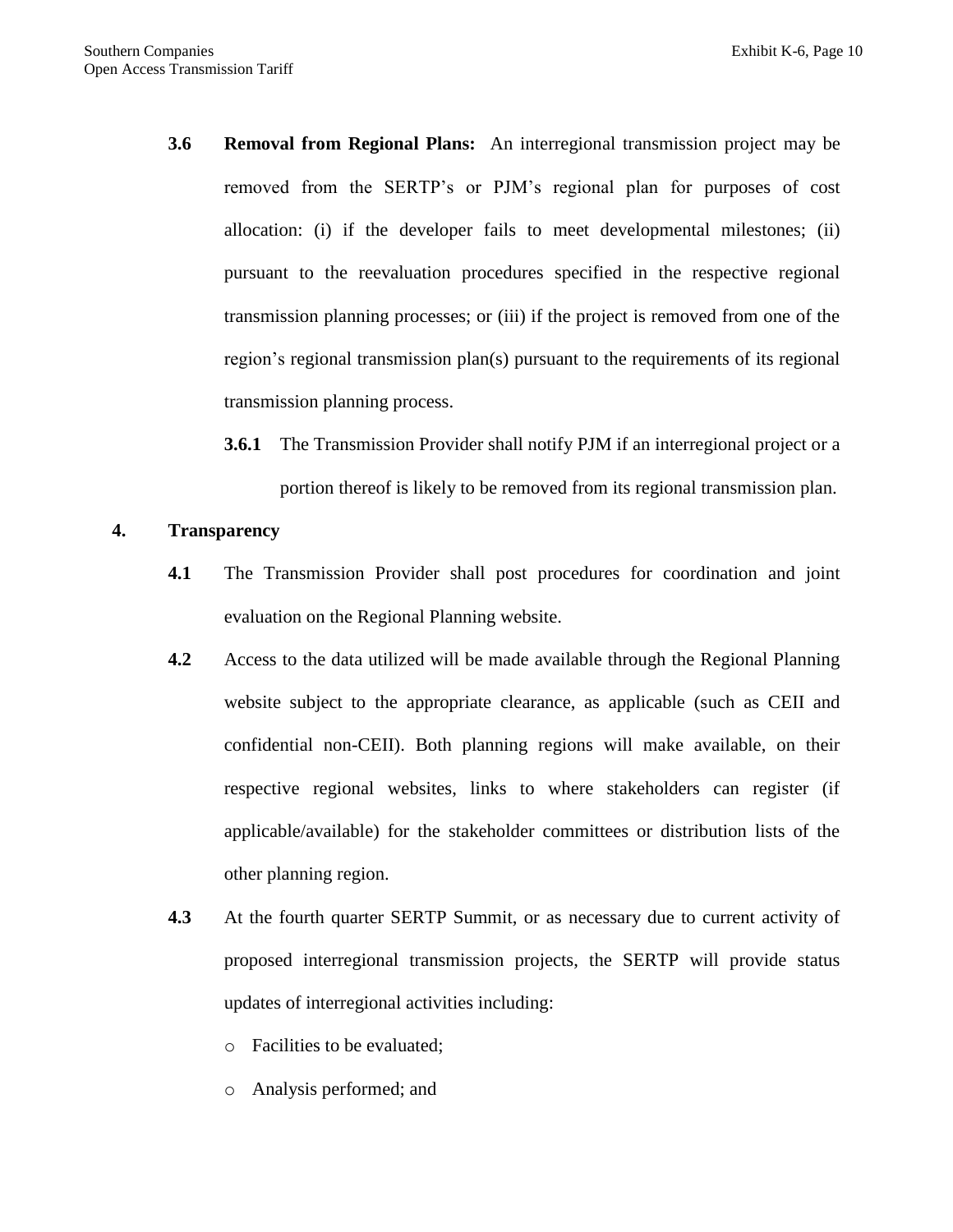**3.6** **Removal from Regional Plans:** An interregional transmission project may be removed from the SERTP's or PJM's regional plan for purposes of cost allocation: (i) if the developer fails to meet developmental milestones; (ii) pursuant to the reevaluation procedures specified in the respective regional transmission planning processes; or (iii) if the project is removed from one of the region's regional transmission plan(s) pursuant to the requirements of its regional transmission planning process.

**3.6.1** The Transmission Provider shall notify PJM if an interregional project or a portion thereof is likely to be removed from its regional transmission plan.

**4.** **Transparency**

**4.1** The Transmission Provider shall post procedures for coordination and joint evaluation on the Regional Planning website.

**4.2** Access to the data utilized will be made available through the Regional Planning website subject to the appropriate clearance, as applicable (such as CEII and confidential non-CEII). Both planning regions will make available, on their respective regional websites, links to where stakeholders can register (if applicable/available) for the stakeholder committees or distribution lists of the other planning region.

**4.3** At the fourth quarter SERTP Summit, or as necessary due to current activity of proposed interregional transmission projects, the SERTP will provide status updates of interregional activities including:

- Facilities to be evaluated;
- Analysis performed; and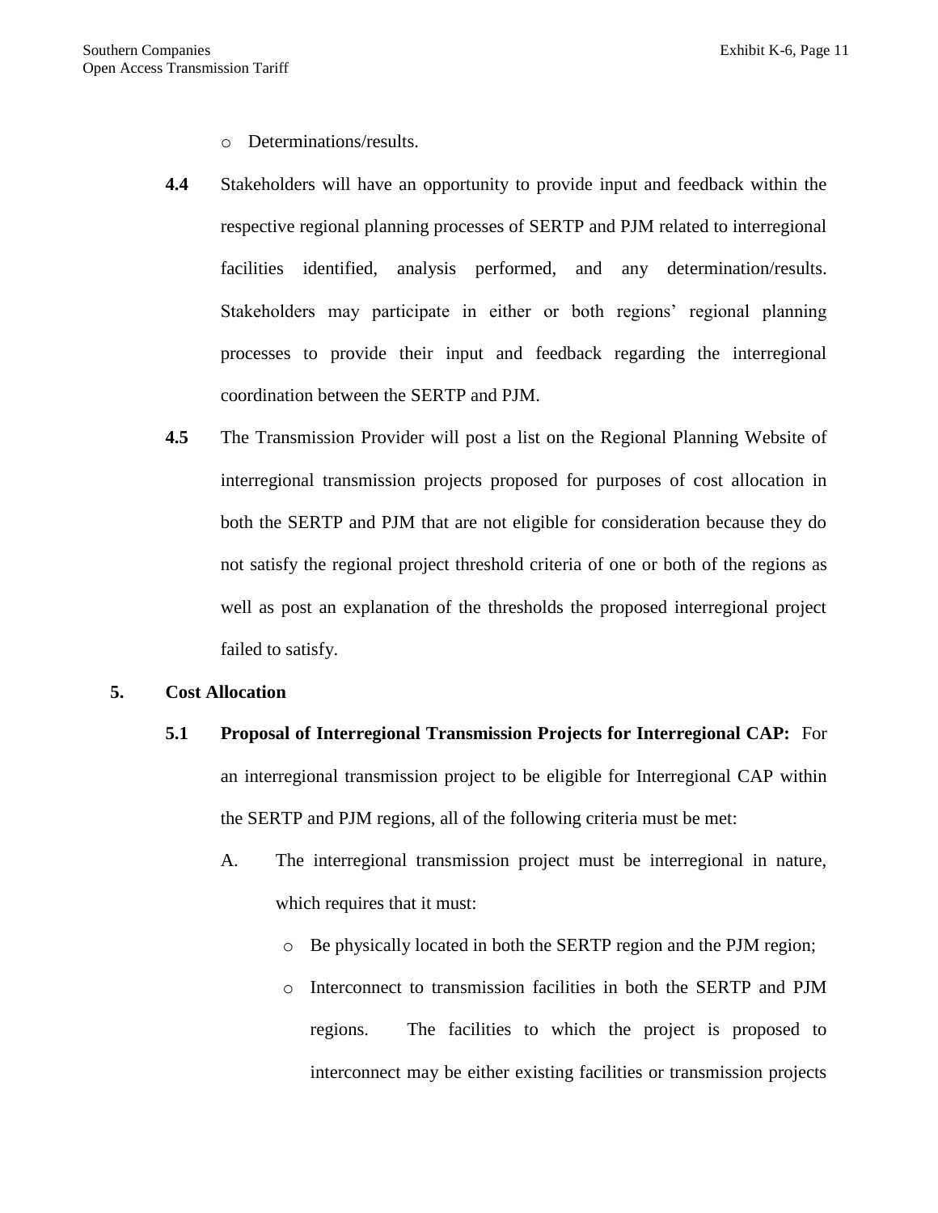- Determinations/results.

**4.4** Stakeholders will have an opportunity to provide input and feedback within the respective regional planning processes of SERTP and PJM related to interregional facilities identified, analysis performed, and any determination/results. Stakeholders may participate in either or both regions' regional planning processes to provide their input and feedback regarding the interregional coordination between the SERTP and PJM.

**4.5** The Transmission Provider will post a list on the Regional Planning Website of interregional transmission projects proposed for purposes of cost allocation in both the SERTP and PJM that are not eligible for consideration because they do not satisfy the regional project threshold criteria of one or both of the regions as well as post an explanation of the thresholds the proposed interregional project failed to satisfy.

## 5. Cost Allocation

**5.1 Proposal of Interregional Transmission Projects for Interregional CAP:** For an interregional transmission project to be eligible for Interregional CAP within the SERTP and PJM regions, all of the following criteria must be met:

A. The interregional transmission project must be interregional in nature, which requires that it must:

- Be physically located in both the SERTP region and the PJM region;
- Interconnect to transmission facilities in both the SERTP and PJM regions. The facilities to which the project is proposed to interconnect may be either existing facilities or transmission projects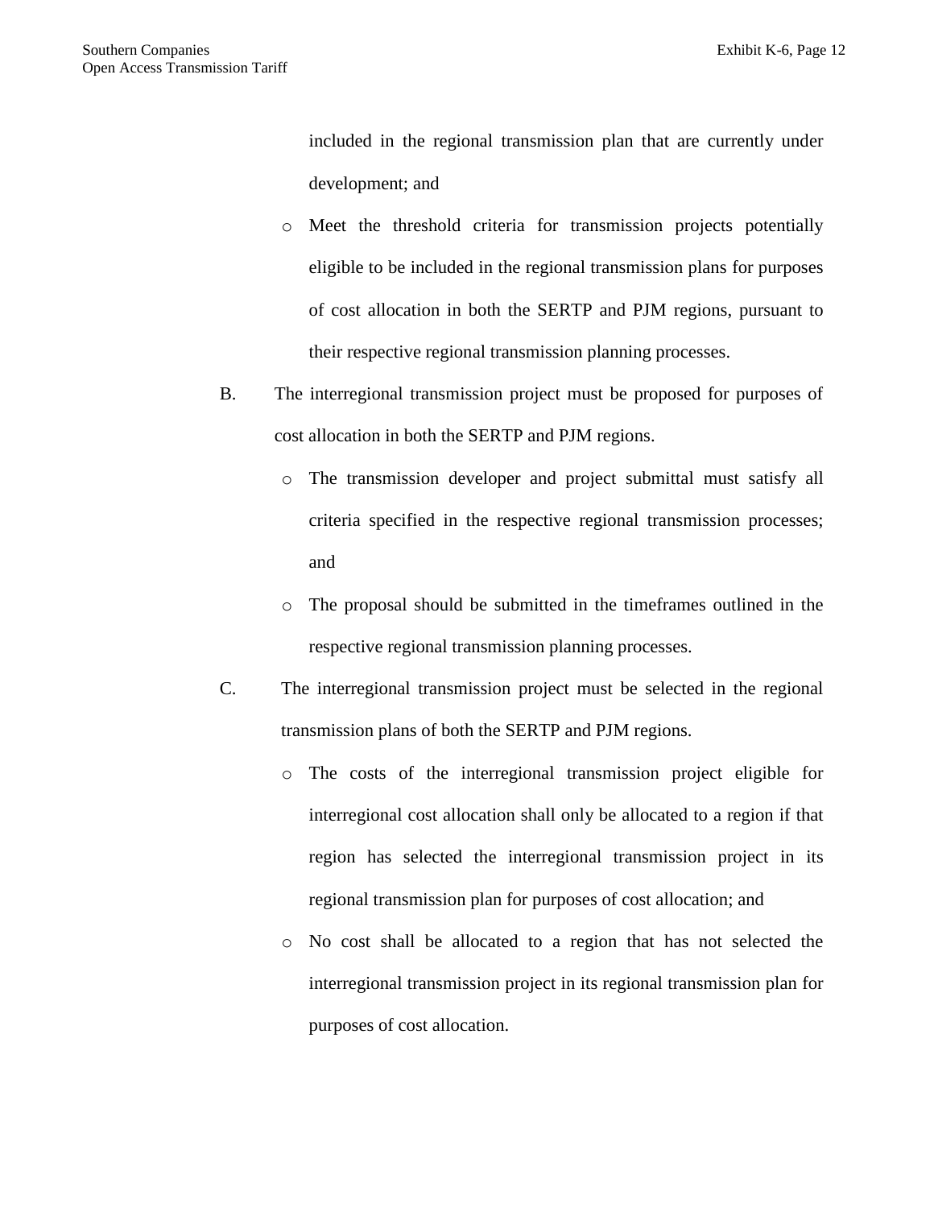included in the regional transmission plan that are currently under development; and

- Meet the threshold criteria for transmission projects potentially eligible to be included in the regional transmission plans for purposes of cost allocation in both the SERTP and PJM regions, pursuant to their respective regional transmission planning processes.

B. The interregional transmission project must be proposed for purposes of cost allocation in both the SERTP and PJM regions.

- The transmission developer and project submittal must satisfy all criteria specified in the respective regional transmission processes; and
- The proposal should be submitted in the timeframes outlined in the respective regional transmission planning processes.

C. The interregional transmission project must be selected in the regional transmission plans of both the SERTP and PJM regions.

- The costs of the interregional transmission project eligible for interregional cost allocation shall only be allocated to a region if that region has selected the interregional transmission project in its regional transmission plan for purposes of cost allocation; and
- No cost shall be allocated to a region that has not selected the interregional transmission project in its regional transmission plan for purposes of cost allocation.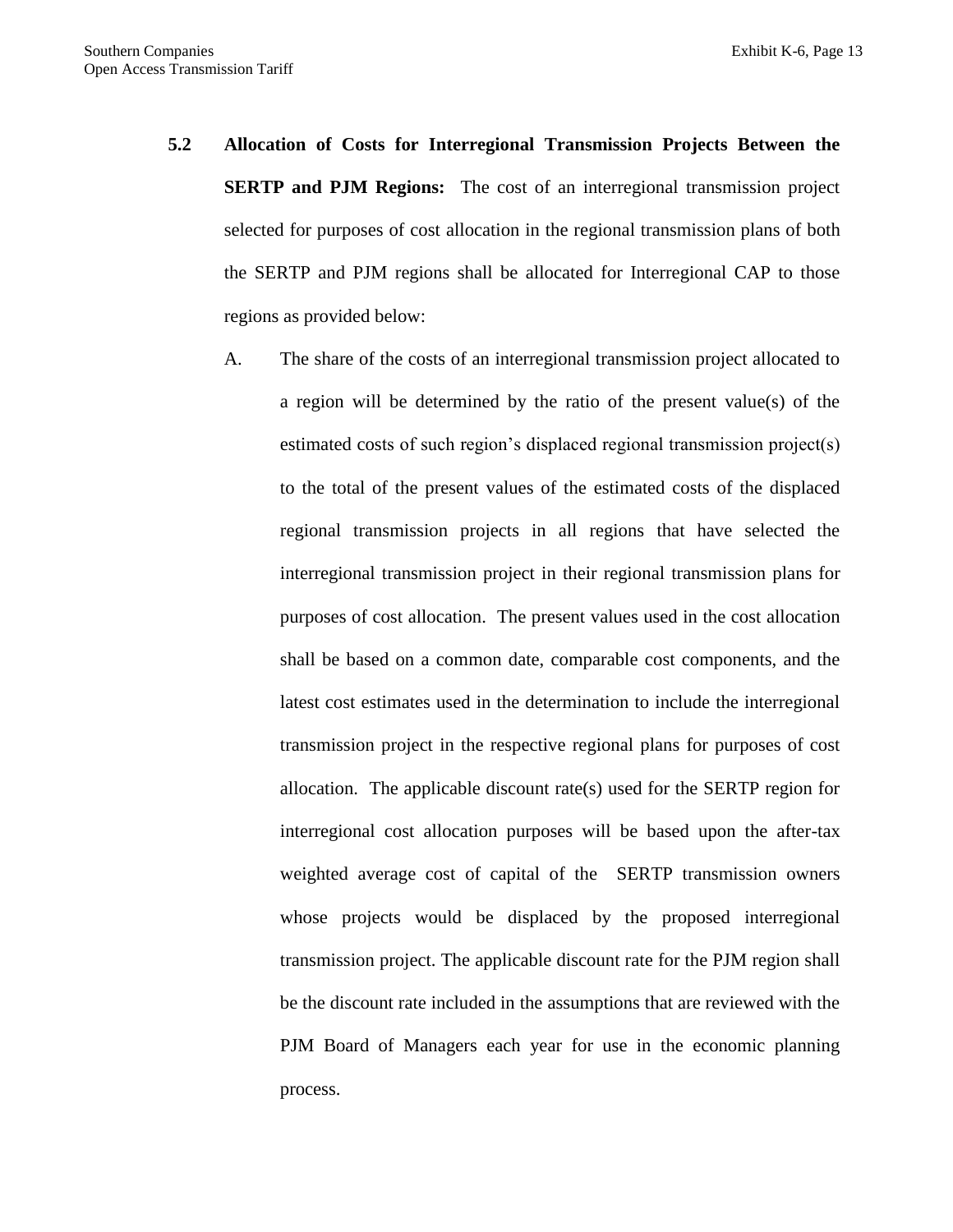**5.2 Allocation of Costs for Interregional Transmission Projects Between the SERTP and PJM Regions:** The cost of an interregional transmission project selected for purposes of cost allocation in the regional transmission plans of both the SERTP and PJM regions shall be allocated for Interregional CAP to those regions as provided below:

A. The share of the costs of an interregional transmission project allocated to a region will be determined by the ratio of the present value(s) of the estimated costs of such region's displaced regional transmission project(s) to the total of the present values of the estimated costs of the displaced regional transmission projects in all regions that have selected the interregional transmission project in their regional transmission plans for purposes of cost allocation. The present values used in the cost allocation shall be based on a common date, comparable cost components, and the latest cost estimates used in the determination to include the interregional transmission project in the respective regional plans for purposes of cost allocation. The applicable discount rate(s) used for the SERTP region for interregional cost allocation purposes will be based upon the after-tax weighted average cost of capital of the SERTP transmission owners whose projects would be displaced by the proposed interregional transmission project. The applicable discount rate for the PJM region shall be the discount rate included in the assumptions that are reviewed with the PJM Board of Managers each year for use in the economic planning process.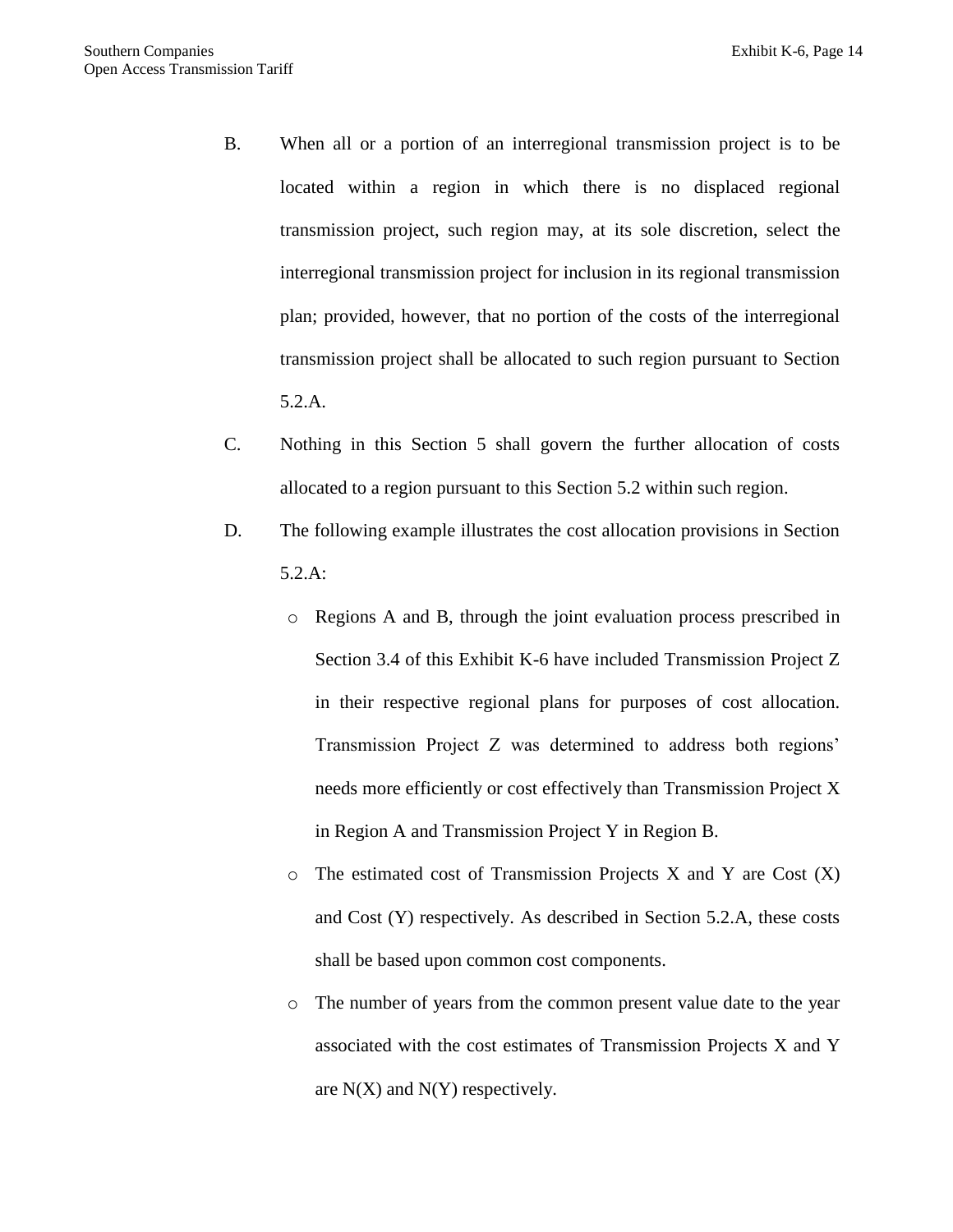B. When all or a portion of an interregional transmission project is to be located within a region in which there is no displaced regional transmission project, such region may, at its sole discretion, select the interregional transmission project for inclusion in its regional transmission plan; provided, however, that no portion of the costs of the interregional transmission project shall be allocated to such region pursuant to Section 5.2.A.

C. Nothing in this Section 5 shall govern the further allocation of costs allocated to a region pursuant to this Section 5.2 within such region.

D. The following example illustrates the cost allocation provisions in Section 5.2.A:

- Regions A and B, through the joint evaluation process prescribed in Section 3.4 of this Exhibit K-6 have included Transmission Project Z in their respective regional plans for purposes of cost allocation. Transmission Project Z was determined to address both regions' needs more efficiently or cost effectively than Transmission Project X in Region A and Transmission Project Y in Region B.
- The estimated cost of Transmission Projects X and Y are Cost (X) and Cost (Y) respectively. As described in Section 5.2.A, these costs shall be based upon common cost components.
- The number of years from the common present value date to the year associated with the cost estimates of Transmission Projects X and Y are N(X) and N(Y) respectively.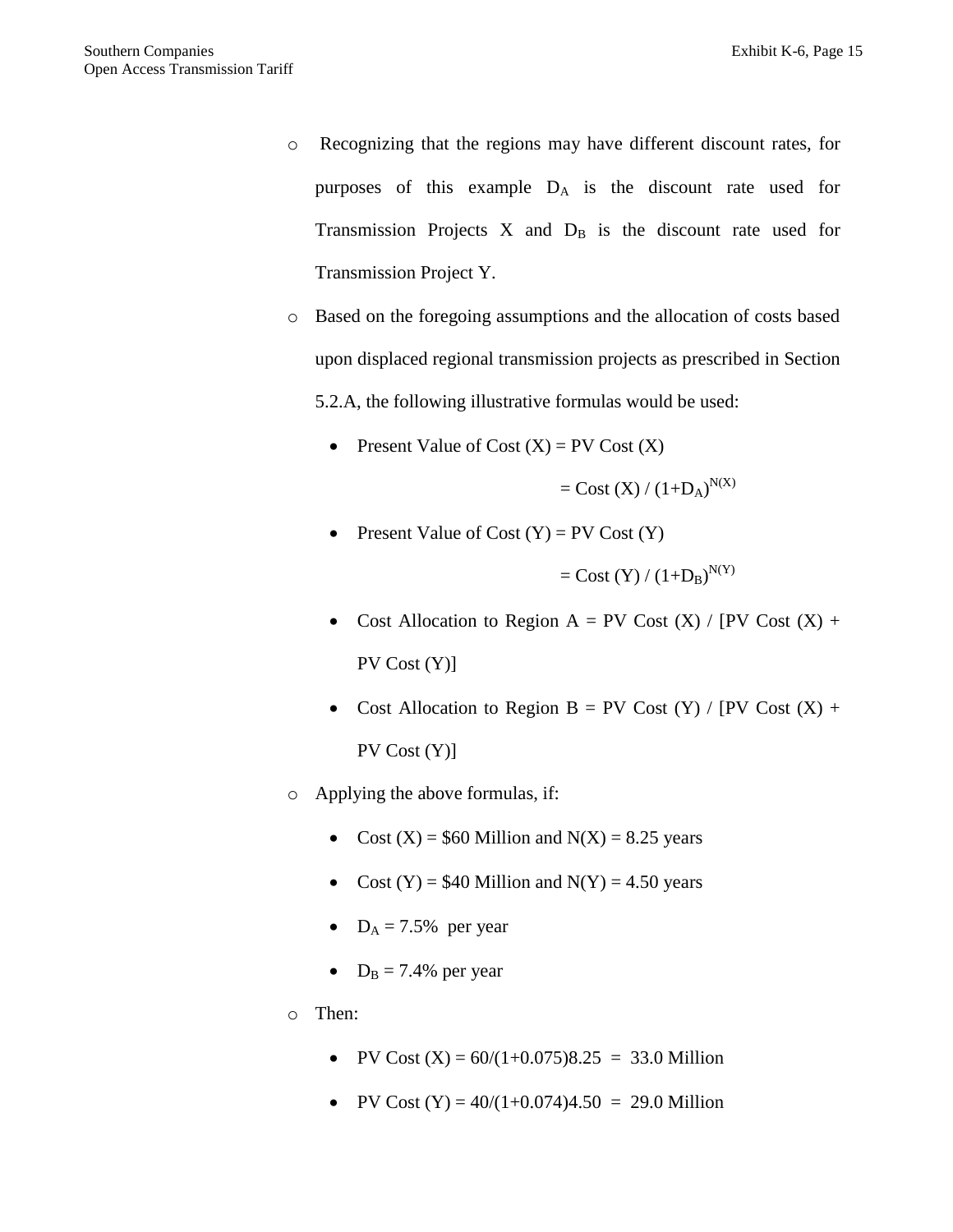- Recognizing that the regions may have different discount rates, for purposes of this example $D_A$ is the discount rate used for Transmission Projects X and $D_B$ is the discount rate used for Transmission Project Y.
- Based on the foregoing assumptions and the allocation of costs based upon displaced regional transmission projects as prescribed in Section 5.2.A, the following illustrative formulas would be used:
  - Present Value of Cost (X) = PV Cost (X)

    $= \text{Cost (X)} / (1+D_A)^{N(X)}$
  - Present Value of Cost (Y) = PV Cost (Y)

    $= \text{Cost (Y)} / (1+D_B)^{N(Y)}$
  - Cost Allocation to Region A = PV Cost (X) / [PV Cost (X) + PV Cost (Y)]
  - Cost Allocation to Region B = PV Cost (Y) / [PV Cost (X) + PV Cost (Y)]
- Applying the above formulas, if:
  - Cost (X) = $60 Million and N(X) = 8.25 years
  - Cost (Y) = $40 Million and N(Y) = 4.50 years
  - $D_A$ = 7.5% per year
  - $D_B$ = 7.4% per year
- Then:
  - PV Cost (X) = 60/(1+0.075)8.25 = 33.0 Million
  - PV Cost (Y) = 40/(1+0.074)4.50 = 29.0 Million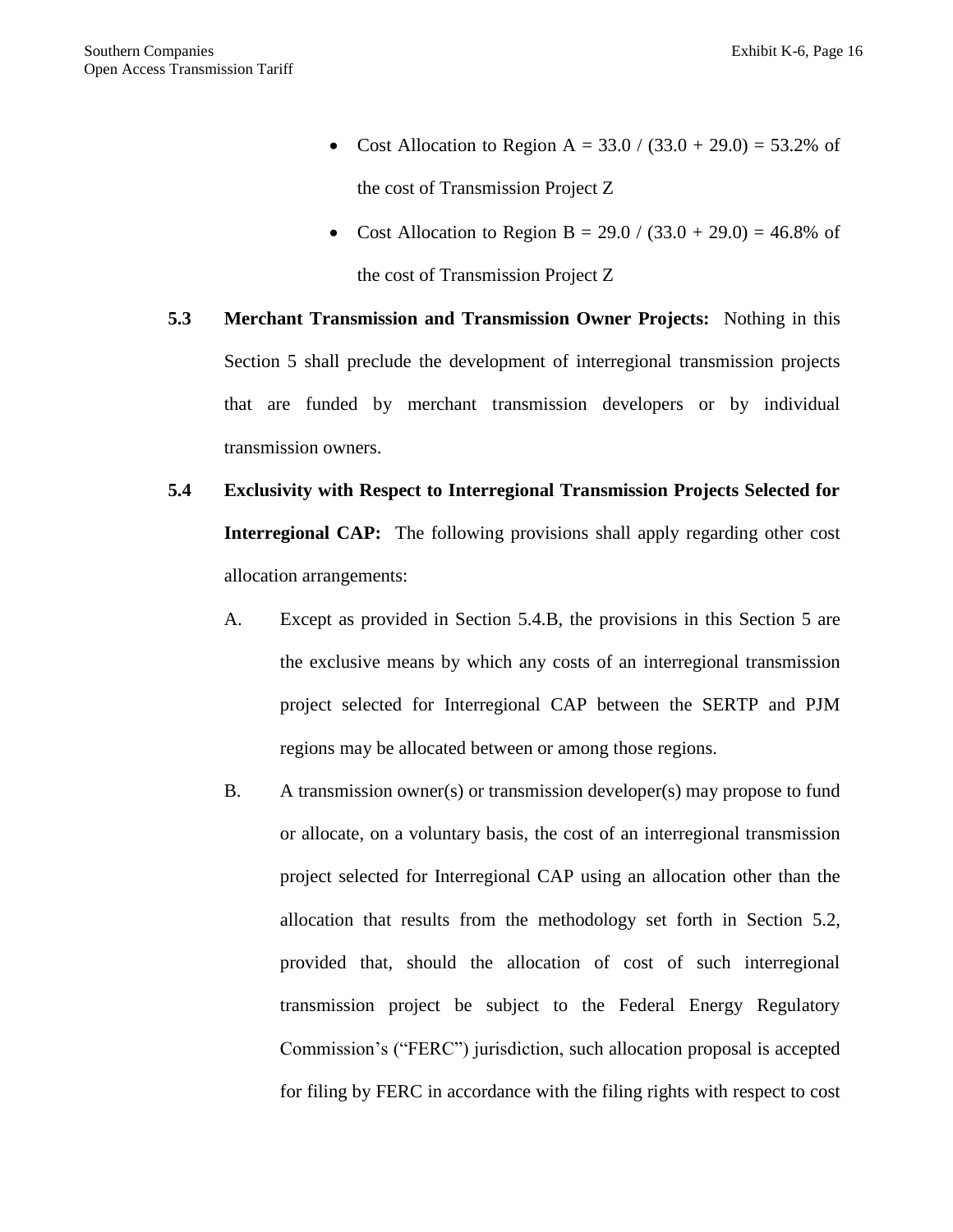- Cost Allocation to Region A = 33.0 / (33.0 + 29.0) = 53.2% of the cost of Transmission Project Z
- Cost Allocation to Region B = 29.0 / (33.0 + 29.0) = 46.8% of the cost of Transmission Project Z

**5.3 Merchant Transmission and Transmission Owner Projects:** Nothing in this Section 5 shall preclude the development of interregional transmission projects that are funded by merchant transmission developers or by individual transmission owners.

**5.4 Exclusivity with Respect to Interregional Transmission Projects Selected for Interregional CAP:** The following provisions shall apply regarding other cost allocation arrangements:

A. Except as provided in Section 5.4.B, the provisions in this Section 5 are the exclusive means by which any costs of an interregional transmission project selected for Interregional CAP between the SERTP and PJM regions may be allocated between or among those regions.

B. A transmission owner(s) or transmission developer(s) may propose to fund or allocate, on a voluntary basis, the cost of an interregional transmission project selected for Interregional CAP using an allocation other than the allocation that results from the methodology set forth in Section 5.2, provided that, should the allocation of cost of such interregional transmission project be subject to the Federal Energy Regulatory Commission's ("FERC") jurisdiction, such allocation proposal is accepted for filing by FERC in accordance with the filing rights with respect to cost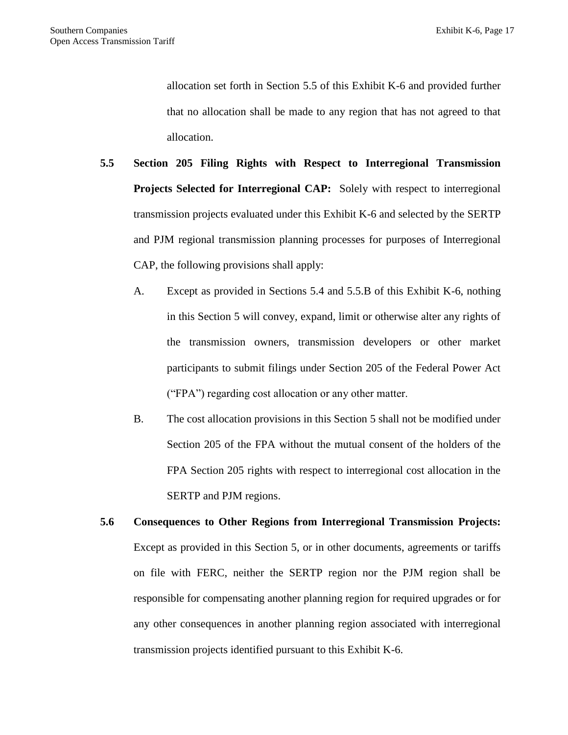allocation set forth in Section 5.5 of this Exhibit K-6 and provided further that no allocation shall be made to any region that has not agreed to that allocation.

**5.5 Section 205 Filing Rights with Respect to Interregional Transmission Projects Selected for Interregional CAP:** Solely with respect to interregional transmission projects evaluated under this Exhibit K-6 and selected by the SERTP and PJM regional transmission planning processes for purposes of Interregional CAP, the following provisions shall apply:

A. Except as provided in Sections 5.4 and 5.5.B of this Exhibit K-6, nothing in this Section 5 will convey, expand, limit or otherwise alter any rights of the transmission owners, transmission developers or other market participants to submit filings under Section 205 of the Federal Power Act ("FPA") regarding cost allocation or any other matter.

B. The cost allocation provisions in this Section 5 shall not be modified under Section 205 of the FPA without the mutual consent of the holders of the FPA Section 205 rights with respect to interregional cost allocation in the SERTP and PJM regions.

**5.6 Consequences to Other Regions from Interregional Transmission Projects:** Except as provided in this Section 5, or in other documents, agreements or tariffs on file with FERC, neither the SERTP region nor the PJM region shall be responsible for compensating another planning region for required upgrades or for any other consequences in another planning region associated with interregional transmission projects identified pursuant to this Exhibit K-6.